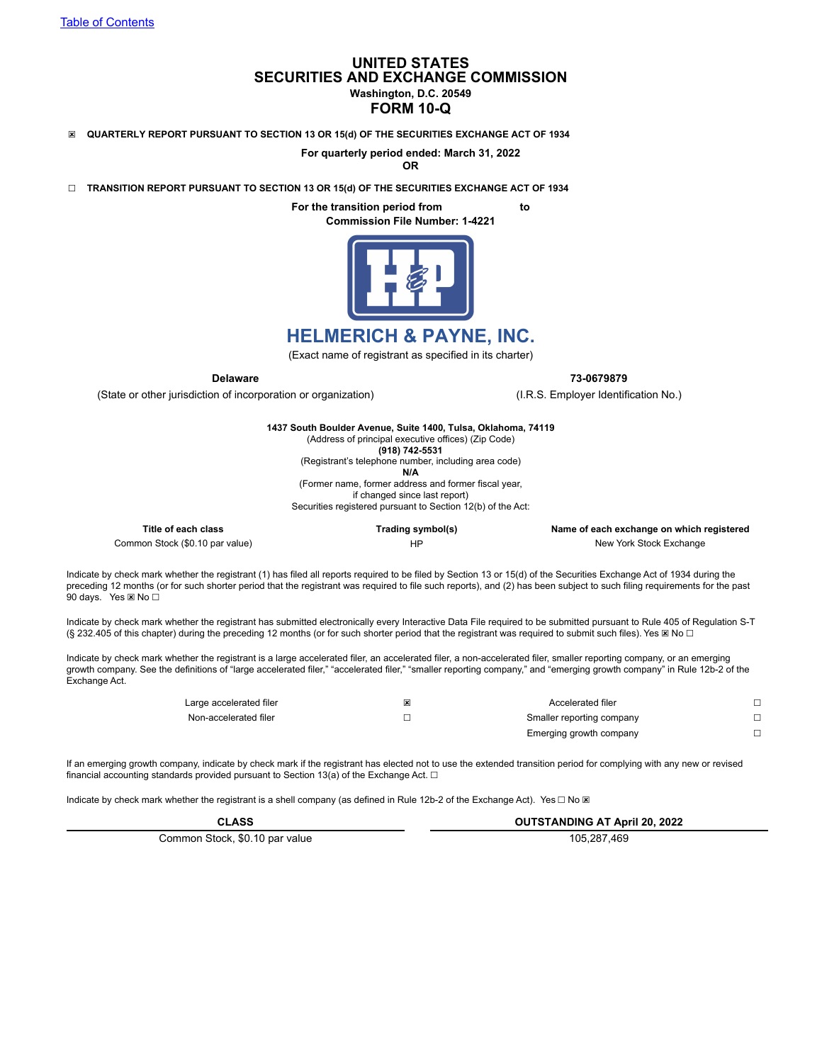Table of Contents

# UNITED STATES
# SECURITIES AND EXCHANGE COMMISSION

**Washington, D.C. 20549**

## FORM 10-Q

☒ **QUARTERLY REPORT PURSUANT TO SECTION 13 OR 15(d) OF THE SECURITIES EXCHANGE ACT OF 1934**

**For quarterly period ended: March 31, 2022**

**OR**

☐ **TRANSITION REPORT PURSUANT TO SECTION 13 OR 15(d) OF THE SECURITIES EXCHANGE ACT OF 1934**

**For the transition period from to**

**Commission File Number: 1-4221**

## HELMERICH & PAYNE, INC.

(Exact name of registrant as specified in its charter)

| | |
|---|---|
| **Delaware** | **73-0679879** |
| (State or other jurisdiction of incorporation or organization) | (I.R.S. Employer Identification No.) |

**1437 South Boulder Avenue, Suite 1400, Tulsa, Oklahoma, 74119**
(Address of principal executive offices) (Zip Code)
**(918) 742-5531**
(Registrant's telephone number, including area code)
**N/A**
(Former name, former address and former fiscal year,
if changed since last report)
Securities registered pursuant to Section 12(b) of the Act:

| Title of each class | Trading symbol(s) | Name of each exchange on which registered |
|---|---|---|
| Common Stock ($0.10 par value) | HP | New York Stock Exchange |

Indicate by check mark whether the registrant (1) has filed all reports required to be filed by Section 13 or 15(d) of the Securities Exchange Act of 1934 during the preceding 12 months (or for such shorter period that the registrant was required to file such reports), and (2) has been subject to such filing requirements for the past 90 days. Yes ☒ No ☐

Indicate by check mark whether the registrant has submitted electronically every Interactive Data File required to be submitted pursuant to Rule 405 of Regulation S-T (§ 232.405 of this chapter) during the preceding 12 months (or for such shorter period that the registrant was required to submit such files). Yes ☒ No ☐

Indicate by check mark whether the registrant is a large accelerated filer, an accelerated filer, a non-accelerated filer, smaller reporting company, or an emerging growth company. See the definitions of "large accelerated filer," "accelerated filer," "smaller reporting company," and "emerging growth company" in Rule 12b-2 of the Exchange Act.

| | | | |
|---|---|---|---|
| Large accelerated filer | ☒ | Accelerated filer | ☐ |
| Non-accelerated filer | ☐ | Smaller reporting company | ☐ |
| | | Emerging growth company | ☐ |

If an emerging growth company, indicate by check mark if the registrant has elected not to use the extended transition period for complying with any new or revised financial accounting standards provided pursuant to Section 13(a) of the Exchange Act. ☐

Indicate by check mark whether the registrant is a shell company (as defined in Rule 12b-2 of the Exchange Act). Yes ☐ No ☒

| CLASS | OUTSTANDING AT April 20, 2022 |
|---|---|
| Common Stock, $0.10 par value | 105,287,469 |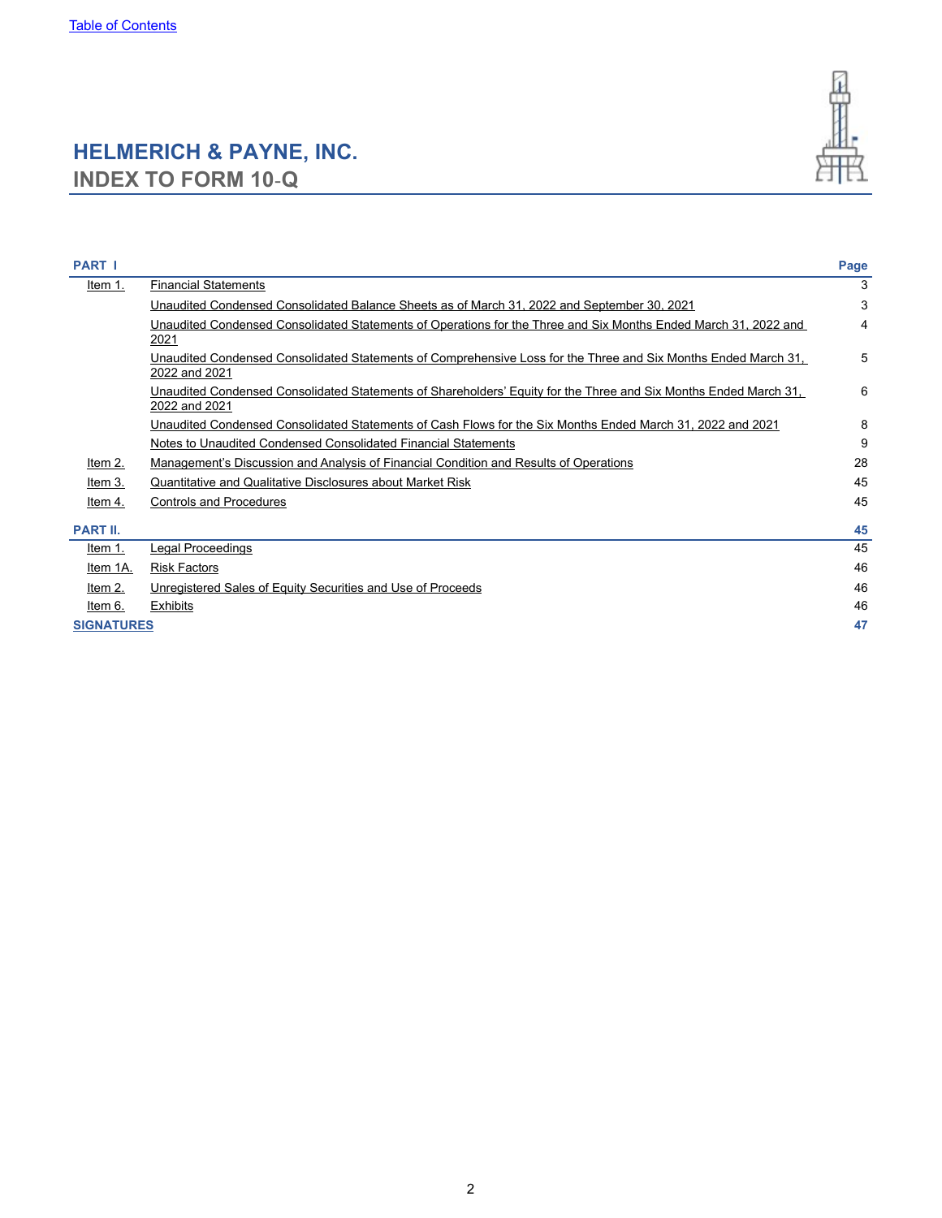Table of Contents

# HELMERICH & PAYNE, INC.
## INDEX TO FORM 10-Q

| PART I | | Page |
|---|---|---|
| Item 1. | Financial Statements | 3 |
| | Unaudited Condensed Consolidated Balance Sheets as of March 31, 2022 and September 30, 2021 | 3 |
| | Unaudited Condensed Consolidated Statements of Operations for the Three and Six Months Ended March 31, 2022 and 2021 | 4 |
| | Unaudited Condensed Consolidated Statements of Comprehensive Loss for the Three and Six Months Ended March 31, 2022 and 2021 | 5 |
| | Unaudited Condensed Consolidated Statements of Shareholders' Equity for the Three and Six Months Ended March 31, 2022 and 2021 | 6 |
| | Unaudited Condensed Consolidated Statements of Cash Flows for the Six Months Ended March 31, 2022 and 2021 | 8 |
| | Notes to Unaudited Condensed Consolidated Financial Statements | 9 |
| Item 2. | Management's Discussion and Analysis of Financial Condition and Results of Operations | 28 |
| Item 3. | Quantitative and Qualitative Disclosures about Market Risk | 45 |
| Item 4. | Controls and Procedures | 45 |
| **PART II.** | | **45** |
| Item 1. | Legal Proceedings | 45 |
| Item 1A. | Risk Factors | 46 |
| Item 2. | Unregistered Sales of Equity Securities and Use of Proceeds | 46 |
| Item 6. | Exhibits | 46 |
| **SIGNATURES** | | **47** |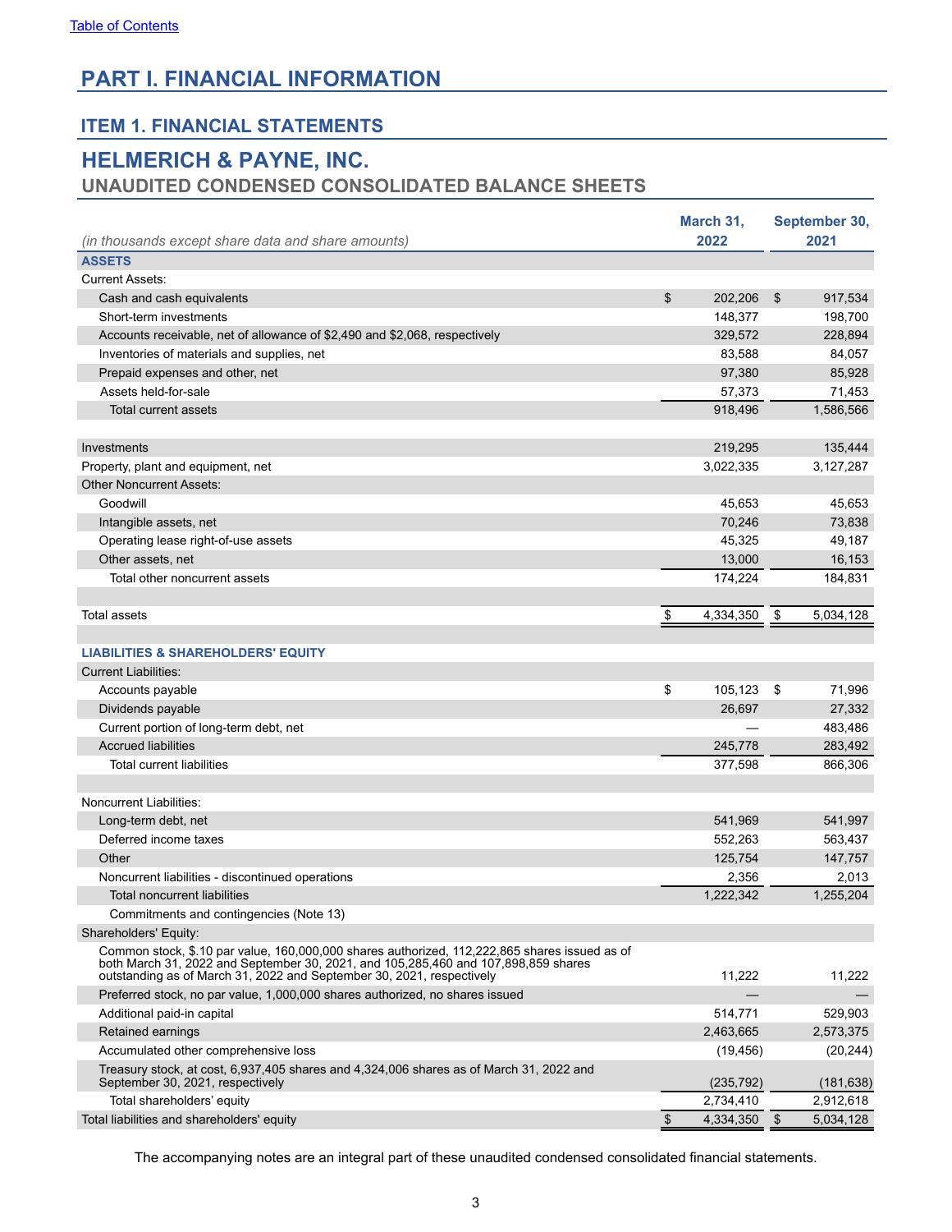[Table of Contents](#)

# PART I. FINANCIAL INFORMATION

## ITEM 1. FINANCIAL STATEMENTS

## HELMERICH & PAYNE, INC.

### UNAUDITED CONDENSED CONSOLIDATED BALANCE SHEETS

| *(in thousands except share data and share amounts)* | March 31, 2022 | September 30, 2021 |
|---|---|---|
| **ASSETS** | | |
| Current Assets: | | |
| Cash and cash equivalents | $ 202,206 | $ 917,534 |
| Short-term investments | 148,377 | 198,700 |
| Accounts receivable, net of allowance of $2,490 and $2,068, respectively | 329,572 | 228,894 |
| Inventories of materials and supplies, net | 83,588 | 84,057 |
| Prepaid expenses and other, net | 97,380 | 85,928 |
| Assets held-for-sale | 57,373 | 71,453 |
| Total current assets | 918,496 | 1,586,566 |
| | | |
| Investments | 219,295 | 135,444 |
| Property, plant and equipment, net | 3,022,335 | 3,127,287 |
| Other Noncurrent Assets: | | |
| Goodwill | 45,653 | 45,653 |
| Intangible assets, net | 70,246 | 73,838 |
| Operating lease right-of-use assets | 45,325 | 49,187 |
| Other assets, net | 13,000 | 16,153 |
| Total other noncurrent assets | 174,224 | 184,831 |
| | | |
| Total assets | $ 4,334,350 | $ 5,034,128 |
| | | |
| **LIABILITIES & SHAREHOLDERS' EQUITY** | | |
| Current Liabilities: | | |
| Accounts payable | $ 105,123 | $ 71,996 |
| Dividends payable | 26,697 | 27,332 |
| Current portion of long-term debt, net | — | 483,486 |
| Accrued liabilities | 245,778 | 283,492 |
| Total current liabilities | 377,598 | 866,306 |
| | | |
| Noncurrent Liabilities: | | |
| Long-term debt, net | 541,969 | 541,997 |
| Deferred income taxes | 552,263 | 563,437 |
| Other | 125,754 | 147,757 |
| Noncurrent liabilities - discontinued operations | 2,356 | 2,013 |
| Total noncurrent liabilities | 1,222,342 | 1,255,204 |
| Commitments and contingencies (Note 13) | | |
| Shareholders' Equity: | | |
| Common stock, $.10 par value, 160,000,000 shares authorized, 112,222,865 shares issued as of both March 31, 2022 and September 30, 2021, and 105,285,460 and 107,898,859 shares outstanding as of March 31, 2022 and September 30, 2021, respectively | 11,222 | 11,222 |
| Preferred stock, no par value, 1,000,000 shares authorized, no shares issued | — | — |
| Additional paid-in capital | 514,771 | 529,903 |
| Retained earnings | 2,463,665 | 2,573,375 |
| Accumulated other comprehensive loss | (19,456) | (20,244) |
| Treasury stock, at cost, 6,937,405 shares and 4,324,006 shares as of March 31, 2022 and September 30, 2021, respectively | (235,792) | (181,638) |
| Total shareholders' equity | 2,734,410 | 2,912,618 |
| Total liabilities and shareholders' equity | $ 4,334,350 | $ 5,034,128 |

The accompanying notes are an integral part of these unaudited condensed consolidated financial statements.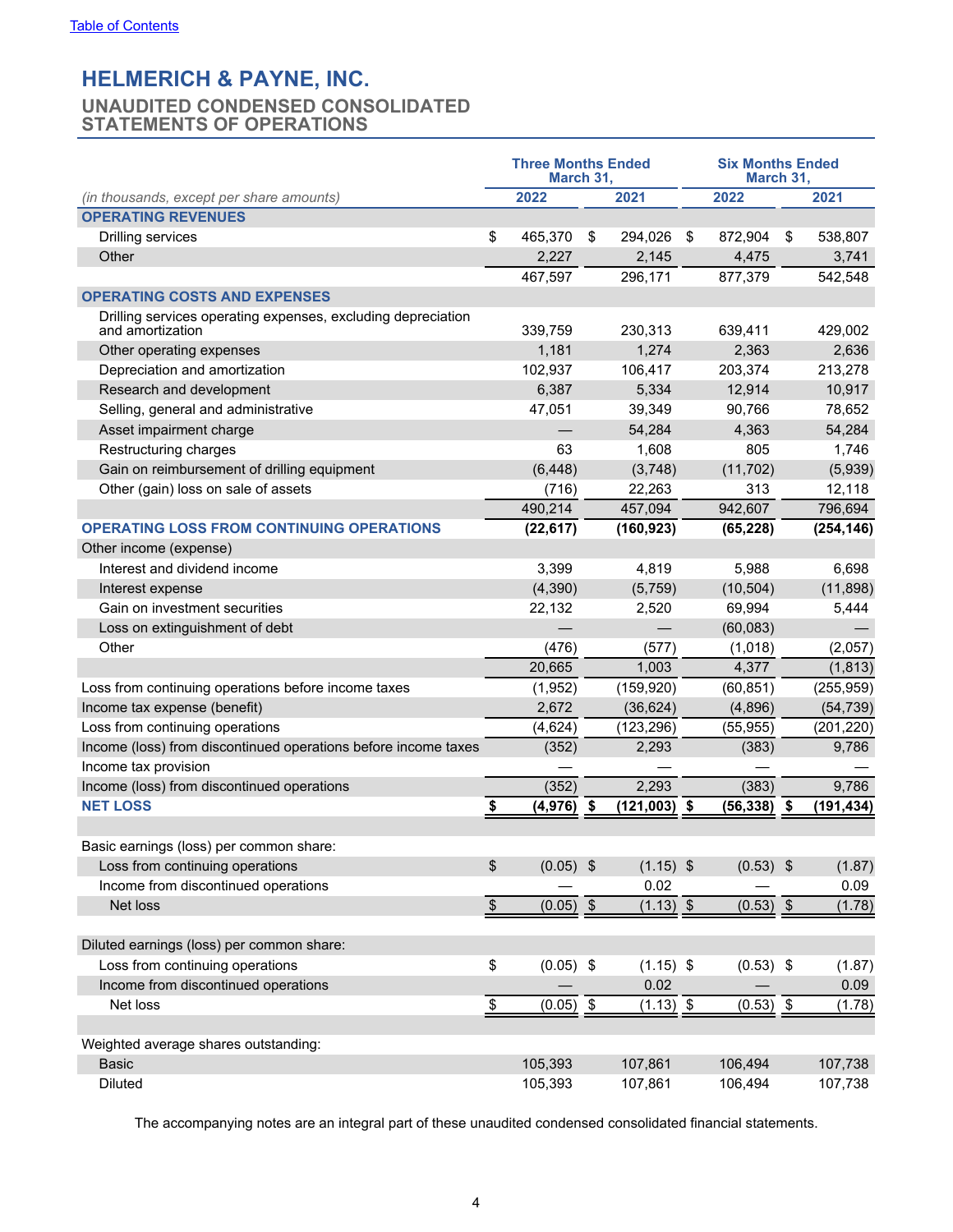[Table of Contents](#)

# HELMERICH & PAYNE, INC.

## UNAUDITED CONDENSED CONSOLIDATED STATEMENTS OF OPERATIONS

| | Three Months Ended March 31, | | Six Months Ended March 31, | |
|---|---|---|---|---|
| *(in thousands, except per share amounts)* | 2022 | 2021 | 2022 | 2021 |
| **OPERATING REVENUES** | | | | |
| Drilling services | $ 465,370 | $ 294,026 | $ 872,904 | $ 538,807 |
| Other | 2,227 | 2,145 | 4,475 | 3,741 |
| | 467,597 | 296,171 | 877,379 | 542,548 |
| **OPERATING COSTS AND EXPENSES** | | | | |
| Drilling services operating expenses, excluding depreciation and amortization | 339,759 | 230,313 | 639,411 | 429,002 |
| Other operating expenses | 1,181 | 1,274 | 2,363 | 2,636 |
| Depreciation and amortization | 102,937 | 106,417 | 203,374 | 213,278 |
| Research and development | 6,387 | 5,334 | 12,914 | 10,917 |
| Selling, general and administrative | 47,051 | 39,349 | 90,766 | 78,652 |
| Asset impairment charge | — | 54,284 | 4,363 | 54,284 |
| Restructuring charges | 63 | 1,608 | 805 | 1,746 |
| Gain on reimbursement of drilling equipment | (6,448) | (3,748) | (11,702) | (5,939) |
| Other (gain) loss on sale of assets | (716) | 22,263 | 313 | 12,118 |
| | 490,214 | 457,094 | 942,607 | 796,694 |
| **OPERATING LOSS FROM CONTINUING OPERATIONS** | **(22,617)** | **(160,923)** | **(65,228)** | **(254,146)** |
| Other income (expense) | | | | |
| Interest and dividend income | 3,399 | 4,819 | 5,988 | 6,698 |
| Interest expense | (4,390) | (5,759) | (10,504) | (11,898) |
| Gain on investment securities | 22,132 | 2,520 | 69,994 | 5,444 |
| Loss on extinguishment of debt | — | — | (60,083) | — |
| Other | (476) | (577) | (1,018) | (2,057) |
| | 20,665 | 1,003 | 4,377 | (1,813) |
| Loss from continuing operations before income taxes | (1,952) | (159,920) | (60,851) | (255,959) |
| Income tax expense (benefit) | 2,672 | (36,624) | (4,896) | (54,739) |
| Loss from continuing operations | (4,624) | (123,296) | (55,955) | (201,220) |
| Income (loss) from discontinued operations before income taxes | (352) | 2,293 | (383) | 9,786 |
| Income tax provision | — | — | — | — |
| Income (loss) from discontinued operations | (352) | 2,293 | (383) | 9,786 |
| **NET LOSS** | **$ (4,976)** | **$ (121,003)** | **$ (56,338)** | **$ (191,434)** |
| | | | | |
| Basic earnings (loss) per common share: | | | | |
| Loss from continuing operations | $ (0.05) | $ (1.15) | $ (0.53) | $ (1.87) |
| Income from discontinued operations | — | 0.02 | — | 0.09 |
| Net loss | $ (0.05) | $ (1.13) | $ (0.53) | $ (1.78) |
| | | | | |
| Diluted earnings (loss) per common share: | | | | |
| Loss from continuing operations | $ (0.05) | $ (1.15) | $ (0.53) | $ (1.87) |
| Income from discontinued operations | — | 0.02 | — | 0.09 |
| Net loss | $ (0.05) | $ (1.13) | $ (0.53) | $ (1.78) |
| | | | | |
| Weighted average shares outstanding: | | | | |
| Basic | 105,393 | 107,861 | 106,494 | 107,738 |
| Diluted | 105,393 | 107,861 | 106,494 | 107,738 |

The accompanying notes are an integral part of these unaudited condensed consolidated financial statements.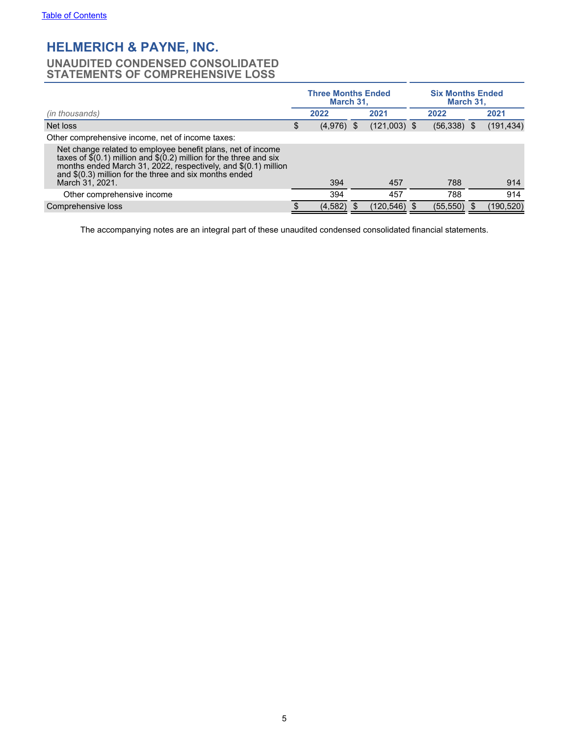[Table of Contents]

# HELMERICH & PAYNE, INC.

## UNAUDITED CONDENSED CONSOLIDATED STATEMENTS OF COMPREHENSIVE LOSS

| | Three Months Ended March 31, | | Six Months Ended March 31, | |
|---|---|---|---|---|
| *(in thousands)* | 2022 | 2021 | 2022 | 2021 |
| Net loss | $ (4,976) | $ (121,003) | $ (56,338) | $ (191,434) |
| Other comprehensive income, net of income taxes: | | | | |
| Net change related to employee benefit plans, net of income taxes of $(0.1) million and $(0.2) million for the three and six months ended March 31, 2022, respectively, and $(0.1) million and $(0.3) million for the three and six months ended March 31, 2021. | 394 | 457 | 788 | 914 |
| Other comprehensive income | 394 | 457 | 788 | 914 |
| Comprehensive loss | $ (4,582) | $ (120,546) | $ (55,550) | $ (190,520) |

The accompanying notes are an integral part of these unaudited condensed consolidated financial statements.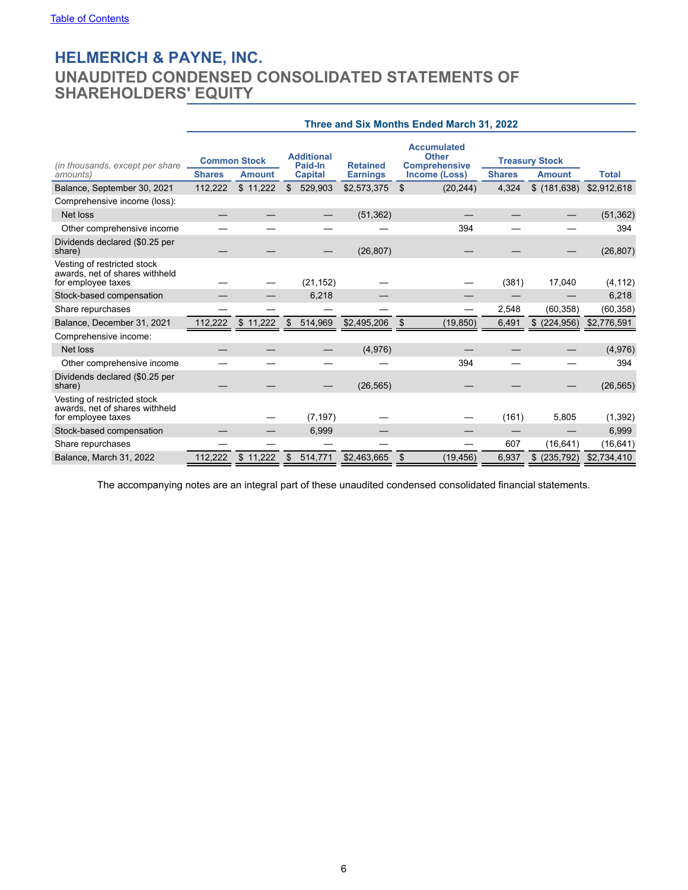Table of Contents

# HELMERICH & PAYNE, INC.
## UNAUDITED CONDENSED CONSOLIDATED STATEMENTS OF SHAREHOLDERS' EQUITY

**Three and Six Months Ended March 31, 2022**

| *(in thousands, except per share amounts)* | Common Stock | | Additional Paid-In Capital | Retained Earnings | Accumulated Other Comprehensive Income (Loss) | Treasury Stock | | Total |
|---|---|---|---|---|---|---|---|---|
| | Shares | Amount | | | | Shares | Amount | |
| Balance, September 30, 2021 | 112,222 | $ 11,222 | $ 529,903 | $2,573,375 | $ (20,244) | 4,324 | $ (181,638) | $2,912,618 |
| Comprehensive income (loss): | | | | | | | | |
| Net loss | — | — | — | (51,362) | — | — | — | (51,362) |
| Other comprehensive income | — | — | — | — | 394 | — | — | 394 |
| Dividends declared ($0.25 per share) | — | — | — | (26,807) | — | — | — | (26,807) |
| Vesting of restricted stock awards, net of shares withheld for employee taxes | — | — | (21,152) | — | — | (381) | 17,040 | (4,112) |
| Stock-based compensation | — | — | 6,218 | — | — | — | — | 6,218 |
| Share repurchases | — | — | — | — | — | 2,548 | (60,358) | (60,358) |
| Balance, December 31, 2021 | 112,222 | $ 11,222 | $ 514,969 | $2,495,206 | $ (19,850) | 6,491 | $ (224,956) | $2,776,591 |
| Comprehensive income: | | | | | | | | |
| Net loss | — | — | — | (4,976) | — | — | — | (4,976) |
| Other comprehensive income | — | — | — | — | 394 | — | — | 394 |
| Dividends declared ($0.25 per share) | — | — | — | (26,565) | — | — | — | (26,565) |
| Vesting of restricted stock awards, net of shares withheld for employee taxes | | — | (7,197) | — | — | (161) | 5,805 | (1,392) |
| Stock-based compensation | — | — | 6,999 | — | — | — | — | 6,999 |
| Share repurchases | — | — | — | — | — | 607 | (16,641) | (16,641) |
| Balance, March 31, 2022 | 112,222 | $ 11,222 | $ 514,771 | $2,463,665 | $ (19,456) | 6,937 | $ (235,792) | $2,734,410 |

The accompanying notes are an integral part of these unaudited condensed consolidated financial statements.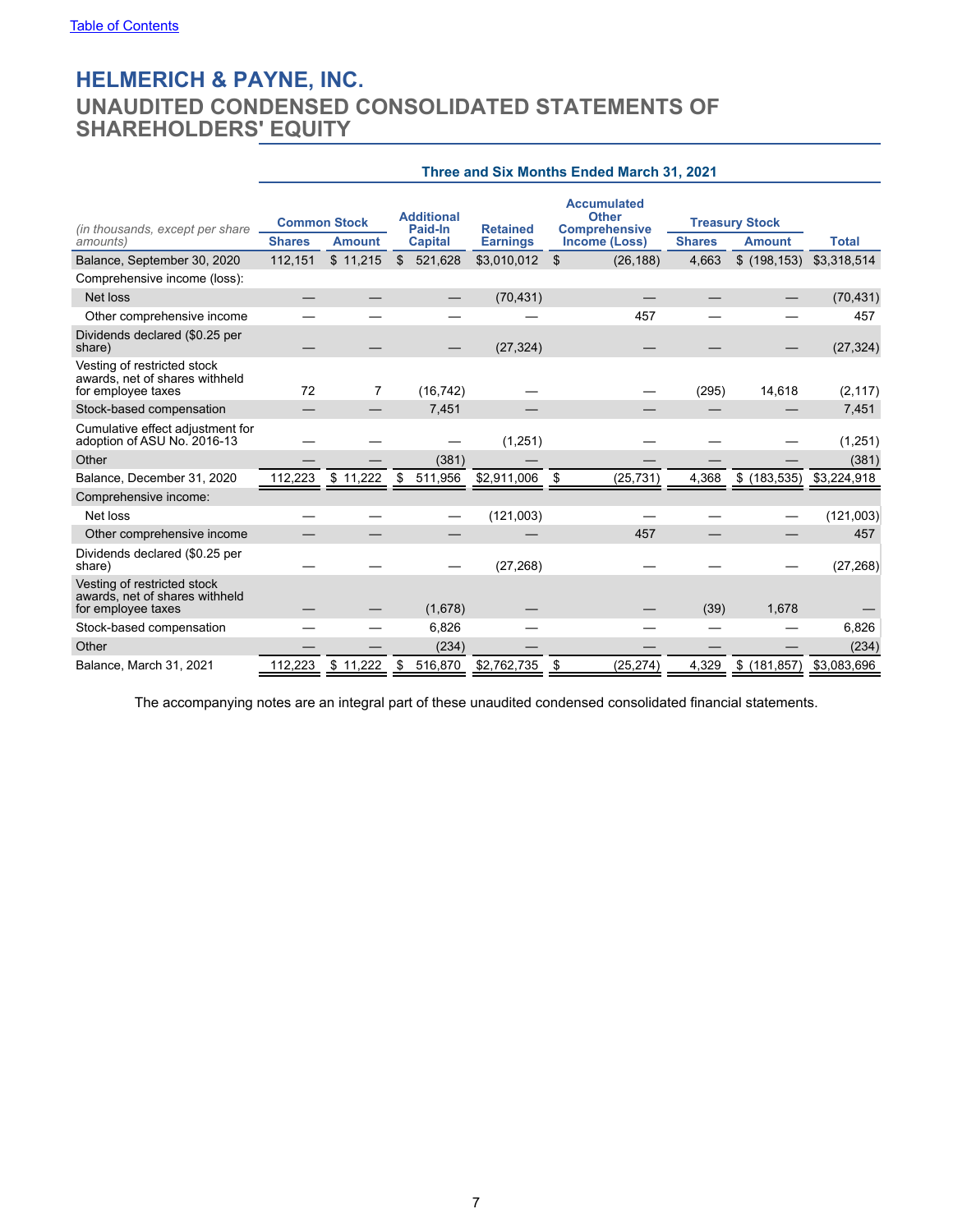[Table of Contents](#)

# HELMERICH & PAYNE, INC.
## UNAUDITED CONDENSED CONSOLIDATED STATEMENTS OF SHAREHOLDERS' EQUITY

| | Three and Six Months Ended March 31, 2021 | | | | | | | |
|---|---|---|---|---|---|---|---|---|
| *(in thousands, except per share amounts)* | Common Stock | | Additional Paid-In Capital | Retained Earnings | Accumulated Other Comprehensive Income (Loss) | Treasury Stock | | Total |
| | Shares | Amount | | | | Shares | Amount | |
| Balance, September 30, 2020 | 112,151 | $ 11,215 | $ 521,628 | $3,010,012 | $ (26,188) | 4,663 | $ (198,153) | $3,318,514 |
| Comprehensive income (loss): | | | | | | | | |
| Net loss | — | — | — | (70,431) | — | — | — | (70,431) |
| Other comprehensive income | — | — | — | — | 457 | — | — | 457 |
| Dividends declared ($0.25 per share) | — | — | — | (27,324) | — | — | — | (27,324) |
| Vesting of restricted stock awards, net of shares withheld for employee taxes | 72 | 7 | (16,742) | — | — | (295) | 14,618 | (2,117) |
| Stock-based compensation | — | — | 7,451 | — | — | — | — | 7,451 |
| Cumulative effect adjustment for adoption of ASU No. 2016-13 | — | — | — | (1,251) | — | — | — | (1,251) |
| Other | — | — | (381) | — | — | — | — | (381) |
| Balance, December 31, 2020 | 112,223 | $ 11,222 | $ 511,956 | $2,911,006 | $ (25,731) | 4,368 | $ (183,535) | $3,224,918 |
| Comprehensive income: | | | | | | | | |
| Net loss | — | — | — | (121,003) | — | — | — | (121,003) |
| Other comprehensive income | — | — | — | — | 457 | — | — | 457 |
| Dividends declared ($0.25 per share) | — | — | — | (27,268) | — | — | — | (27,268) |
| Vesting of restricted stock awards, net of shares withheld for employee taxes | — | — | (1,678) | — | — | (39) | 1,678 | — |
| Stock-based compensation | — | — | 6,826 | — | — | — | — | 6,826 |
| Other | — | — | (234) | — | — | — | — | (234) |
| Balance, March 31, 2021 | 112,223 | $ 11,222 | $ 516,870 | $2,762,735 | $ (25,274) | 4,329 | $ (181,857) | $3,083,696 |

The accompanying notes are an integral part of these unaudited condensed consolidated financial statements.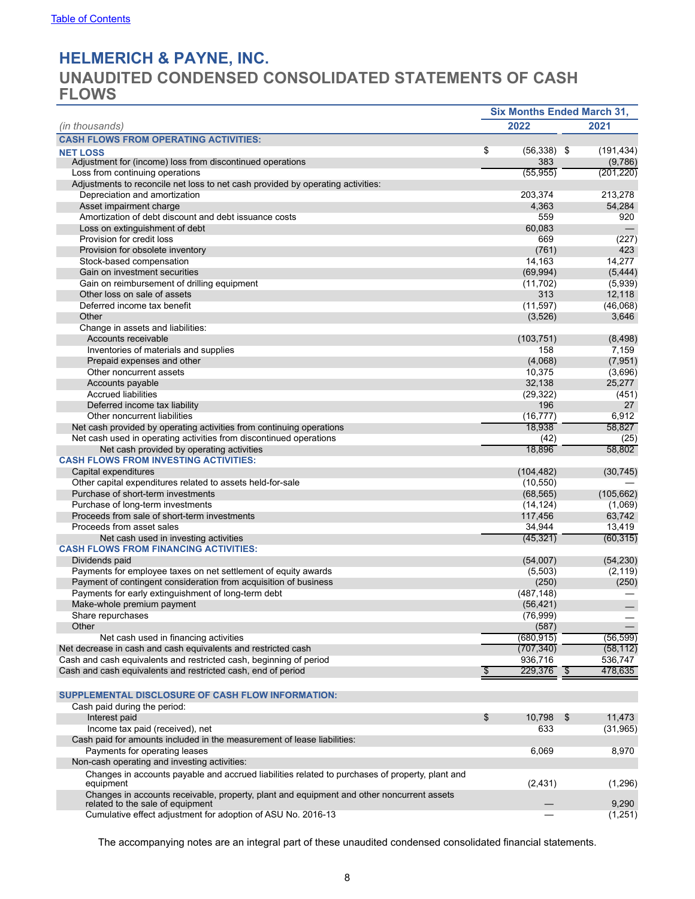Table of Contents

# HELMERICH & PAYNE, INC.
## UNAUDITED CONDENSED CONSOLIDATED STATEMENTS OF CASH FLOWS

| | Six Months Ended March 31, | |
|---|---|---|
| *(in thousands)* | 2022 | 2021 |
| **CASH FLOWS FROM OPERATING ACTIVITIES:** | | |
| **NET LOSS** | $ (56,338) | $ (191,434) |
| Adjustment for (income) loss from discontinued operations | 383 | (9,786) |
| Loss from continuing operations | (55,955) | (201,220) |
| Adjustments to reconcile net loss to net cash provided by operating activities: | | |
| Depreciation and amortization | 203,374 | 213,278 |
| Asset impairment charge | 4,363 | 54,284 |
| Amortization of debt discount and debt issuance costs | 559 | 920 |
| Loss on extinguishment of debt | 60,083 | — |
| Provision for credit loss | 669 | (227) |
| Provision for obsolete inventory | (761) | 423 |
| Stock-based compensation | 14,163 | 14,277 |
| Gain on investment securities | (69,994) | (5,444) |
| Gain on reimbursement of drilling equipment | (11,702) | (5,939) |
| Other loss on sale of assets | 313 | 12,118 |
| Deferred income tax benefit | (11,597) | (46,068) |
| Other | (3,526) | 3,646 |
| Change in assets and liabilities: | | |
| Accounts receivable | (103,751) | (8,498) |
| Inventories of materials and supplies | 158 | 7,159 |
| Prepaid expenses and other | (4,068) | (7,951) |
| Other noncurrent assets | 10,375 | (3,696) |
| Accounts payable | 32,138 | 25,277 |
| Accrued liabilities | (29,322) | (451) |
| Deferred income tax liability | 196 | 27 |
| Other noncurrent liabilities | (16,777) | 6,912 |
| Net cash provided by operating activities from continuing operations | 18,938 | 58,827 |
| Net cash used in operating activities from discontinued operations | (42) | (25) |
| Net cash provided by operating activities | 18,896 | 58,802 |
| **CASH FLOWS FROM INVESTING ACTIVITIES:** | | |
| Capital expenditures | (104,482) | (30,745) |
| Other capital expenditures related to assets held-for-sale | (10,550) | — |
| Purchase of short-term investments | (68,565) | (105,662) |
| Purchase of long-term investments | (14,124) | (1,069) |
| Proceeds from sale of short-term investments | 117,456 | 63,742 |
| Proceeds from asset sales | 34,944 | 13,419 |
| Net cash used in investing activities | (45,321) | (60,315) |
| **CASH FLOWS FROM FINANCING ACTIVITIES:** | | |
| Dividends paid | (54,007) | (54,230) |
| Payments for employee taxes on net settlement of equity awards | (5,503) | (2,119) |
| Payment of contingent consideration from acquisition of business | (250) | (250) |
| Payments for early extinguishment of long-term debt | (487,148) | — |
| Make-whole premium payment | (56,421) | — |
| Share repurchases | (76,999) | — |
| Other | (587) | — |
| Net cash used in financing activities | (680,915) | (56,599) |
| Net decrease in cash and cash equivalents and restricted cash | (707,340) | (58,112) |
| Cash and cash equivalents and restricted cash, beginning of period | 936,716 | 536,747 |
| Cash and cash equivalents and restricted cash, end of period | $ 229,376 | $ 478,635 |
| | | |
| **SUPPLEMENTAL DISCLOSURE OF CASH FLOW INFORMATION:** | | |
| Cash paid during the period: | | |
| Interest paid | $ 10,798 | $ 11,473 |
| Income tax paid (received), net | 633 | (31,965) |
| Cash paid for amounts included in the measurement of lease liabilities: | | |
| Payments for operating leases | 6,069 | 8,970 |
| Non-cash operating and investing activities: | | |
| Changes in accounts payable and accrued liabilities related to purchases of property, plant and equipment | (2,431) | (1,296) |
| Changes in accounts receivable, property, plant and equipment and other noncurrent assets related to the sale of equipment | — | 9,290 |
| Cumulative effect adjustment for adoption of ASU No. 2016-13 | — | (1,251) |

The accompanying notes are an integral part of these unaudited condensed consolidated financial statements.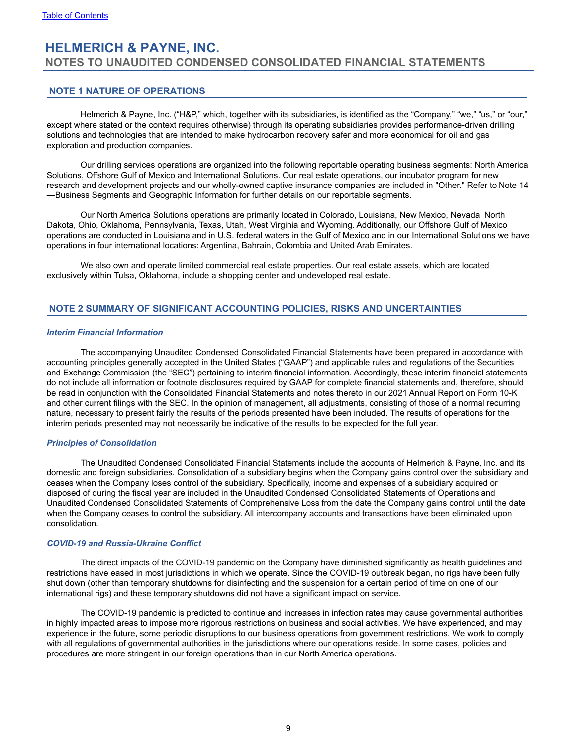# HELMERICH & PAYNE, INC.
## NOTES TO UNAUDITED CONDENSED CONSOLIDATED FINANCIAL STATEMENTS

### NOTE 1 NATURE OF OPERATIONS

Helmerich & Payne, Inc. ("H&P," which, together with its subsidiaries, is identified as the "Company," "we," "us," or "our," except where stated or the context requires otherwise) through its operating subsidiaries provides performance-driven drilling solutions and technologies that are intended to make hydrocarbon recovery safer and more economical for oil and gas exploration and production companies.

Our drilling services operations are organized into the following reportable operating business segments: North America Solutions, Offshore Gulf of Mexico and International Solutions. Our real estate operations, our incubator program for new research and development projects and our wholly-owned captive insurance companies are included in "Other." Refer to Note 14—Business Segments and Geographic Information for further details on our reportable segments.

Our North America Solutions operations are primarily located in Colorado, Louisiana, New Mexico, Nevada, North Dakota, Ohio, Oklahoma, Pennsylvania, Texas, Utah, West Virginia and Wyoming. Additionally, our Offshore Gulf of Mexico operations are conducted in Louisiana and in U.S. federal waters in the Gulf of Mexico and in our International Solutions we have operations in four international locations: Argentina, Bahrain, Colombia and United Arab Emirates.

We also own and operate limited commercial real estate properties. Our real estate assets, which are located exclusively within Tulsa, Oklahoma, include a shopping center and undeveloped real estate.

### NOTE 2 SUMMARY OF SIGNIFICANT ACCOUNTING POLICIES, RISKS AND UNCERTAINTIES

***Interim Financial Information***

The accompanying Unaudited Condensed Consolidated Financial Statements have been prepared in accordance with accounting principles generally accepted in the United States ("GAAP") and applicable rules and regulations of the Securities and Exchange Commission (the "SEC") pertaining to interim financial information. Accordingly, these interim financial statements do not include all information or footnote disclosures required by GAAP for complete financial statements and, therefore, should be read in conjunction with the Consolidated Financial Statements and notes thereto in our 2021 Annual Report on Form 10-K and other current filings with the SEC. In the opinion of management, all adjustments, consisting of those of a normal recurring nature, necessary to present fairly the results of the periods presented have been included. The results of operations for the interim periods presented may not necessarily be indicative of the results to be expected for the full year.

***Principles of Consolidation***

The Unaudited Condensed Consolidated Financial Statements include the accounts of Helmerich & Payne, Inc. and its domestic and foreign subsidiaries. Consolidation of a subsidiary begins when the Company gains control over the subsidiary and ceases when the Company loses control of the subsidiary. Specifically, income and expenses of a subsidiary acquired or disposed of during the fiscal year are included in the Unaudited Condensed Consolidated Statements of Operations and Unaudited Condensed Consolidated Statements of Comprehensive Loss from the date the Company gains control until the date when the Company ceases to control the subsidiary. All intercompany accounts and transactions have been eliminated upon consolidation.

***COVID-19 and Russia-Ukraine Conflict***

The direct impacts of the COVID-19 pandemic on the Company have diminished significantly as health guidelines and restrictions have eased in most jurisdictions in which we operate. Since the COVID-19 outbreak began, no rigs have been fully shut down (other than temporary shutdowns for disinfecting and the suspension for a certain period of time on one of our international rigs) and these temporary shutdowns did not have a significant impact on service.

The COVID-19 pandemic is predicted to continue and increases in infection rates may cause governmental authorities in highly impacted areas to impose more rigorous restrictions on business and social activities. We have experienced, and may experience in the future, some periodic disruptions to our business operations from government restrictions. We work to comply with all regulations of governmental authorities in the jurisdictions where our operations reside. In some cases, policies and procedures are more stringent in our foreign operations than in our North America operations.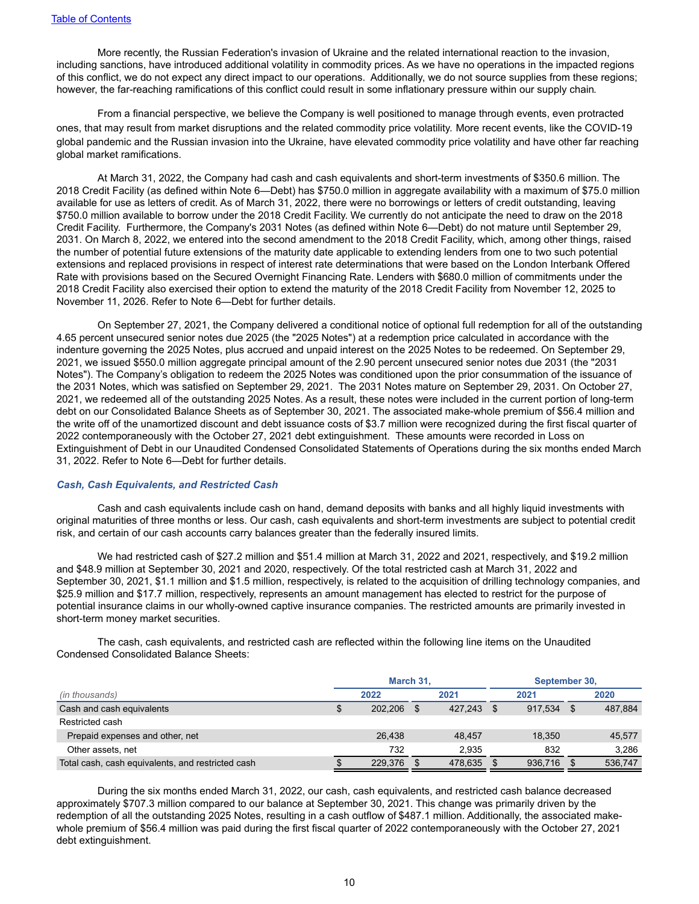[Table of Contents](#)

More recently, the Russian Federation's invasion of Ukraine and the related international reaction to the invasion, including sanctions, have introduced additional volatility in commodity prices. As we have no operations in the impacted regions of this conflict, we do not expect any direct impact to our operations. Additionally, we do not source supplies from these regions; however, the far-reaching ramifications of this conflict could result in some inflationary pressure within our supply chain.

From a financial perspective, we believe the Company is well positioned to manage through events, even protracted ones, that may result from market disruptions and the related commodity price volatility. More recent events, like the COVID-19 global pandemic and the Russian invasion into the Ukraine, have elevated commodity price volatility and have other far reaching global market ramifications.

At March 31, 2022, the Company had cash and cash equivalents and short-term investments of $350.6 million. The 2018 Credit Facility (as defined within Note 6—Debt) has $750.0 million in aggregate availability with a maximum of $75.0 million available for use as letters of credit. As of March 31, 2022, there were no borrowings or letters of credit outstanding, leaving $750.0 million available to borrow under the 2018 Credit Facility. We currently do not anticipate the need to draw on the 2018 Credit Facility. Furthermore, the Company's 2031 Notes (as defined within Note 6—Debt) do not mature until September 29, 2031. On March 8, 2022, we entered into the second amendment to the 2018 Credit Facility, which, among other things, raised the number of potential future extensions of the maturity date applicable to extending lenders from one to two such potential extensions and replaced provisions in respect of interest rate determinations that were based on the London Interbank Offered Rate with provisions based on the Secured Overnight Financing Rate. Lenders with $680.0 million of commitments under the 2018 Credit Facility also exercised their option to extend the maturity of the 2018 Credit Facility from November 12, 2025 to November 11, 2026. Refer to Note 6—Debt for further details.

On September 27, 2021, the Company delivered a conditional notice of optional full redemption for all of the outstanding 4.65 percent unsecured senior notes due 2025 (the "2025 Notes") at a redemption price calculated in accordance with the indenture governing the 2025 Notes, plus accrued and unpaid interest on the 2025 Notes to be redeemed. On September 29, 2021, we issued $550.0 million aggregate principal amount of the 2.90 percent unsecured senior notes due 2031 (the "2031 Notes"). The Company's obligation to redeem the 2025 Notes was conditioned upon the prior consummation of the issuance of the 2031 Notes, which was satisfied on September 29, 2021. The 2031 Notes mature on September 29, 2031. On October 27, 2021, we redeemed all of the outstanding 2025 Notes. As a result, these notes were included in the current portion of long-term debt on our Consolidated Balance Sheets as of September 30, 2021. The associated make-whole premium of $56.4 million and the write off of the unamortized discount and debt issuance costs of $3.7 million were recognized during the first fiscal quarter of 2022 contemporaneously with the October 27, 2021 debt extinguishment. These amounts were recorded in Loss on Extinguishment of Debt in our Unaudited Condensed Consolidated Statements of Operations during the six months ended March 31, 2022. Refer to Note 6—Debt for further details.

### *Cash, Cash Equivalents, and Restricted Cash*

Cash and cash equivalents include cash on hand, demand deposits with banks and all highly liquid investments with original maturities of three months or less. Our cash, cash equivalents and short-term investments are subject to potential credit risk, and certain of our cash accounts carry balances greater than the federally insured limits.

We had restricted cash of $27.2 million and $51.4 million at March 31, 2022 and 2021, respectively, and $19.2 million and $48.9 million at September 30, 2021 and 2020, respectively. Of the total restricted cash at March 31, 2022 and September 30, 2021, $1.1 million and $1.5 million, respectively, is related to the acquisition of drilling technology companies, and $25.9 million and $17.7 million, respectively, represents an amount management has elected to restrict for the purpose of potential insurance claims in our wholly-owned captive insurance companies. The restricted amounts are primarily invested in short-term money market securities.

The cash, cash equivalents, and restricted cash are reflected within the following line items on the Unaudited Condensed Consolidated Balance Sheets:

| | March 31, | | September 30, | |
|---|---|---|---|---|
| *(in thousands)* | 2022 | 2021 | 2021 | 2020 |
| Cash and cash equivalents | $ 202,206 | $ 427,243 | $ 917,534 | $ 487,884 |
| Restricted cash | | | | |
| Prepaid expenses and other, net | 26,438 | 48,457 | 18,350 | 45,577 |
| Other assets, net | 732 | 2,935 | 832 | 3,286 |
| Total cash, cash equivalents, and restricted cash | $ 229,376 | $ 478,635 | $ 936,716 | $ 536,747 |

During the six months ended March 31, 2022, our cash, cash equivalents, and restricted cash balance decreased approximately $707.3 million compared to our balance at September 30, 2021. This change was primarily driven by the redemption of all the outstanding 2025 Notes, resulting in a cash outflow of $487.1 million. Additionally, the associated make-whole premium of $56.4 million was paid during the first fiscal quarter of 2022 contemporaneously with the October 27, 2021 debt extinguishment.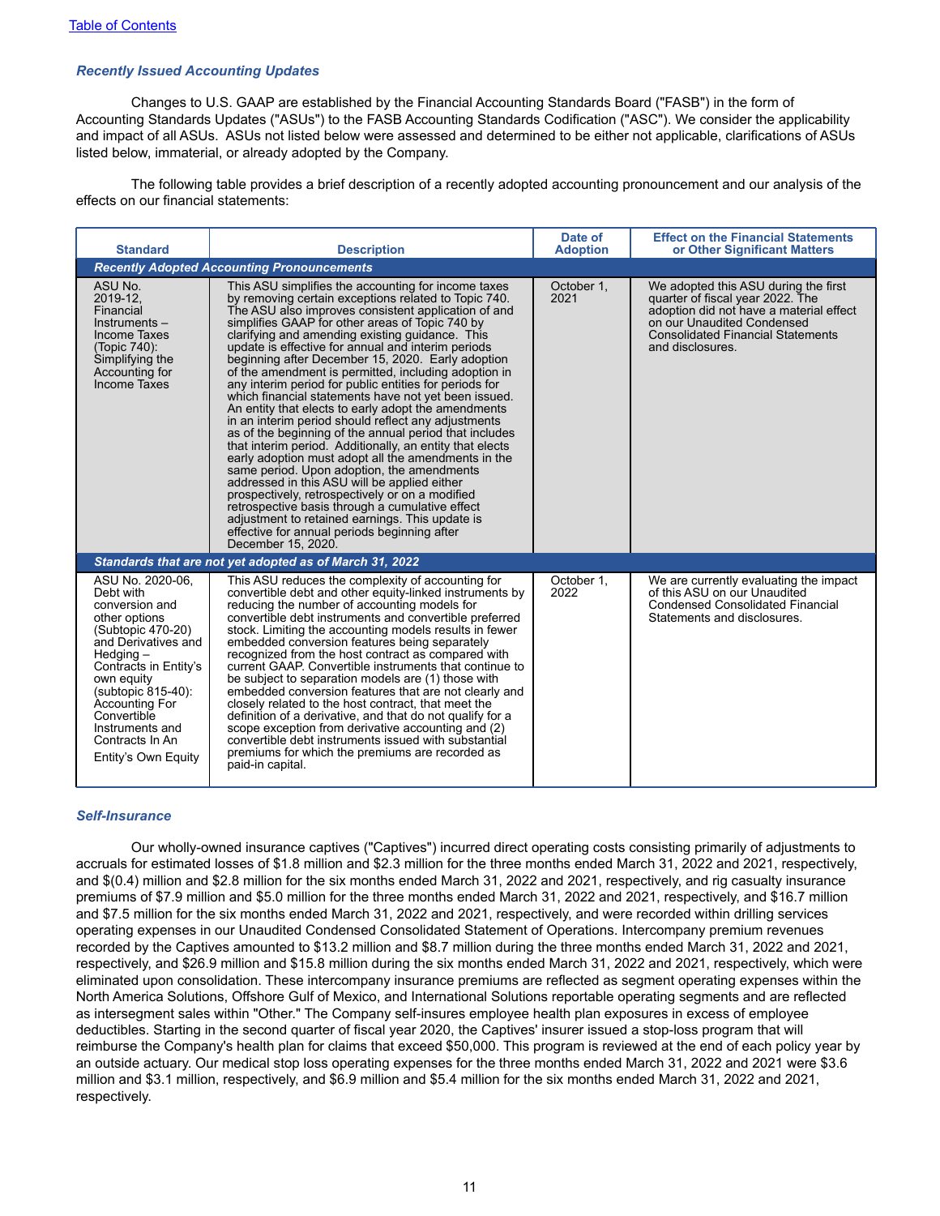### *Recently Issued Accounting Updates*

Changes to U.S. GAAP are established by the Financial Accounting Standards Board ("FASB") in the form of Accounting Standards Updates ("ASUs") to the FASB Accounting Standards Codification ("ASC"). We consider the applicability and impact of all ASUs. ASUs not listed below were assessed and determined to be either not applicable, clarifications of ASUs listed below, immaterial, or already adopted by the Company.

The following table provides a brief description of a recently adopted accounting pronouncement and our analysis of the effects on our financial statements:

| Standard | Description | Date of Adoption | Effect on the Financial Statements or Other Significant Matters |
|---|---|---|---|
| ***Recently Adopted Accounting Pronouncements*** | | | |
| ASU No. 2019-12, Financial Instruments – Income Taxes (Topic 740): Simplifying the Accounting for Income Taxes | This ASU simplifies the accounting for income taxes by removing certain exceptions related to Topic 740. The ASU also improves consistent application of and simplifies GAAP for other areas of Topic 740 by clarifying and amending existing guidance. This update is effective for annual and interim periods beginning after December 15, 2020. Early adoption of the amendment is permitted, including adoption in any interim period for public entities for periods for which financial statements have not yet been issued. An entity that elects to early adopt the amendments in an interim period should reflect any adjustments as of the beginning of the annual period that includes that interim period. Additionally, an entity that elects early adoption must adopt all the amendments in the same period. Upon adoption, the amendments addressed in this ASU will be applied either prospectively, retrospectively or on a modified retrospective basis through a cumulative effect adjustment to retained earnings. This update is effective for annual periods beginning after December 15, 2020. | October 1, 2021 | We adopted this ASU during the first quarter of fiscal year 2022. The adoption did not have a material effect on our Unaudited Condensed Consolidated Financial Statements and disclosures. |
| ***Standards that are not yet adopted as of March 31, 2022*** | | | |
| ASU No. 2020-06, Debt with conversion and other options (Subtopic 470-20) and Derivatives and Hedging – Contracts in Entity's own equity (subtopic 815-40): Accounting For Convertible Instruments and Contracts In An Entity's Own Equity | This ASU reduces the complexity of accounting for convertible debt and other equity-linked instruments by reducing the number of accounting models for convertible debt instruments and convertible preferred stock. Limiting the accounting models results in fewer embedded conversion features being separately recognized from the host contract as compared with current GAAP. Convertible instruments that continue to be subject to separation models are (1) those with embedded conversion features that are not clearly and closely related to the host contract, that meet the definition of a derivative, and that do not qualify for a scope exception from derivative accounting and (2) convertible debt instruments issued with substantial premiums for which the premiums are recorded as paid-in capital. | October 1, 2022 | We are currently evaluating the impact of this ASU on our Unaudited Condensed Consolidated Financial Statements and disclosures. |

### *Self-Insurance*

Our wholly-owned insurance captives ("Captives") incurred direct operating costs consisting primarily of adjustments to accruals for estimated losses of $1.8 million and $2.3 million for the three months ended March 31, 2022 and 2021, respectively, and $(0.4) million and $2.8 million for the six months ended March 31, 2022 and 2021, respectively, and rig casualty insurance premiums of $7.9 million and $5.0 million for the three months ended March 31, 2022 and 2021, respectively, and $16.7 million and $7.5 million for the six months ended March 31, 2022 and 2021, respectively, and were recorded within drilling services operating expenses in our Unaudited Condensed Consolidated Statement of Operations. Intercompany premium revenues recorded by the Captives amounted to $13.2 million and $8.7 million during the three months ended March 31, 2022 and 2021, respectively, and $26.9 million and $15.8 million during the six months ended March 31, 2022 and 2021, respectively, which were eliminated upon consolidation. These intercompany insurance premiums are reflected as segment operating expenses within the North America Solutions, Offshore Gulf of Mexico, and International Solutions reportable operating segments and are reflected as intersegment sales within "Other." The Company self-insures employee health plan exposures in excess of employee deductibles. Starting in the second quarter of fiscal year 2020, the Captives' insurer issued a stop-loss program that will reimburse the Company's health plan for claims that exceed $50,000. This program is reviewed at the end of each policy year by an outside actuary. Our medical stop loss operating expenses for the three months ended March 31, 2022 and 2021 were $3.6 million and $3.1 million, respectively, and $6.9 million and $5.4 million for the six months ended March 31, 2022 and 2021, respectively.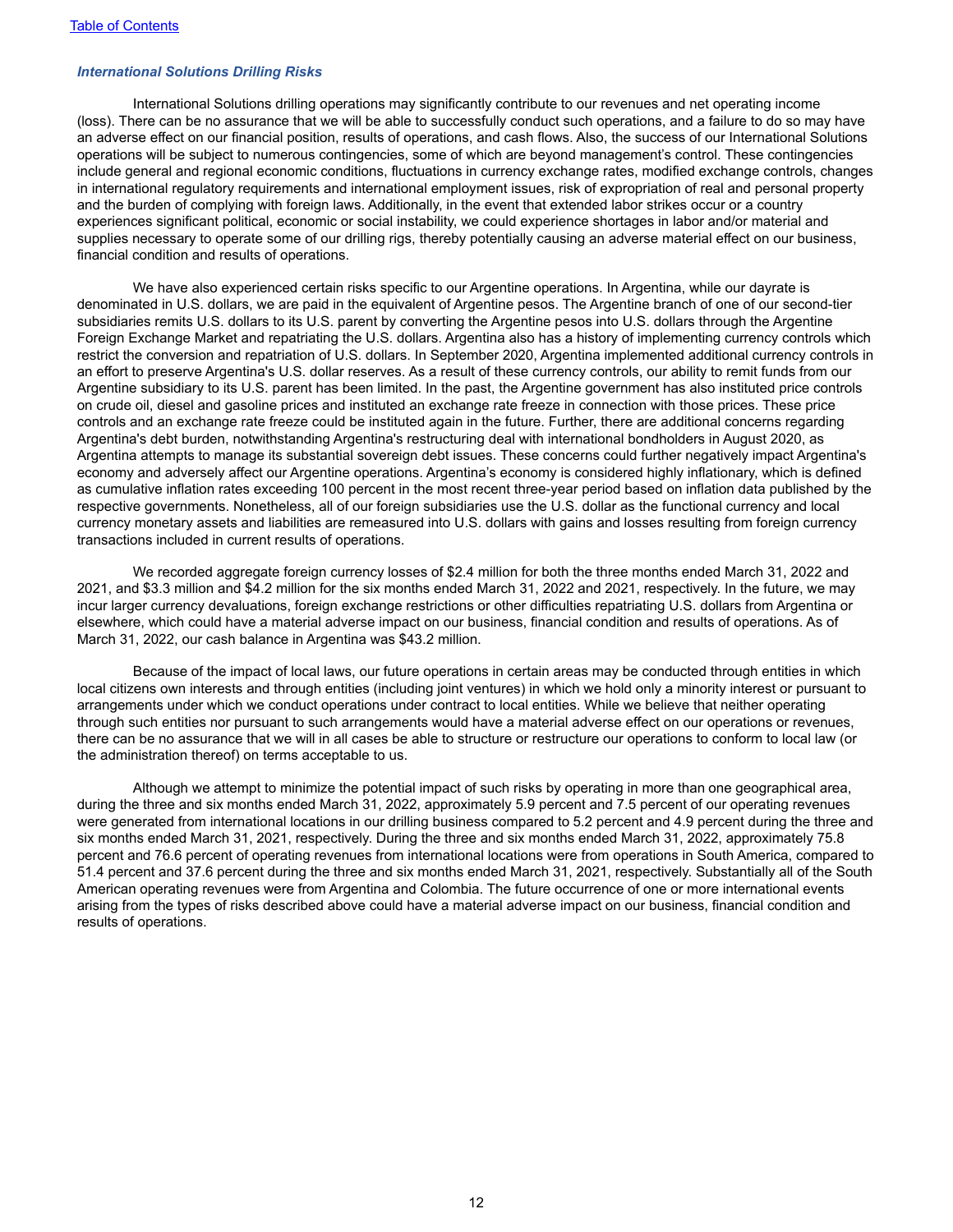### *International Solutions Drilling Risks*

International Solutions drilling operations may significantly contribute to our revenues and net operating income (loss). There can be no assurance that we will be able to successfully conduct such operations, and a failure to do so may have an adverse effect on our financial position, results of operations, and cash flows. Also, the success of our International Solutions operations will be subject to numerous contingencies, some of which are beyond management's control. These contingencies include general and regional economic conditions, fluctuations in currency exchange rates, modified exchange controls, changes in international regulatory requirements and international employment issues, risk of expropriation of real and personal property and the burden of complying with foreign laws. Additionally, in the event that extended labor strikes occur or a country experiences significant political, economic or social instability, we could experience shortages in labor and/or material and supplies necessary to operate some of our drilling rigs, thereby potentially causing an adverse material effect on our business, financial condition and results of operations.

We have also experienced certain risks specific to our Argentine operations. In Argentina, while our dayrate is denominated in U.S. dollars, we are paid in the equivalent of Argentine pesos. The Argentine branch of one of our second-tier subsidiaries remits U.S. dollars to its U.S. parent by converting the Argentine pesos into U.S. dollars through the Argentine Foreign Exchange Market and repatriating the U.S. dollars. Argentina also has a history of implementing currency controls which restrict the conversion and repatriation of U.S. dollars. In September 2020, Argentina implemented additional currency controls in an effort to preserve Argentina's U.S. dollar reserves. As a result of these currency controls, our ability to remit funds from our Argentine subsidiary to its U.S. parent has been limited. In the past, the Argentine government has also instituted price controls on crude oil, diesel and gasoline prices and instituted an exchange rate freeze in connection with those prices. These price controls and an exchange rate freeze could be instituted again in the future. Further, there are additional concerns regarding Argentina's debt burden, notwithstanding Argentina's restructuring deal with international bondholders in August 2020, as Argentina attempts to manage its substantial sovereign debt issues. These concerns could further negatively impact Argentina's economy and adversely affect our Argentine operations. Argentina's economy is considered highly inflationary, which is defined as cumulative inflation rates exceeding 100 percent in the most recent three-year period based on inflation data published by the respective governments. Nonetheless, all of our foreign subsidiaries use the U.S. dollar as the functional currency and local currency monetary assets and liabilities are remeasured into U.S. dollars with gains and losses resulting from foreign currency transactions included in current results of operations.

We recorded aggregate foreign currency losses of $2.4 million for both the three months ended March 31, 2022 and 2021, and $3.3 million and $4.2 million for the six months ended March 31, 2022 and 2021, respectively. In the future, we may incur larger currency devaluations, foreign exchange restrictions or other difficulties repatriating U.S. dollars from Argentina or elsewhere, which could have a material adverse impact on our business, financial condition and results of operations. As of March 31, 2022, our cash balance in Argentina was $43.2 million.

Because of the impact of local laws, our future operations in certain areas may be conducted through entities in which local citizens own interests and through entities (including joint ventures) in which we hold only a minority interest or pursuant to arrangements under which we conduct operations under contract to local entities. While we believe that neither operating through such entities nor pursuant to such arrangements would have a material adverse effect on our operations or revenues, there can be no assurance that we will in all cases be able to structure or restructure our operations to conform to local law (or the administration thereof) on terms acceptable to us.

Although we attempt to minimize the potential impact of such risks by operating in more than one geographical area, during the three and six months ended March 31, 2022, approximately 5.9 percent and 7.5 percent of our operating revenues were generated from international locations in our drilling business compared to 5.2 percent and 4.9 percent during the three and six months ended March 31, 2021, respectively. During the three and six months ended March 31, 2022, approximately 75.8 percent and 76.6 percent of operating revenues from international locations were from operations in South America, compared to 51.4 percent and 37.6 percent during the three and six months ended March 31, 2021, respectively. Substantially all of the South American operating revenues were from Argentina and Colombia. The future occurrence of one or more international events arising from the types of risks described above could have a material adverse impact on our business, financial condition and results of operations.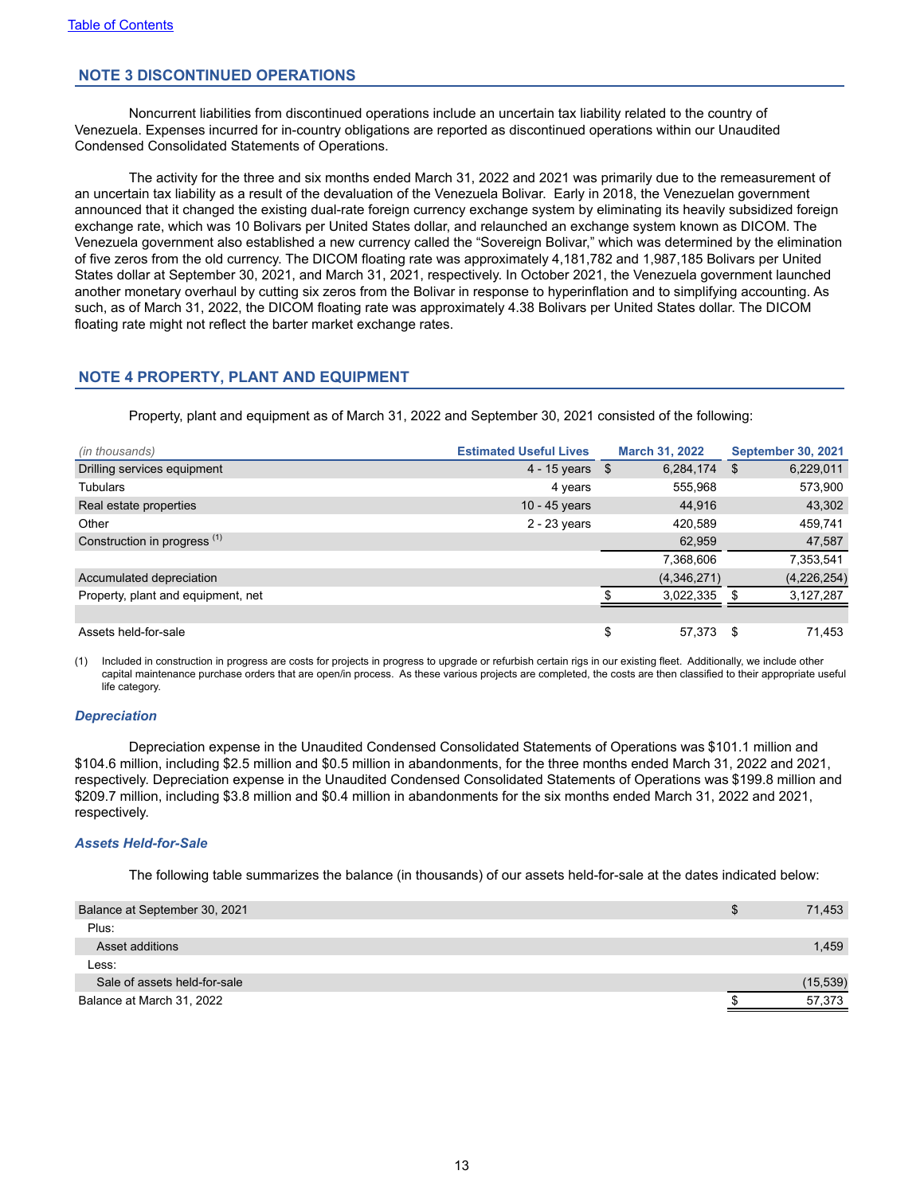[Table of Contents](#)

## NOTE 3 DISCONTINUED OPERATIONS

Noncurrent liabilities from discontinued operations include an uncertain tax liability related to the country of Venezuela. Expenses incurred for in-country obligations are reported as discontinued operations within our Unaudited Condensed Consolidated Statements of Operations.

The activity for the three and six months ended March 31, 2022 and 2021 was primarily due to the remeasurement of an uncertain tax liability as a result of the devaluation of the Venezuela Bolivar. Early in 2018, the Venezuelan government announced that it changed the existing dual-rate foreign currency exchange system by eliminating its heavily subsidized foreign exchange rate, which was 10 Bolivars per United States dollar, and relaunched an exchange system known as DICOM. The Venezuela government also established a new currency called the "Sovereign Bolivar," which was determined by the elimination of five zeros from the old currency. The DICOM floating rate was approximately 4,181,782 and 1,987,185 Bolivars per United States dollar at September 30, 2021, and March 31, 2021, respectively. In October 2021, the Venezuela government launched another monetary overhaul by cutting six zeros from the Bolivar in response to hyperinflation and to simplifying accounting. As such, as of March 31, 2022, the DICOM floating rate was approximately 4.38 Bolivars per United States dollar. The DICOM floating rate might not reflect the barter market exchange rates.

## NOTE 4 PROPERTY, PLANT AND EQUIPMENT

Property, plant and equipment as of March 31, 2022 and September 30, 2021 consisted of the following:

| *(in thousands)* | Estimated Useful Lives | March 31, 2022 | September 30, 2021 |
|---|---|---|---|
| Drilling services equipment | 4 - 15 years | $ 6,284,174 | $ 6,229,011 |
| Tubulars | 4 years | 555,968 | 573,900 |
| Real estate properties | 10 - 45 years | 44,916 | 43,302 |
| Other | 2 - 23 years | 420,589 | 459,741 |
| Construction in progress [(1)] | | 62,959 | 47,587 |
| | | 7,368,606 | 7,353,541 |
| Accumulated depreciation | | (4,346,271) | (4,226,254) |
| Property, plant and equipment, net | | $ 3,022,335 | $ 3,127,287 |
| | | | |
| Assets held-for-sale | | $ 57,373 | $ 71,453 |

(1) Included in construction in progress are costs for projects in progress to upgrade or refurbish certain rigs in our existing fleet. Additionally, we include other capital maintenance purchase orders that are open/in process. As these various projects are completed, the costs are then classified to their appropriate useful life category.

### *Depreciation*

Depreciation expense in the Unaudited Condensed Consolidated Statements of Operations was $101.1 million and $104.6 million, including $2.5 million and $0.5 million in abandonments, for the three months ended March 31, 2022 and 2021, respectively. Depreciation expense in the Unaudited Condensed Consolidated Statements of Operations was $199.8 million and $209.7 million, including $3.8 million and $0.4 million in abandonments for the six months ended March 31, 2022 and 2021, respectively.

### *Assets Held-for-Sale*

The following table summarizes the balance (in thousands) of our assets held-for-sale at the dates indicated below:

| | |
|---|---|
| Balance at September 30, 2021 | $ 71,453 |
| Plus: | |
| Asset additions | 1,459 |
| Less: | |
| Sale of assets held-for-sale | (15,539) |
| Balance at March 31, 2022 | $ 57,373 |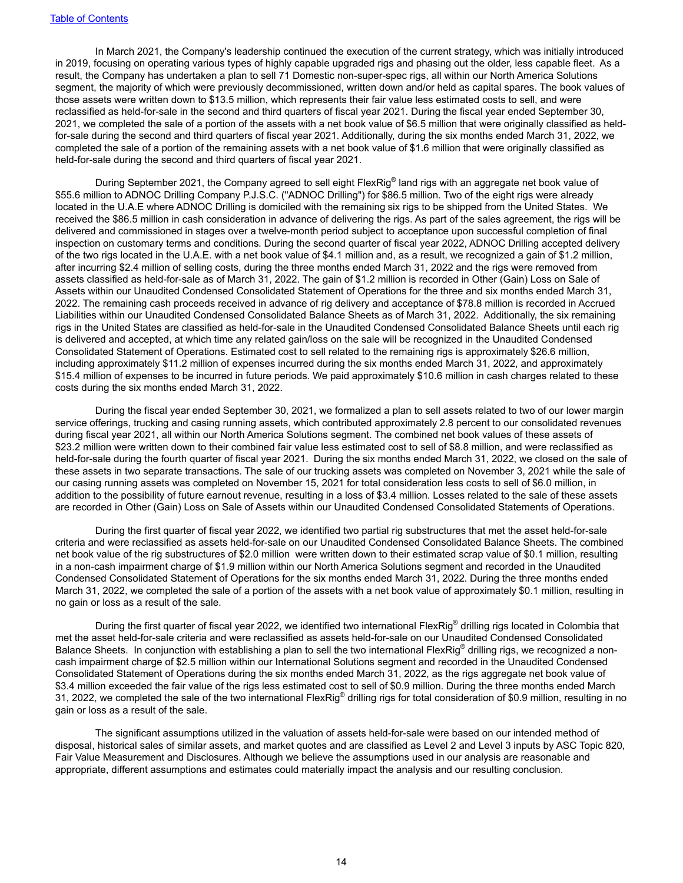In March 2021, the Company's leadership continued the execution of the current strategy, which was initially introduced in 2019, focusing on operating various types of highly capable upgraded rigs and phasing out the older, less capable fleet. As a result, the Company has undertaken a plan to sell 71 Domestic non-super-spec rigs, all within our North America Solutions segment, the majority of which were previously decommissioned, written down and/or held as capital spares. The book values of those assets were written down to $13.5 million, which represents their fair value less estimated costs to sell, and were reclassified as held-for-sale in the second and third quarters of fiscal year 2021. During the fiscal year ended September 30, 2021, we completed the sale of a portion of the assets with a net book value of $6.5 million that were originally classified as held-for-sale during the second and third quarters of fiscal year 2021. Additionally, during the six months ended March 31, 2022, we completed the sale of a portion of the remaining assets with a net book value of $1.6 million that were originally classified as held-for-sale during the second and third quarters of fiscal year 2021.

During September 2021, the Company agreed to sell eight FlexRig® land rigs with an aggregate net book value of $55.6 million to ADNOC Drilling Company P.J.S.C. ("ADNOC Drilling") for $86.5 million. Two of the eight rigs were already located in the U.A.E where ADNOC Drilling is domiciled with the remaining six rigs to be shipped from the United States. We received the $86.5 million in cash consideration in advance of delivering the rigs. As part of the sales agreement, the rigs will be delivered and commissioned in stages over a twelve-month period subject to acceptance upon successful completion of final inspection on customary terms and conditions. During the second quarter of fiscal year 2022, ADNOC Drilling accepted delivery of the two rigs located in the U.A.E. with a net book value of $4.1 million and, as a result, we recognized a gain of $1.2 million, after incurring $2.4 million of selling costs, during the three months ended March 31, 2022 and the rigs were removed from assets classified as held-for-sale as of March 31, 2022. The gain of $1.2 million is recorded in Other (Gain) Loss on Sale of Assets within our Unaudited Condensed Consolidated Statement of Operations for the three and six months ended March 31, 2022. The remaining cash proceeds received in advance of rig delivery and acceptance of $78.8 million is recorded in Accrued Liabilities within our Unaudited Condensed Consolidated Balance Sheets as of March 31, 2022. Additionally, the six remaining rigs in the United States are classified as held-for-sale in the Unaudited Condensed Consolidated Balance Sheets until each rig is delivered and accepted, at which time any related gain/loss on the sale will be recognized in the Unaudited Condensed Consolidated Statement of Operations. Estimated cost to sell related to the remaining rigs is approximately $26.6 million, including approximately $11.2 million of expenses incurred during the six months ended March 31, 2022, and approximately $15.4 million of expenses to be incurred in future periods. We paid approximately $10.6 million in cash charges related to these costs during the six months ended March 31, 2022.

During the fiscal year ended September 30, 2021, we formalized a plan to sell assets related to two of our lower margin service offerings, trucking and casing running assets, which contributed approximately 2.8 percent to our consolidated revenues during fiscal year 2021, all within our North America Solutions segment. The combined net book values of these assets of $23.2 million were written down to their combined fair value less estimated cost to sell of $8.8 million, and were reclassified as held-for-sale during the fourth quarter of fiscal year 2021. During the six months ended March 31, 2022, we closed on the sale of these assets in two separate transactions. The sale of our trucking assets was completed on November 3, 2021 while the sale of our casing running assets was completed on November 15, 2021 for total consideration less costs to sell of $6.0 million, in addition to the possibility of future earnout revenue, resulting in a loss of $3.4 million. Losses related to the sale of these assets are recorded in Other (Gain) Loss on Sale of Assets within our Unaudited Condensed Consolidated Statements of Operations.

During the first quarter of fiscal year 2022, we identified two partial rig substructures that met the asset held-for-sale criteria and were reclassified as assets held-for-sale on our Unaudited Condensed Consolidated Balance Sheets. The combined net book value of the rig substructures of $2.0 million were written down to their estimated scrap value of $0.1 million, resulting in a non-cash impairment charge of $1.9 million within our North America Solutions segment and recorded in the Unaudited Condensed Consolidated Statement of Operations for the six months ended March 31, 2022. During the three months ended March 31, 2022, we completed the sale of a portion of the assets with a net book value of approximately $0.1 million, resulting in no gain or loss as a result of the sale.

During the first quarter of fiscal year 2022, we identified two international FlexRig® drilling rigs located in Colombia that met the asset held-for-sale criteria and were reclassified as assets held-for-sale on our Unaudited Condensed Consolidated Balance Sheets. In conjunction with establishing a plan to sell the two international FlexRig® drilling rigs, we recognized a non-cash impairment charge of $2.5 million within our International Solutions segment and recorded in the Unaudited Condensed Consolidated Statement of Operations during the six months ended March 31, 2022, as the rigs aggregate net book value of $3.4 million exceeded the fair value of the rigs less estimated cost to sell of $0.9 million. During the three months ended March 31, 2022, we completed the sale of the two international FlexRig® drilling rigs for total consideration of $0.9 million, resulting in no gain or loss as a result of the sale.

The significant assumptions utilized in the valuation of assets held-for-sale were based on our intended method of disposal, historical sales of similar assets, and market quotes and are classified as Level 2 and Level 3 inputs by ASC Topic 820, Fair Value Measurement and Disclosures. Although we believe the assumptions used in our analysis are reasonable and appropriate, different assumptions and estimates could materially impact the analysis and our resulting conclusion.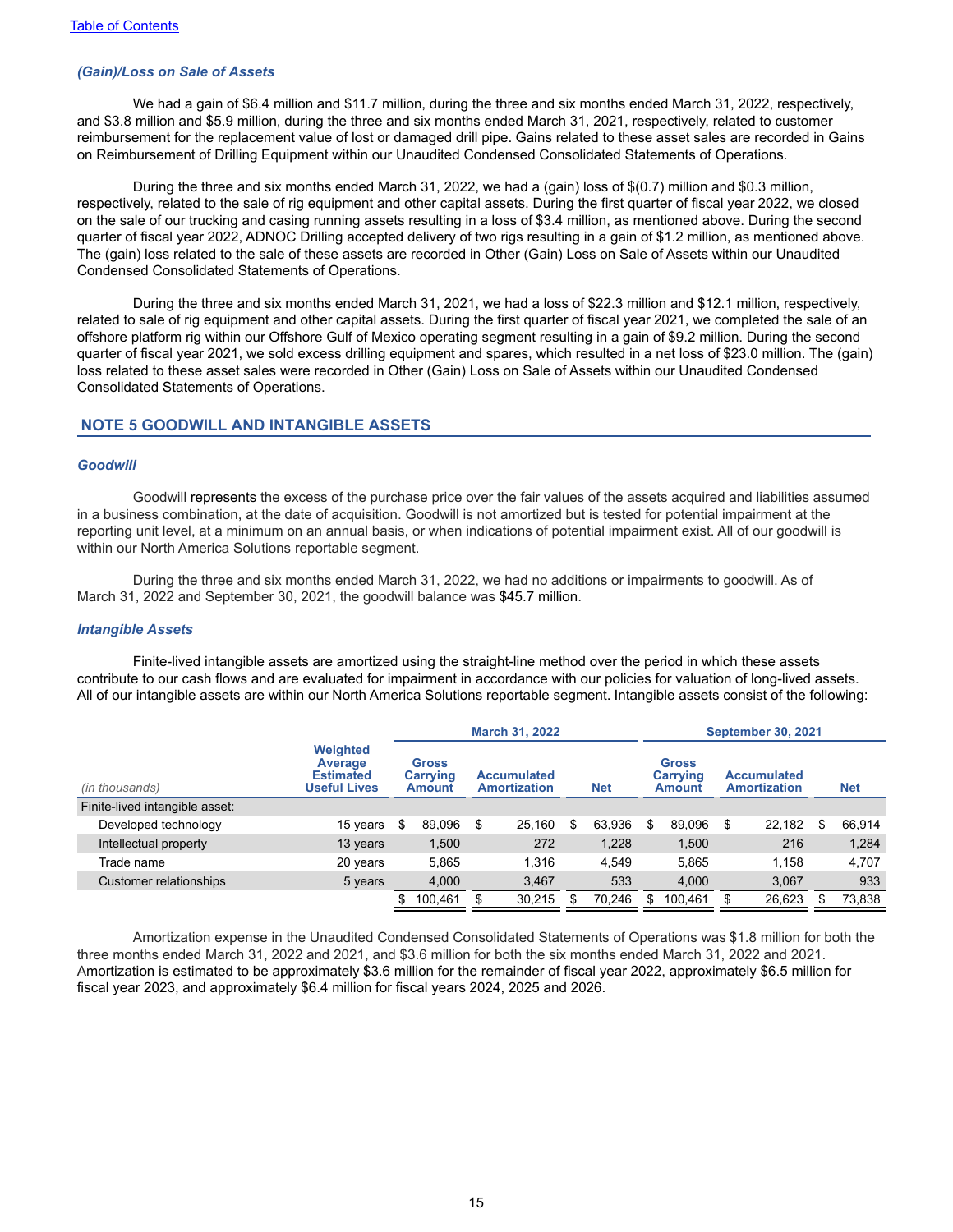*(Gain)/Loss on Sale of Assets*

We had a gain of $6.4 million and $11.7 million, during the three and six months ended March 31, 2022, respectively, and $3.8 million and $5.9 million, during the three and six months ended March 31, 2021, respectively, related to customer reimbursement for the replacement value of lost or damaged drill pipe. Gains related to these asset sales are recorded in Gains on Reimbursement of Drilling Equipment within our Unaudited Condensed Consolidated Statements of Operations.

During the three and six months ended March 31, 2022, we had a (gain) loss of $(0.7) million and $0.3 million, respectively, related to the sale of rig equipment and other capital assets. During the first quarter of fiscal year 2022, we closed on the sale of our trucking and casing running assets resulting in a loss of $3.4 million, as mentioned above. During the second quarter of fiscal year 2022, ADNOC Drilling accepted delivery of two rigs resulting in a gain of $1.2 million, as mentioned above. The (gain) loss related to the sale of these assets are recorded in Other (Gain) Loss on Sale of Assets within our Unaudited Condensed Consolidated Statements of Operations.

During the three and six months ended March 31, 2021, we had a loss of $22.3 million and $12.1 million, respectively, related to sale of rig equipment and other capital assets. During the first quarter of fiscal year 2021, we completed the sale of an offshore platform rig within our Offshore Gulf of Mexico operating segment resulting in a gain of $9.2 million. During the second quarter of fiscal year 2021, we sold excess drilling equipment and spares, which resulted in a net loss of $23.0 million. The (gain) loss related to these asset sales were recorded in Other (Gain) Loss on Sale of Assets within our Unaudited Condensed Consolidated Statements of Operations.

## NOTE 5 GOODWILL AND INTANGIBLE ASSETS

*Goodwill*

Goodwill represents the excess of the purchase price over the fair values of the assets acquired and liabilities assumed in a business combination, at the date of acquisition. Goodwill is not amortized but is tested for potential impairment at the reporting unit level, at a minimum on an annual basis, or when indications of potential impairment exist. All of our goodwill is within our North America Solutions reportable segment.

During the three and six months ended March 31, 2022, we had no additions or impairments to goodwill. As of March 31, 2022 and September 30, 2021, the goodwill balance was $45.7 million.

*Intangible Assets*

Finite-lived intangible assets are amortized using the straight-line method over the period in which these assets contribute to our cash flows and are evaluated for impairment in accordance with our policies for valuation of long-lived assets. All of our intangible assets are within our North America Solutions reportable segment. Intangible assets consist of the following:

| | | March 31, 2022 | | | September 30, 2021 | | |
|---|---|---|---|---|---|---|---|
| *(in thousands)* | Weighted Average Estimated Useful Lives | Gross Carrying Amount | Accumulated Amortization | Net | Gross Carrying Amount | Accumulated Amortization | Net |
| Finite-lived intangible asset: | | | | | | | |
| Developed technology | 15 years | $ 89,096 | $ 25,160 | $ 63,936 | $ 89,096 | $ 22,182 | $ 66,914 |
| Intellectual property | 13 years | 1,500 | 272 | 1,228 | 1,500 | 216 | 1,284 |
| Trade name | 20 years | 5,865 | 1,316 | 4,549 | 5,865 | 1,158 | 4,707 |
| Customer relationships | 5 years | 4,000 | 3,467 | 533 | 4,000 | 3,067 | 933 |
| | | $ 100,461 | $ 30,215 | $ 70,246 | $ 100,461 | $ 26,623 | $ 73,838 |

Amortization expense in the Unaudited Condensed Consolidated Statements of Operations was $1.8 million for both the three months ended March 31, 2022 and 2021, and $3.6 million for both the six months ended March 31, 2022 and 2021. Amortization is estimated to be approximately $3.6 million for the remainder of fiscal year 2022, approximately $6.5 million for fiscal year 2023, and approximately $6.4 million for fiscal years 2024, 2025 and 2026.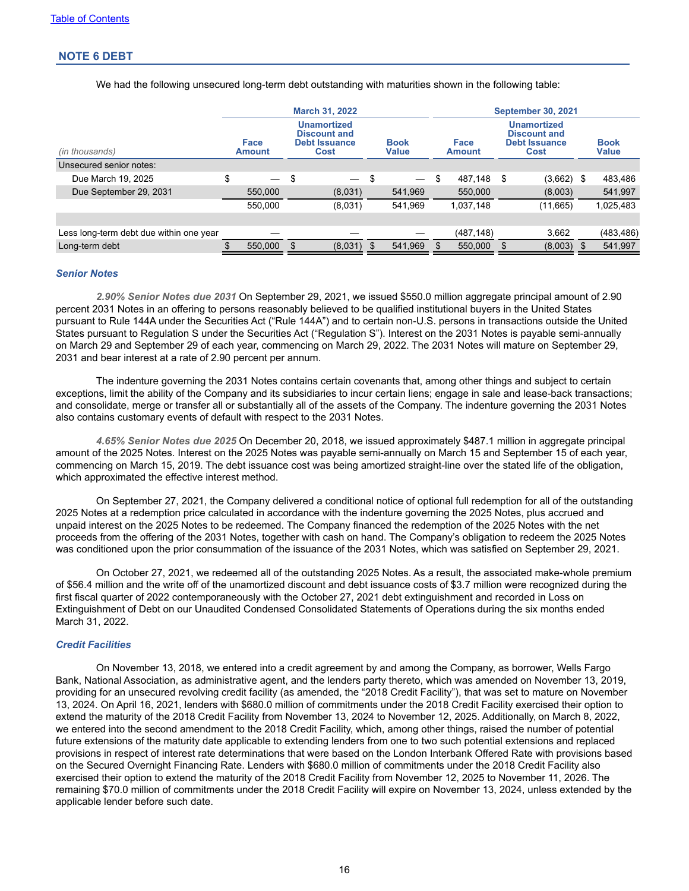## NOTE 6 DEBT

We had the following unsecured long-term debt outstanding with maturities shown in the following table:

| *(in thousands)* | March 31, 2022 | | | September 30, 2021 | | |
|---|---|---|---|---|---|---|
| | Face Amount | Unamortized Discount and Debt Issuance Cost | Book Value | Face Amount | Unamortized Discount and Debt Issuance Cost | Book Value |
| Unsecured senior notes: | | | | | | |
| Due March 19, 2025 | $ — | $ — | $ — | $ 487,148 | $ (3,662) | $ 483,486 |
| Due September 29, 2031 | 550,000 | (8,031) | 541,969 | 550,000 | (8,003) | 541,997 |
| | 550,000 | (8,031) | 541,969 | 1,037,148 | (11,665) | 1,025,483 |
| | | | | | | |
| Less long-term debt due within one year | — | — | — | (487,148) | 3,662 | (483,486) |
| Long-term debt | $ 550,000 | $ (8,031) | $ 541,969 | $ 550,000 | $ (8,003) | $ 541,997 |

### *Senior Notes*

***2.90% Senior Notes due 2031*** On September 29, 2021, we issued $550.0 million aggregate principal amount of 2.90 percent 2031 Notes in an offering to persons reasonably believed to be qualified institutional buyers in the United States pursuant to Rule 144A under the Securities Act ("Rule 144A") and to certain non-U.S. persons in transactions outside the United States pursuant to Regulation S under the Securities Act ("Regulation S"). Interest on the 2031 Notes is payable semi-annually on March 29 and September 29 of each year, commencing on March 29, 2022. The 2031 Notes will mature on September 29, 2031 and bear interest at a rate of 2.90 percent per annum.

The indenture governing the 2031 Notes contains certain covenants that, among other things and subject to certain exceptions, limit the ability of the Company and its subsidiaries to incur certain liens; engage in sale and lease-back transactions; and consolidate, merge or transfer all or substantially all of the assets of the Company. The indenture governing the 2031 Notes also contains customary events of default with respect to the 2031 Notes.

***4.65% Senior Notes due 2025*** On December 20, 2018, we issued approximately $487.1 million in aggregate principal amount of the 2025 Notes. Interest on the 2025 Notes was payable semi-annually on March 15 and September 15 of each year, commencing on March 15, 2019. The debt issuance cost was being amortized straight-line over the stated life of the obligation, which approximated the effective interest method.

On September 27, 2021, the Company delivered a conditional notice of optional full redemption for all of the outstanding 2025 Notes at a redemption price calculated in accordance with the indenture governing the 2025 Notes, plus accrued and unpaid interest on the 2025 Notes to be redeemed. The Company financed the redemption of the 2025 Notes with the net proceeds from the offering of the 2031 Notes, together with cash on hand. The Company's obligation to redeem the 2025 Notes was conditioned upon the prior consummation of the issuance of the 2031 Notes, which was satisfied on September 29, 2021.

On October 27, 2021, we redeemed all of the outstanding 2025 Notes. As a result, the associated make-whole premium of $56.4 million and the write off of the unamortized discount and debt issuance costs of $3.7 million were recognized during the first fiscal quarter of 2022 contemporaneously with the October 27, 2021 debt extinguishment and recorded in Loss on Extinguishment of Debt on our Unaudited Condensed Consolidated Statements of Operations during the six months ended March 31, 2022.

### *Credit Facilities*

On November 13, 2018, we entered into a credit agreement by and among the Company, as borrower, Wells Fargo Bank, National Association, as administrative agent, and the lenders party thereto, which was amended on November 13, 2019, providing for an unsecured revolving credit facility (as amended, the "2018 Credit Facility"), that was set to mature on November 13, 2024. On April 16, 2021, lenders with $680.0 million of commitments under the 2018 Credit Facility exercised their option to extend the maturity of the 2018 Credit Facility from November 13, 2024 to November 12, 2025. Additionally, on March 8, 2022, we entered into the second amendment to the 2018 Credit Facility, which, among other things, raised the number of potential future extensions of the maturity date applicable to extending lenders from one to two such potential extensions and replaced provisions in respect of interest rate determinations that were based on the London Interbank Offered Rate with provisions based on the Secured Overnight Financing Rate. Lenders with $680.0 million of commitments under the 2018 Credit Facility also exercised their option to extend the maturity of the 2018 Credit Facility from November 12, 2025 to November 11, 2026. The remaining $70.0 million of commitments under the 2018 Credit Facility will expire on November 13, 2024, unless extended by the applicable lender before such date.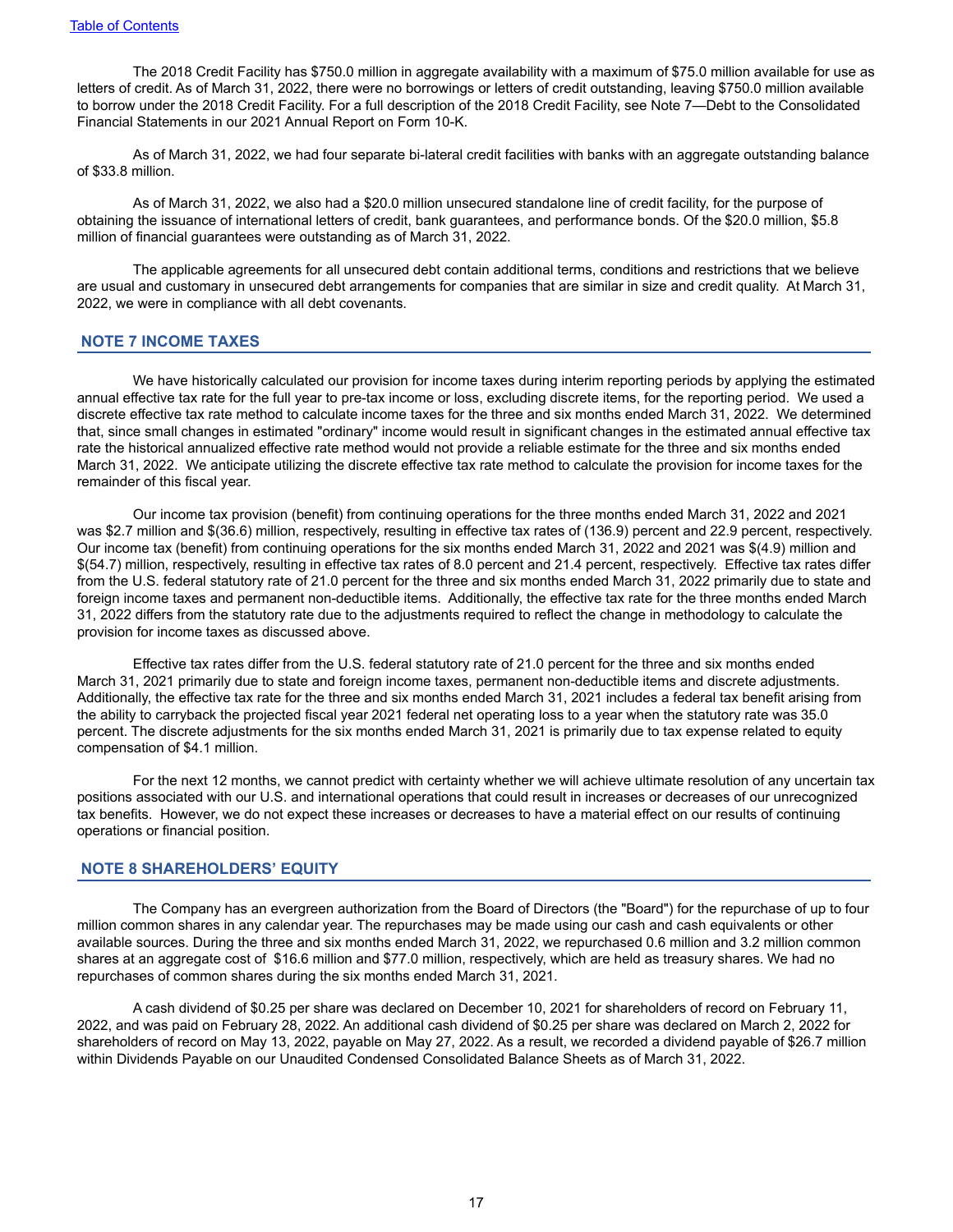[Table of Contents](#)

The 2018 Credit Facility has $750.0 million in aggregate availability with a maximum of $75.0 million available for use as letters of credit. As of March 31, 2022, there were no borrowings or letters of credit outstanding, leaving $750.0 million available to borrow under the 2018 Credit Facility. For a full description of the 2018 Credit Facility, see Note 7—Debt to the Consolidated Financial Statements in our 2021 Annual Report on Form 10-K.

As of March 31, 2022, we had four separate bi-lateral credit facilities with banks with an aggregate outstanding balance of $33.8 million.

As of March 31, 2022, we also had a $20.0 million unsecured standalone line of credit facility, for the purpose of obtaining the issuance of international letters of credit, bank guarantees, and performance bonds. Of the $20.0 million, $5.8 million of financial guarantees were outstanding as of March 31, 2022.

The applicable agreements for all unsecured debt contain additional terms, conditions and restrictions that we believe are usual and customary in unsecured debt arrangements for companies that are similar in size and credit quality. At March 31, 2022, we were in compliance with all debt covenants.

## NOTE 7 INCOME TAXES

We have historically calculated our provision for income taxes during interim reporting periods by applying the estimated annual effective tax rate for the full year to pre-tax income or loss, excluding discrete items, for the reporting period. We used a discrete effective tax rate method to calculate income taxes for the three and six months ended March 31, 2022. We determined that, since small changes in estimated "ordinary" income would result in significant changes in the estimated annual effective tax rate the historical annualized effective rate method would not provide a reliable estimate for the three and six months ended March 31, 2022. We anticipate utilizing the discrete effective tax rate method to calculate the provision for income taxes for the remainder of this fiscal year.

Our income tax provision (benefit) from continuing operations for the three months ended March 31, 2022 and 2021 was $2.7 million and $(36.6) million, respectively, resulting in effective tax rates of (136.9) percent and 22.9 percent, respectively. Our income tax (benefit) from continuing operations for the six months ended March 31, 2022 and 2021 was $(4.9) million and $(54.7) million, respectively, resulting in effective tax rates of 8.0 percent and 21.4 percent, respectively. Effective tax rates differ from the U.S. federal statutory rate of 21.0 percent for the three and six months ended March 31, 2022 primarily due to state and foreign income taxes and permanent non-deductible items. Additionally, the effective tax rate for the three months ended March 31, 2022 differs from the statutory rate due to the adjustments required to reflect the change in methodology to calculate the provision for income taxes as discussed above.

Effective tax rates differ from the U.S. federal statutory rate of 21.0 percent for the three and six months ended March 31, 2021 primarily due to state and foreign income taxes, permanent non-deductible items and discrete adjustments. Additionally, the effective tax rate for the three and six months ended March 31, 2021 includes a federal tax benefit arising from the ability to carryback the projected fiscal year 2021 federal net operating loss to a year when the statutory rate was 35.0 percent. The discrete adjustments for the six months ended March 31, 2021 is primarily due to tax expense related to equity compensation of $4.1 million.

For the next 12 months, we cannot predict with certainty whether we will achieve ultimate resolution of any uncertain tax positions associated with our U.S. and international operations that could result in increases or decreases of our unrecognized tax benefits. However, we do not expect these increases or decreases to have a material effect on our results of continuing operations or financial position.

## NOTE 8 SHAREHOLDERS' EQUITY

The Company has an evergreen authorization from the Board of Directors (the "Board") for the repurchase of up to four million common shares in any calendar year. The repurchases may be made using our cash and cash equivalents or other available sources. During the three and six months ended March 31, 2022, we repurchased 0.6 million and 3.2 million common shares at an aggregate cost of $16.6 million and $77.0 million, respectively, which are held as treasury shares. We had no repurchases of common shares during the six months ended March 31, 2021.

A cash dividend of $0.25 per share was declared on December 10, 2021 for shareholders of record on February 11, 2022, and was paid on February 28, 2022. An additional cash dividend of $0.25 per share was declared on March 2, 2022 for shareholders of record on May 13, 2022, payable on May 27, 2022. As a result, we recorded a dividend payable of $26.7 million within Dividends Payable on our Unaudited Condensed Consolidated Balance Sheets as of March 31, 2022.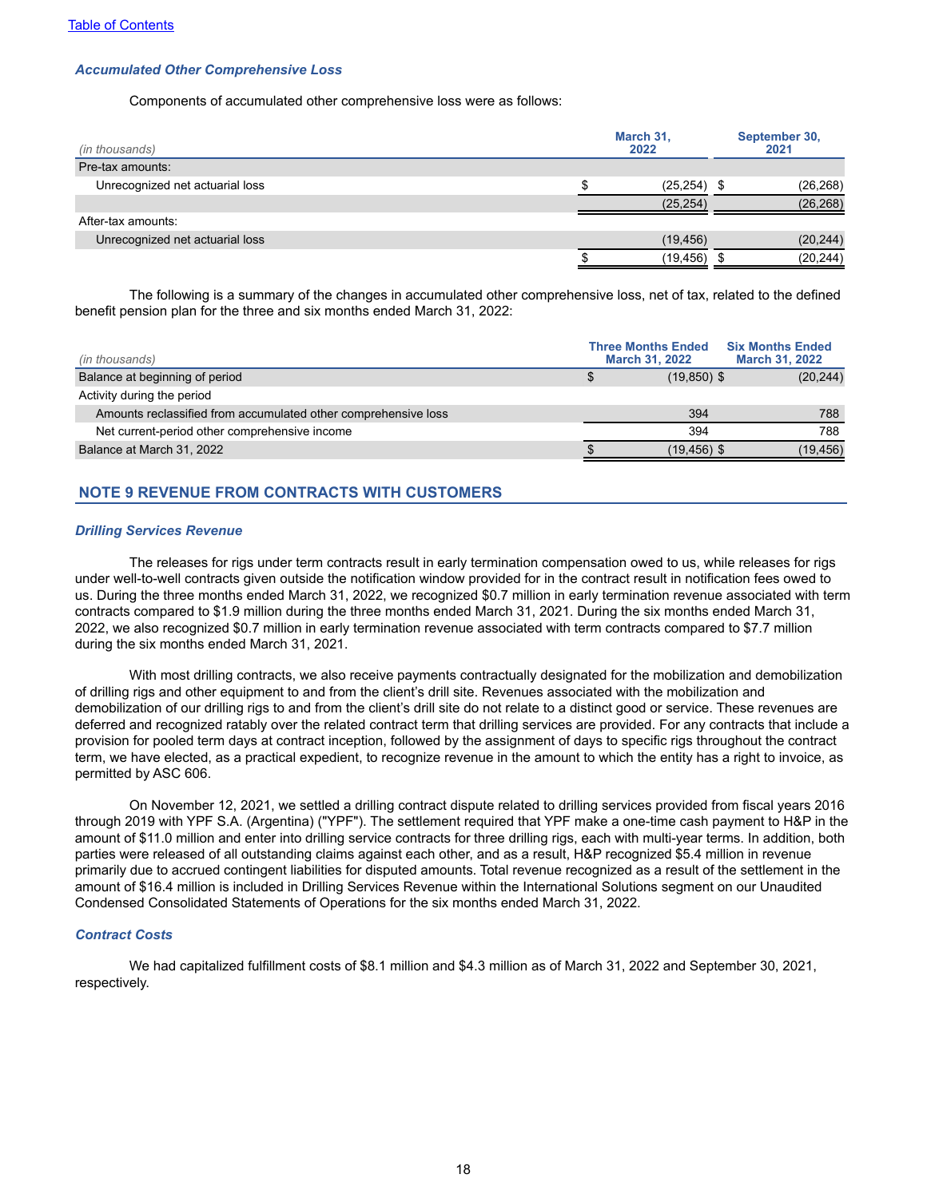Table of Contents

### *Accumulated Other Comprehensive Loss*

Components of accumulated other comprehensive loss were as follows:

| (in thousands) | March 31, 2022 | September 30, 2021 |
|---|---|---|
| Pre-tax amounts: | | |
| Unrecognized net actuarial loss | $ (25,254) | $ (26,268) |
| | (25,254) | (26,268) |
| After-tax amounts: | | |
| Unrecognized net actuarial loss | (19,456) | (20,244) |
| | $ (19,456) | $ (20,244) |

The following is a summary of the changes in accumulated other comprehensive loss, net of tax, related to the defined benefit pension plan for the three and six months ended March 31, 2022:

| (in thousands) | Three Months Ended March 31, 2022 | Six Months Ended March 31, 2022 |
|---|---|---|
| Balance at beginning of period | $ (19,850) | $ (20,244) |
| Activity during the period | | |
| Amounts reclassified from accumulated other comprehensive loss | 394 | 788 |
| Net current-period other comprehensive income | 394 | 788 |
| Balance at March 31, 2022 | $ (19,456) | $ (19,456) |

## NOTE 9 REVENUE FROM CONTRACTS WITH CUSTOMERS

### *Drilling Services Revenue*

The releases for rigs under term contracts result in early termination compensation owed to us, while releases for rigs under well-to-well contracts given outside the notification window provided for in the contract result in notification fees owed to us. During the three months ended March 31, 2022, we recognized $0.7 million in early termination revenue associated with term contracts compared to $1.9 million during the three months ended March 31, 2021. During the six months ended March 31, 2022, we also recognized $0.7 million in early termination revenue associated with term contracts compared to $7.7 million during the six months ended March 31, 2021.

With most drilling contracts, we also receive payments contractually designated for the mobilization and demobilization of drilling rigs and other equipment to and from the client's drill site. Revenues associated with the mobilization and demobilization of our drilling rigs to and from the client's drill site do not relate to a distinct good or service. These revenues are deferred and recognized ratably over the related contract term that drilling services are provided. For any contracts that include a provision for pooled term days at contract inception, followed by the assignment of days to specific rigs throughout the contract term, we have elected, as a practical expedient, to recognize revenue in the amount to which the entity has a right to invoice, as permitted by ASC 606.

On November 12, 2021, we settled a drilling contract dispute related to drilling services provided from fiscal years 2016 through 2019 with YPF S.A. (Argentina) ("YPF"). The settlement required that YPF make a one-time cash payment to H&P in the amount of $11.0 million and enter into drilling service contracts for three drilling rigs, each with multi-year terms. In addition, both parties were released of all outstanding claims against each other, and as a result, H&P recognized $5.4 million in revenue primarily due to accrued contingent liabilities for disputed amounts. Total revenue recognized as a result of the settlement in the amount of $16.4 million is included in Drilling Services Revenue within the International Solutions segment on our Unaudited Condensed Consolidated Statements of Operations for the six months ended March 31, 2022.

### *Contract Costs*

We had capitalized fulfillment costs of $8.1 million and $4.3 million as of March 31, 2022 and September 30, 2021, respectively.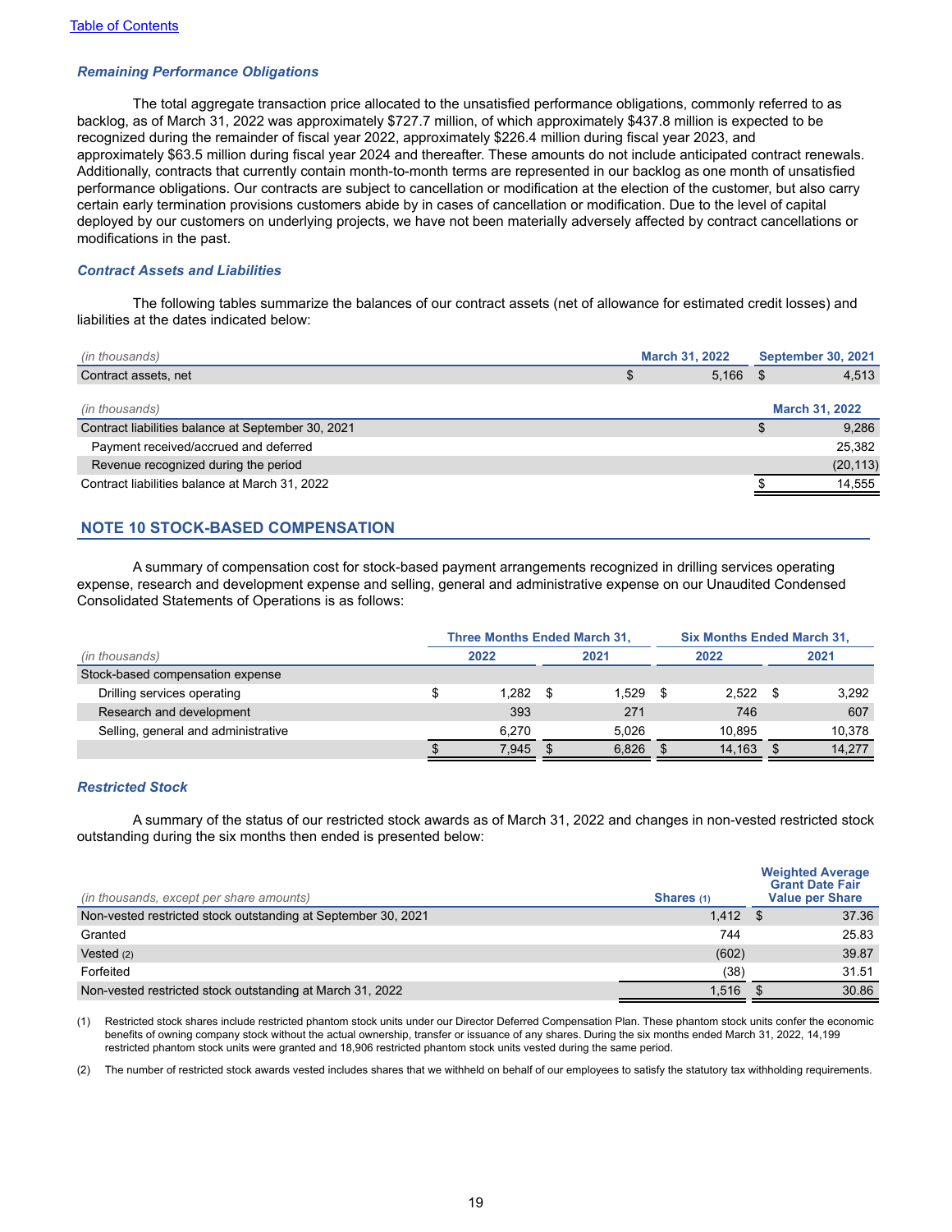*Remaining Performance Obligations*

The total aggregate transaction price allocated to the unsatisfied performance obligations, commonly referred to as backlog, as of March 31, 2022 was approximately $727.7 million, of which approximately $437.8 million is expected to be recognized during the remainder of fiscal year 2022, approximately $226.4 million during fiscal year 2023, and approximately $63.5 million during fiscal year 2024 and thereafter. These amounts do not include anticipated contract renewals. Additionally, contracts that currently contain month-to-month terms are represented in our backlog as one month of unsatisfied performance obligations. Our contracts are subject to cancellation or modification at the election of the customer, but also carry certain early termination provisions customers abide by in cases of cancellation or modification. Due to the level of capital deployed by our customers on underlying projects, we have not been materially adversely affected by contract cancellations or modifications in the past.

*Contract Assets and Liabilities*

The following tables summarize the balances of our contract assets (net of allowance for estimated credit losses) and liabilities at the dates indicated below:

| *(in thousands)* | March 31, 2022 | September 30, 2021 |
|---|---|---|
| Contract assets, net | $ 5,166 | $ 4,513 |

| *(in thousands)* | March 31, 2022 |
|---|---|
| Contract liabilities balance at September 30, 2021 | $ 9,286 |
| Payment received/accrued and deferred | 25,382 |
| Revenue recognized during the period | (20,113) |
| Contract liabilities balance at March 31, 2022 | $ 14,555 |

## NOTE 10 STOCK-BASED COMPENSATION

A summary of compensation cost for stock-based payment arrangements recognized in drilling services operating expense, research and development expense and selling, general and administrative expense on our Unaudited Condensed Consolidated Statements of Operations is as follows:

| | Three Months Ended March 31, | | Six Months Ended March 31, | |
|---|---|---|---|---|
| *(in thousands)* | 2022 | 2021 | 2022 | 2021 |
| Stock-based compensation expense | | | | |
| Drilling services operating | $ 1,282 | $ 1,529 | $ 2,522 | $ 3,292 |
| Research and development | 393 | 271 | 746 | 607 |
| Selling, general and administrative | 6,270 | 5,026 | 10,895 | 10,378 |
| | $ 7,945 | $ 6,826 | $ 14,163 | $ 14,277 |

*Restricted Stock*

A summary of the status of our restricted stock awards as of March 31, 2022 and changes in non-vested restricted stock outstanding during the six months then ended is presented below:

| *(in thousands, except per share amounts)* | Shares (1) | Weighted Average Grant Date Fair Value per Share |
|---|---|---|
| Non-vested restricted stock outstanding at September 30, 2021 | 1,412 | $ 37.36 |
| Granted | 744 | 25.83 |
| Vested (2) | (602) | 39.87 |
| Forfeited | (38) | 31.51 |
| Non-vested restricted stock outstanding at March 31, 2022 | 1,516 | $ 30.86 |

(1) Restricted stock shares include restricted phantom stock units under our Director Deferred Compensation Plan. These phantom stock units confer the economic benefits of owning company stock without the actual ownership, transfer or issuance of any shares. During the six months ended March 31, 2022, 14,199 restricted phantom stock units were granted and 18,906 restricted phantom stock units vested during the same period.

(2) The number of restricted stock awards vested includes shares that we withheld on behalf of our employees to satisfy the statutory tax withholding requirements.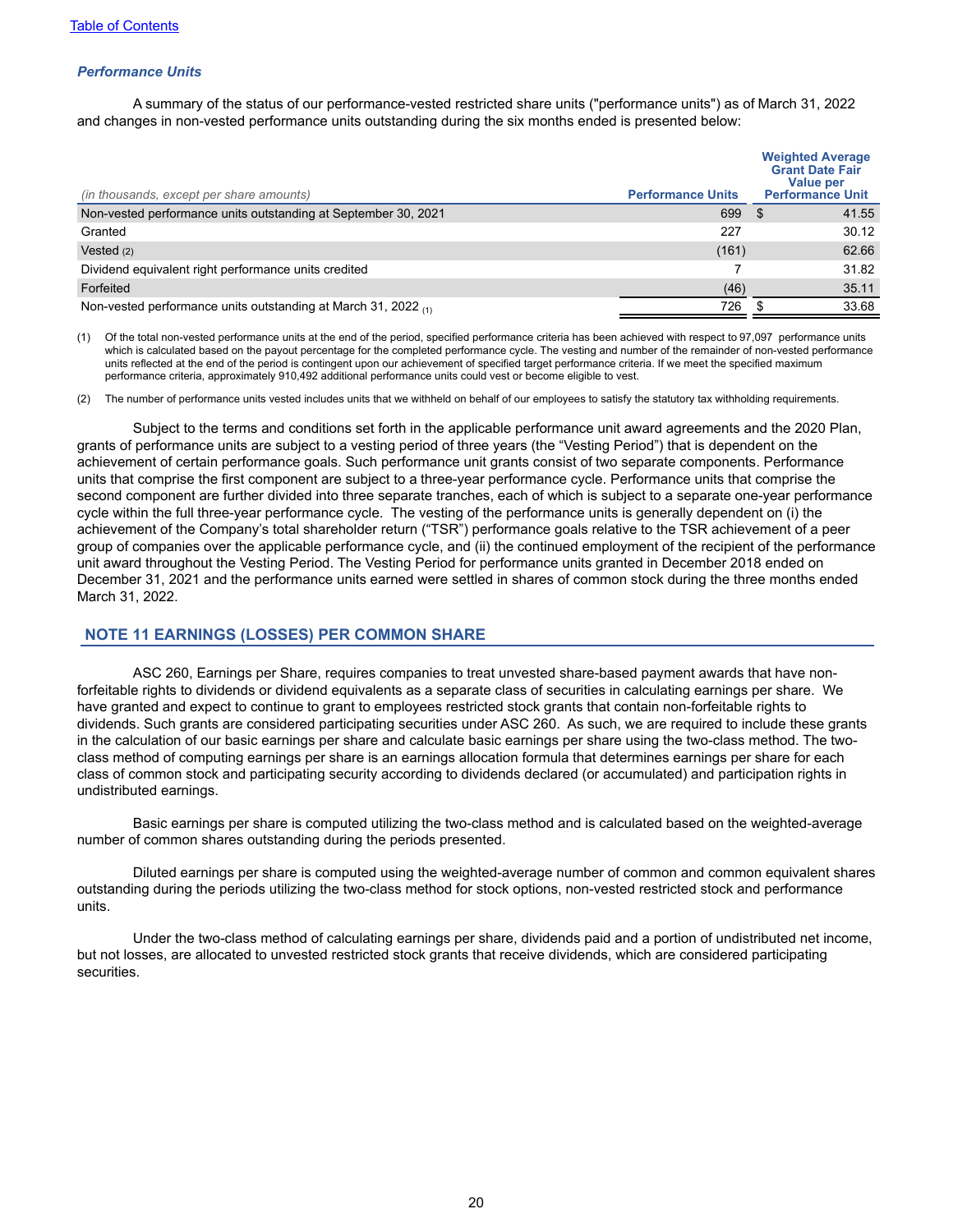### *Performance Units*

A summary of the status of our performance-vested restricted share units ("performance units") as of March 31, 2022 and changes in non-vested performance units outstanding during the six months ended is presented below:

| *(in thousands, except per share amounts)* | Performance Units | Weighted Average Grant Date Fair Value per Performance Unit |
|---|---|---|
| Non-vested performance units outstanding at September 30, 2021 | 699 | $ 41.55 |
| Granted | 227 | 30.12 |
| Vested (2) | (161) | 62.66 |
| Dividend equivalent right performance units credited | 7 | 31.82 |
| Forfeited | (46) | 35.11 |
| Non-vested performance units outstanding at March 31, 2022 (1) | 726 | $ 33.68 |

(1) Of the total non-vested performance units at the end of the period, specified performance criteria has been achieved with respect to 97,097 performance units which is calculated based on the payout percentage for the completed performance cycle. The vesting and number of the remainder of non-vested performance units reflected at the end of the period is contingent upon our achievement of specified target performance criteria. If we meet the specified maximum performance criteria, approximately 910,492 additional performance units could vest or become eligible to vest.

(2) The number of performance units vested includes units that we withheld on behalf of our employees to satisfy the statutory tax withholding requirements.

Subject to the terms and conditions set forth in the applicable performance unit award agreements and the 2020 Plan, grants of performance units are subject to a vesting period of three years (the "Vesting Period") that is dependent on the achievement of certain performance goals. Such performance unit grants consist of two separate components. Performance units that comprise the first component are subject to a three-year performance cycle. Performance units that comprise the second component are further divided into three separate tranches, each of which is subject to a separate one-year performance cycle within the full three-year performance cycle. The vesting of the performance units is generally dependent on (i) the achievement of the Company's total shareholder return ("TSR") performance goals relative to the TSR achievement of a peer group of companies over the applicable performance cycle, and (ii) the continued employment of the recipient of the performance unit award throughout the Vesting Period. The Vesting Period for performance units granted in December 2018 ended on December 31, 2021 and the performance units earned were settled in shares of common stock during the three months ended March 31, 2022.

## NOTE 11 EARNINGS (LOSSES) PER COMMON SHARE

ASC 260, Earnings per Share, requires companies to treat unvested share-based payment awards that have non-forfeitable rights to dividends or dividend equivalents as a separate class of securities in calculating earnings per share. We have granted and expect to continue to grant to employees restricted stock grants that contain non-forfeitable rights to dividends. Such grants are considered participating securities under ASC 260. As such, we are required to include these grants in the calculation of our basic earnings per share and calculate basic earnings per share using the two-class method. The two-class method of computing earnings per share is an earnings allocation formula that determines earnings per share for each class of common stock and participating security according to dividends declared (or accumulated) and participation rights in undistributed earnings.

Basic earnings per share is computed utilizing the two-class method and is calculated based on the weighted-average number of common shares outstanding during the periods presented.

Diluted earnings per share is computed using the weighted-average number of common and common equivalent shares outstanding during the periods utilizing the two-class method for stock options, non-vested restricted stock and performance units.

Under the two-class method of calculating earnings per share, dividends paid and a portion of undistributed net income, but not losses, are allocated to unvested restricted stock grants that receive dividends, which are considered participating securities.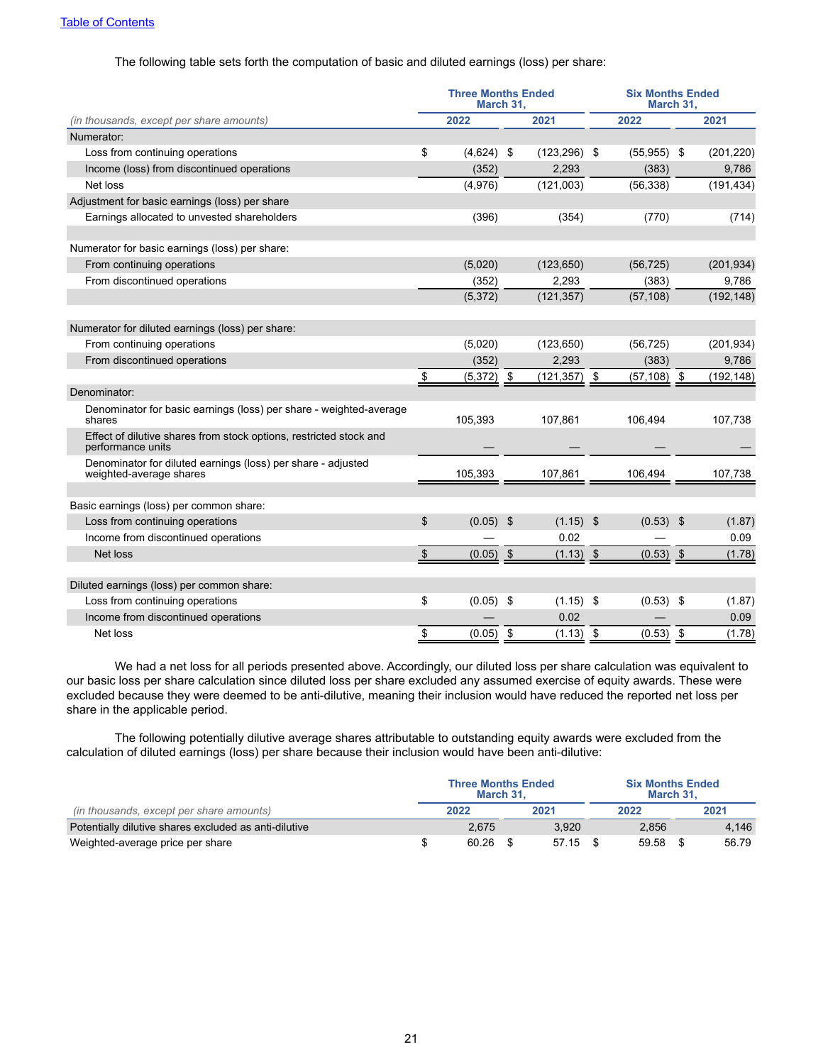The following table sets forth the computation of basic and diluted earnings (loss) per share:

| | Three Months Ended March 31, | | Six Months Ended March 31, | |
|---|---|---|---|---|
| *(in thousands, except per share amounts)* | 2022 | 2021 | 2022 | 2021 |
| Numerator: | | | | |
| Loss from continuing operations | $ (4,624) | $ (123,296) | $ (55,955) | $ (201,220) |
| Income (loss) from discontinued operations | (352) | 2,293 | (383) | 9,786 |
| Net loss | (4,976) | (121,003) | (56,338) | (191,434) |
| Adjustment for basic earnings (loss) per share | | | | |
| Earnings allocated to unvested shareholders | (396) | (354) | (770) | (714) |
| | | | | |
| Numerator for basic earnings (loss) per share: | | | | |
| From continuing operations | (5,020) | (123,650) | (56,725) | (201,934) |
| From discontinued operations | (352) | 2,293 | (383) | 9,786 |
| | (5,372) | (121,357) | (57,108) | (192,148) |
| | | | | |
| Numerator for diluted earnings (loss) per share: | | | | |
| From continuing operations | (5,020) | (123,650) | (56,725) | (201,934) |
| From discontinued operations | (352) | 2,293 | (383) | 9,786 |
| | $ (5,372) | $ (121,357) | $ (57,108) | $ (192,148) |
| Denominator: | | | | |
| Denominator for basic earnings (loss) per share - weighted-average shares | 105,393 | 107,861 | 106,494 | 107,738 |
| Effect of dilutive shares from stock options, restricted stock and performance units | — | — | — | — |
| Denominator for diluted earnings (loss) per share - adjusted weighted-average shares | 105,393 | 107,861 | 106,494 | 107,738 |
| | | | | |
| Basic earnings (loss) per common share: | | | | |
| Loss from continuing operations | $ (0.05) | $ (1.15) | $ (0.53) | $ (1.87) |
| Income from discontinued operations | — | 0.02 | — | 0.09 |
| Net loss | $ (0.05) | $ (1.13) | $ (0.53) | $ (1.78) |
| | | | | |
| Diluted earnings (loss) per common share: | | | | |
| Loss from continuing operations | $ (0.05) | $ (1.15) | $ (0.53) | $ (1.87) |
| Income from discontinued operations | — | 0.02 | — | 0.09 |
| Net loss | $ (0.05) | $ (1.13) | $ (0.53) | $ (1.78) |

We had a net loss for all periods presented above. Accordingly, our diluted loss per share calculation was equivalent to our basic loss per share calculation since diluted loss per share excluded any assumed exercise of equity awards. These were excluded because they were deemed to be anti-dilutive, meaning their inclusion would have reduced the reported net loss per share in the applicable period.

The following potentially dilutive average shares attributable to outstanding equity awards were excluded from the calculation of diluted earnings (loss) per share because their inclusion would have been anti-dilutive:

| | Three Months Ended March 31, | | Six Months Ended March 31, | |
|---|---|---|---|---|
| *(in thousands, except per share amounts)* | 2022 | 2021 | 2022 | 2021 |
| Potentially dilutive shares excluded as anti-dilutive | 2,675 | 3,920 | 2,856 | 4,146 |
| Weighted-average price per share | $ 60.26 | $ 57.15 | $ 59.58 | $ 56.79 |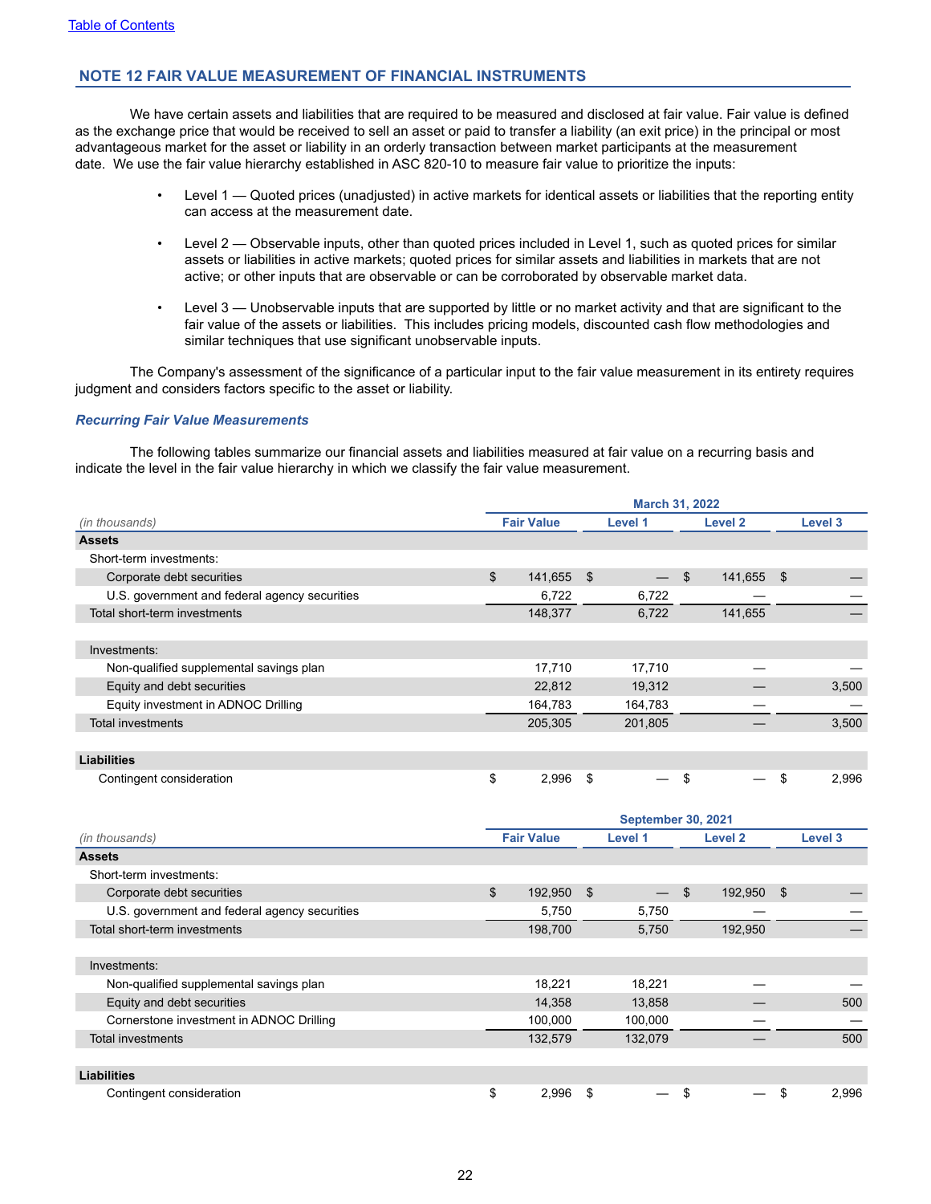[Table of Contents](#)

## NOTE 12 FAIR VALUE MEASUREMENT OF FINANCIAL INSTRUMENTS

We have certain assets and liabilities that are required to be measured and disclosed at fair value. Fair value is defined as the exchange price that would be received to sell an asset or paid to transfer a liability (an exit price) in the principal or most advantageous market for the asset or liability in an orderly transaction between market participants at the measurement date. We use the fair value hierarchy established in ASC 820-10 to measure fair value to prioritize the inputs:

- Level 1 — Quoted prices (unadjusted) in active markets for identical assets or liabilities that the reporting entity can access at the measurement date.
- Level 2 — Observable inputs, other than quoted prices included in Level 1, such as quoted prices for similar assets or liabilities in active markets; quoted prices for similar assets and liabilities in markets that are not active; or other inputs that are observable or can be corroborated by observable market data.
- Level 3 — Unobservable inputs that are supported by little or no market activity and that are significant to the fair value of the assets or liabilities. This includes pricing models, discounted cash flow methodologies and similar techniques that use significant unobservable inputs.

The Company's assessment of the significance of a particular input to the fair value measurement in its entirety requires judgment and considers factors specific to the asset or liability.

### *Recurring Fair Value Measurements*

The following tables summarize our financial assets and liabilities measured at fair value on a recurring basis and indicate the level in the fair value hierarchy in which we classify the fair value measurement.

| | March 31, 2022 | | | |
|---|---|---|---|---|
| *(in thousands)* | Fair Value | Level 1 | Level 2 | Level 3 |
| **Assets** | | | | |
| Short-term investments: | | | | |
| Corporate debt securities | $ 141,655 | $ — | $ 141,655 | $ — |
| U.S. government and federal agency securities | 6,722 | 6,722 | — | — |
| Total short-term investments | 148,377 | 6,722 | 141,655 | — |
| | | | | |
| Investments: | | | | |
| Non-qualified supplemental savings plan | 17,710 | 17,710 | — | — |
| Equity and debt securities | 22,812 | 19,312 | — | 3,500 |
| Equity investment in ADNOC Drilling | 164,783 | 164,783 | — | — |
| Total investments | 205,305 | 201,805 | — | 3,500 |
| | | | | |
| **Liabilities** | | | | |
| Contingent consideration | $ 2,996 | $ — | $ — | $ 2,996 |

| | September 30, 2021 | | | |
|---|---|---|---|---|
| *(in thousands)* | Fair Value | Level 1 | Level 2 | Level 3 |
| **Assets** | | | | |
| Short-term investments: | | | | |
| Corporate debt securities | $ 192,950 | $ — | $ 192,950 | $ — |
| U.S. government and federal agency securities | 5,750 | 5,750 | — | — |
| Total short-term investments | 198,700 | 5,750 | 192,950 | — |
| | | | | |
| Investments: | | | | |
| Non-qualified supplemental savings plan | 18,221 | 18,221 | — | — |
| Equity and debt securities | 14,358 | 13,858 | — | 500 |
| Cornerstone investment in ADNOC Drilling | 100,000 | 100,000 | — | — |
| Total investments | 132,579 | 132,079 | — | 500 |
| | | | | |
| **Liabilities** | | | | |
| Contingent consideration | $ 2,996 | $ — | $ — | $ 2,996 |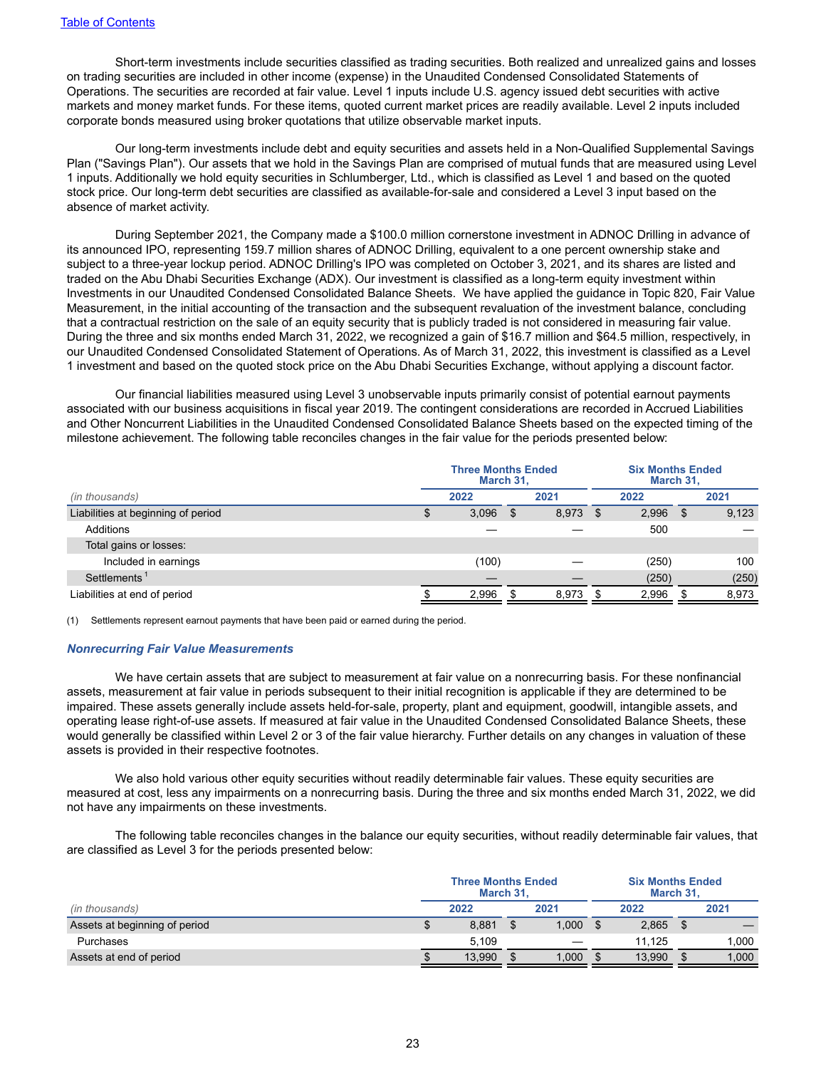Short-term investments include securities classified as trading securities. Both realized and unrealized gains and losses on trading securities are included in other income (expense) in the Unaudited Condensed Consolidated Statements of Operations. The securities are recorded at fair value. Level 1 inputs include U.S. agency issued debt securities with active markets and money market funds. For these items, quoted current market prices are readily available. Level 2 inputs included corporate bonds measured using broker quotations that utilize observable market inputs.

Our long-term investments include debt and equity securities and assets held in a Non-Qualified Supplemental Savings Plan ("Savings Plan"). Our assets that we hold in the Savings Plan are comprised of mutual funds that are measured using Level 1 inputs. Additionally we hold equity securities in Schlumberger, Ltd., which is classified as Level 1 and based on the quoted stock price. Our long-term debt securities are classified as available-for-sale and considered a Level 3 input based on the absence of market activity.

During September 2021, the Company made a $100.0 million cornerstone investment in ADNOC Drilling in advance of its announced IPO, representing 159.7 million shares of ADNOC Drilling, equivalent to a one percent ownership stake and subject to a three-year lockup period. ADNOC Drilling's IPO was completed on October 3, 2021, and its shares are listed and traded on the Abu Dhabi Securities Exchange (ADX). Our investment is classified as a long-term equity investment within Investments in our Unaudited Condensed Consolidated Balance Sheets. We have applied the guidance in Topic 820, Fair Value Measurement, in the initial accounting of the transaction and the subsequent revaluation of the investment balance, concluding that a contractual restriction on the sale of an equity security that is publicly traded is not considered in measuring fair value. During the three and six months ended March 31, 2022, we recognized a gain of $16.7 million and $64.5 million, respectively, in our Unaudited Condensed Consolidated Statement of Operations. As of March 31, 2022, this investment is classified as a Level 1 investment and based on the quoted stock price on the Abu Dhabi Securities Exchange, without applying a discount factor.

Our financial liabilities measured using Level 3 unobservable inputs primarily consist of potential earnout payments associated with our business acquisitions in fiscal year 2019. The contingent considerations are recorded in Accrued Liabilities and Other Noncurrent Liabilities in the Unaudited Condensed Consolidated Balance Sheets based on the expected timing of the milestone achievement. The following table reconciles changes in the fair value for the periods presented below:

| | Three Months Ended March 31, | | Six Months Ended March 31, | |
|---|---|---|---|---|
| *(in thousands)* | 2022 | 2021 | 2022 | 2021 |
| Liabilities at beginning of period | $ 3,096 | $ 8,973 | $ 2,996 | $ 9,123 |
| Additions | — | — | 500 | — |
| Total gains or losses: | | | | |
| Included in earnings | (100) | — | (250) | 100 |
| Settlements [1] | — | — | (250) | (250) |
| Liabilities at end of period | $ 2,996 | $ 8,973 | $ 2,996 | $ 8,973 |

(1) Settlements represent earnout payments that have been paid or earned during the period.

### *Nonrecurring Fair Value Measurements*

We have certain assets that are subject to measurement at fair value on a nonrecurring basis. For these nonfinancial assets, measurement at fair value in periods subsequent to their initial recognition is applicable if they are determined to be impaired. These assets generally include assets held-for-sale, property, plant and equipment, goodwill, intangible assets, and operating lease right-of-use assets. If measured at fair value in the Unaudited Condensed Consolidated Balance Sheets, these would generally be classified within Level 2 or 3 of the fair value hierarchy. Further details on any changes in valuation of these assets is provided in their respective footnotes.

We also hold various other equity securities without readily determinable fair values. These equity securities are measured at cost, less any impairments on a nonrecurring basis. During the three and six months ended March 31, 2022, we did not have any impairments on these investments.

The following table reconciles changes in the balance our equity securities, without readily determinable fair values, that are classified as Level 3 for the periods presented below:

| | Three Months Ended March 31, | | Six Months Ended March 31, | |
|---|---|---|---|---|
| *(in thousands)* | 2022 | 2021 | 2022 | 2021 |
| Assets at beginning of period | $ 8,881 | $ 1,000 | $ 2,865 | $ — |
| Purchases | 5,109 | — | 11,125 | 1,000 |
| Assets at end of period | $ 13,990 | $ 1,000 | $ 13,990 | $ 1,000 |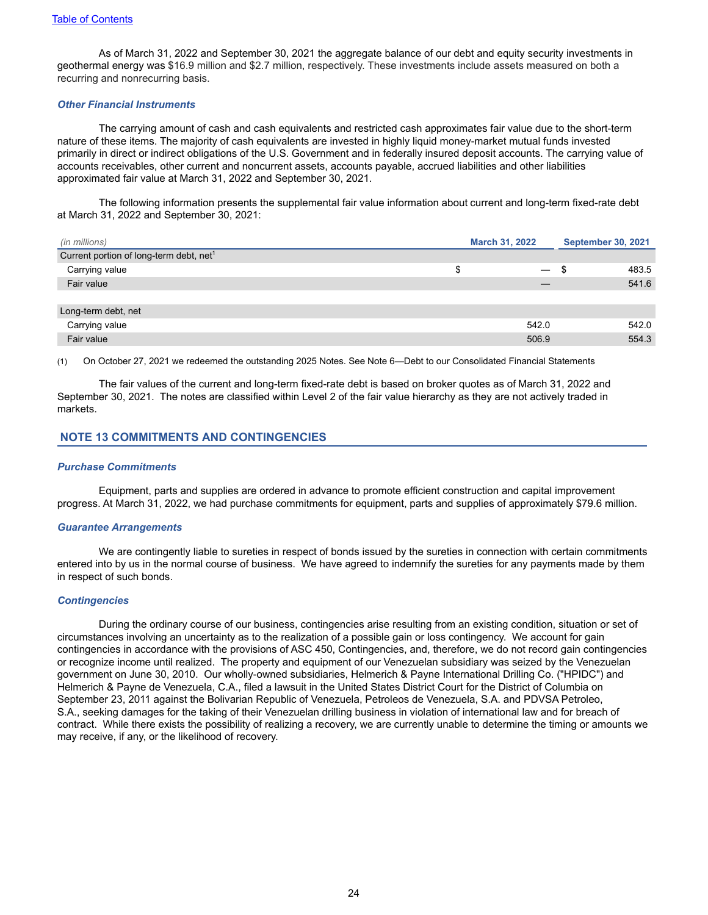As of March 31, 2022 and September 30, 2021 the aggregate balance of our debt and equity security investments in geothermal energy was $16.9 million and $2.7 million, respectively. These investments include assets measured on both a recurring and nonrecurring basis.

### *Other Financial Instruments*

The carrying amount of cash and cash equivalents and restricted cash approximates fair value due to the short-term nature of these items. The majority of cash equivalents are invested in highly liquid money-market mutual funds invested primarily in direct or indirect obligations of the U.S. Government and in federally insured deposit accounts. The carrying value of accounts receivables, other current and noncurrent assets, accounts payable, accrued liabilities and other liabilities approximated fair value at March 31, 2022 and September 30, 2021.

The following information presents the supplemental fair value information about current and long-term fixed-rate debt at March 31, 2022 and September 30, 2021:

| *(in millions)* | March 31, 2022 | September 30, 2021 |
|---|---|---|
| Current portion of long-term debt, net[1] | | |
| Carrying value | $ — | $ 483.5 |
| Fair value | — | 541.6 |
| | | |
| Long-term debt, net | | |
| Carrying value | 542.0 | 542.0 |
| Fair value | 506.9 | 554.3 |

(1) On October 27, 2021 we redeemed the outstanding 2025 Notes. See Note 6—Debt to our Consolidated Financial Statements

The fair values of the current and long-term fixed-rate debt is based on broker quotes as of March 31, 2022 and September 30, 2021. The notes are classified within Level 2 of the fair value hierarchy as they are not actively traded in markets.

## NOTE 13 COMMITMENTS AND CONTINGENCIES

### *Purchase Commitments*

Equipment, parts and supplies are ordered in advance to promote efficient construction and capital improvement progress. At March 31, 2022, we had purchase commitments for equipment, parts and supplies of approximately $79.6 million.

### *Guarantee Arrangements*

We are contingently liable to sureties in respect of bonds issued by the sureties in connection with certain commitments entered into by us in the normal course of business. We have agreed to indemnify the sureties for any payments made by them in respect of such bonds.

### *Contingencies*

During the ordinary course of our business, contingencies arise resulting from an existing condition, situation or set of circumstances involving an uncertainty as to the realization of a possible gain or loss contingency. We account for gain contingencies in accordance with the provisions of ASC 450, Contingencies, and, therefore, we do not record gain contingencies or recognize income until realized. The property and equipment of our Venezuelan subsidiary was seized by the Venezuelan government on June 30, 2010. Our wholly-owned subsidiaries, Helmerich & Payne International Drilling Co. ("HPIDC") and Helmerich & Payne de Venezuela, C.A., filed a lawsuit in the United States District Court for the District of Columbia on September 23, 2011 against the Bolivarian Republic of Venezuela, Petroleos de Venezuela, S.A. and PDVSA Petroleo, S.A., seeking damages for the taking of their Venezuelan drilling business in violation of international law and for breach of contract. While there exists the possibility of realizing a recovery, we are currently unable to determine the timing or amounts we may receive, if any, or the likelihood of recovery.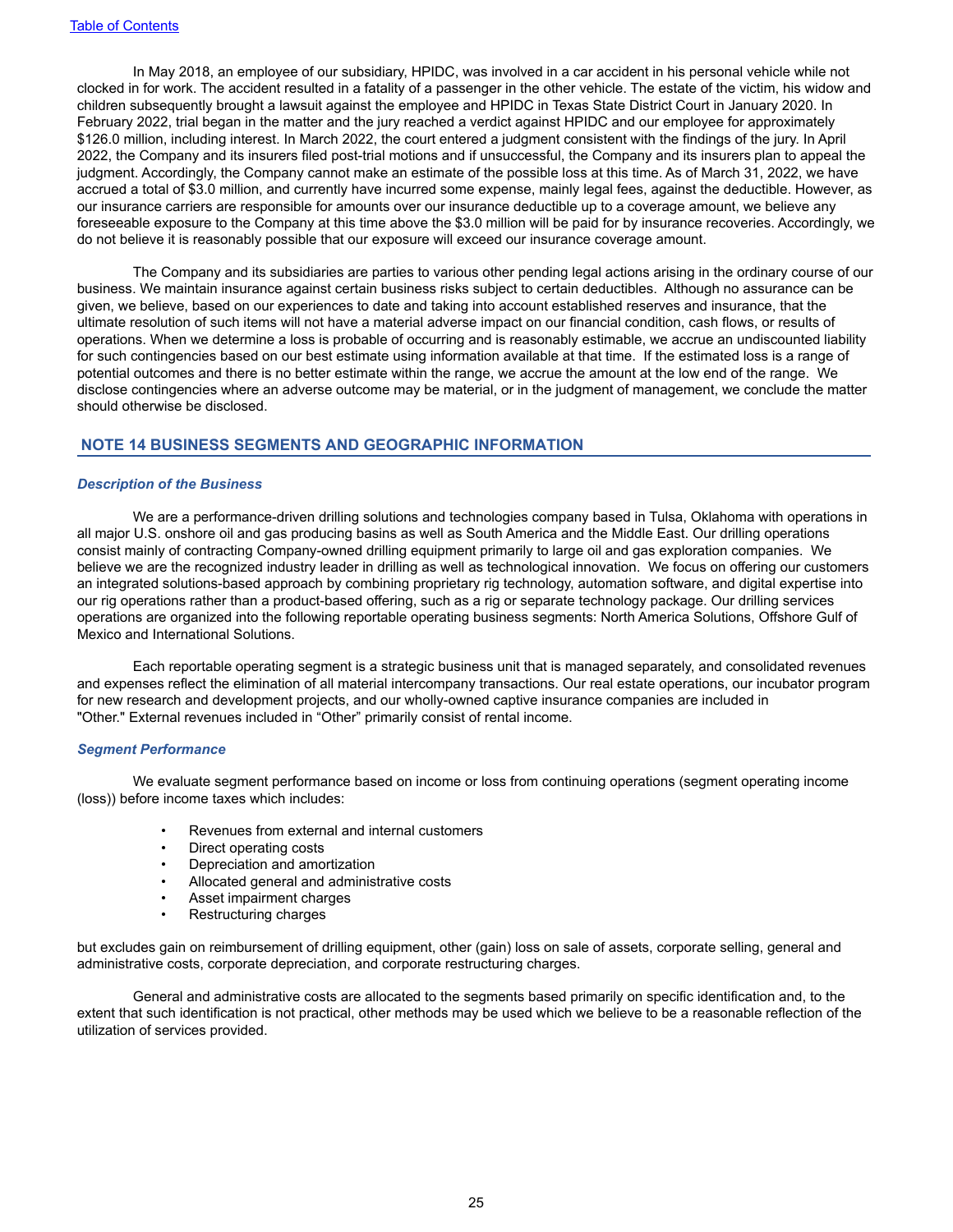In May 2018, an employee of our subsidiary, HPIDC, was involved in a car accident in his personal vehicle while not clocked in for work. The accident resulted in a fatality of a passenger in the other vehicle. The estate of the victim, his widow and children subsequently brought a lawsuit against the employee and HPIDC in Texas State District Court in January 2020. In February 2022, trial began in the matter and the jury reached a verdict against HPIDC and our employee for approximately $126.0 million, including interest. In March 2022, the court entered a judgment consistent with the findings of the jury. In April 2022, the Company and its insurers filed post-trial motions and if unsuccessful, the Company and its insurers plan to appeal the judgment. Accordingly, the Company cannot make an estimate of the possible loss at this time. As of March 31, 2022, we have accrued a total of $3.0 million, and currently have incurred some expense, mainly legal fees, against the deductible. However, as our insurance carriers are responsible for amounts over our insurance deductible up to a coverage amount, we believe any foreseeable exposure to the Company at this time above the $3.0 million will be paid for by insurance recoveries. Accordingly, we do not believe it is reasonably possible that our exposure will exceed our insurance coverage amount.

The Company and its subsidiaries are parties to various other pending legal actions arising in the ordinary course of our business. We maintain insurance against certain business risks subject to certain deductibles. Although no assurance can be given, we believe, based on our experiences to date and taking into account established reserves and insurance, that the ultimate resolution of such items will not have a material adverse impact on our financial condition, cash flows, or results of operations. When we determine a loss is probable of occurring and is reasonably estimable, we accrue an undiscounted liability for such contingencies based on our best estimate using information available at that time. If the estimated loss is a range of potential outcomes and there is no better estimate within the range, we accrue the amount at the low end of the range. We disclose contingencies where an adverse outcome may be material, or in the judgment of management, we conclude the matter should otherwise be disclosed.

## NOTE 14 BUSINESS SEGMENTS AND GEOGRAPHIC INFORMATION

### *Description of the Business*

We are a performance-driven drilling solutions and technologies company based in Tulsa, Oklahoma with operations in all major U.S. onshore oil and gas producing basins as well as South America and the Middle East. Our drilling operations consist mainly of contracting Company-owned drilling equipment primarily to large oil and gas exploration companies. We believe we are the recognized industry leader in drilling as well as technological innovation. We focus on offering our customers an integrated solutions-based approach by combining proprietary rig technology, automation software, and digital expertise into our rig operations rather than a product-based offering, such as a rig or separate technology package. Our drilling services operations are organized into the following reportable operating business segments: North America Solutions, Offshore Gulf of Mexico and International Solutions.

Each reportable operating segment is a strategic business unit that is managed separately, and consolidated revenues and expenses reflect the elimination of all material intercompany transactions. Our real estate operations, our incubator program for new research and development projects, and our wholly-owned captive insurance companies are included in "Other." External revenues included in "Other" primarily consist of rental income.

### *Segment Performance*

We evaluate segment performance based on income or loss from continuing operations (segment operating income (loss)) before income taxes which includes:

- Revenues from external and internal customers
- Direct operating costs
- Depreciation and amortization
- Allocated general and administrative costs
- Asset impairment charges
- Restructuring charges

but excludes gain on reimbursement of drilling equipment, other (gain) loss on sale of assets, corporate selling, general and administrative costs, corporate depreciation, and corporate restructuring charges.

General and administrative costs are allocated to the segments based primarily on specific identification and, to the extent that such identification is not practical, other methods may be used which we believe to be a reasonable reflection of the utilization of services provided.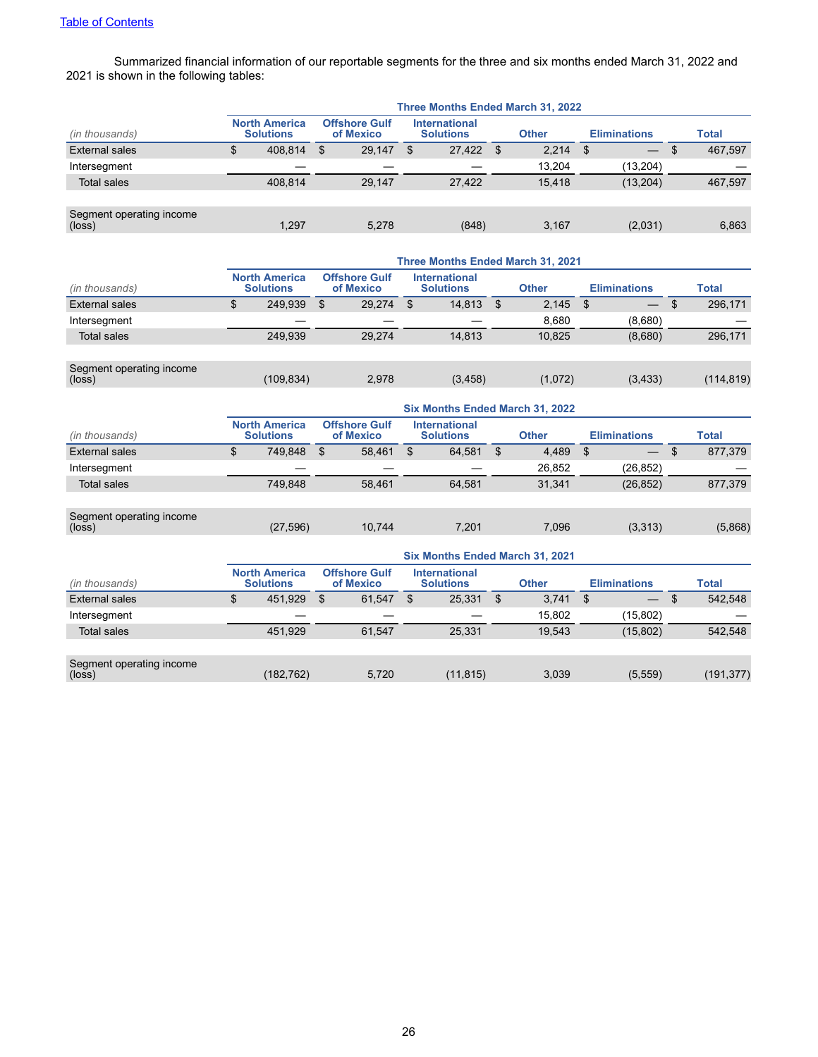Summarized financial information of our reportable segments for the three and six months ended March 31, 2022 and 2021 is shown in the following tables:

| | Three Months Ended March 31, 2022 | | | | | |
|---|---|---|---|---|---|---|
| *(in thousands)* | North America Solutions | Offshore Gulf of Mexico | International Solutions | Other | Eliminations | Total |
| External sales | $ 408,814 | $ 29,147 | $ 27,422 | $ 2,214 | $ — | $ 467,597 |
| Intersegment | — | — | — | 13,204 | (13,204) | — |
| Total sales | 408,814 | 29,147 | 27,422 | 15,418 | (13,204) | 467,597 |
| Segment operating income (loss) | 1,297 | 5,278 | (848) | 3,167 | (2,031) | 6,863 |

| | Three Months Ended March 31, 2021 | | | | | |
|---|---|---|---|---|---|---|
| *(in thousands)* | North America Solutions | Offshore Gulf of Mexico | International Solutions | Other | Eliminations | Total |
| External sales | $ 249,939 | $ 29,274 | $ 14,813 | $ 2,145 | $ — | $ 296,171 |
| Intersegment | — | — | — | 8,680 | (8,680) | — |
| Total sales | 249,939 | 29,274 | 14,813 | 10,825 | (8,680) | 296,171 |
| Segment operating income (loss) | (109,834) | 2,978 | (3,458) | (1,072) | (3,433) | (114,819) |

| | Six Months Ended March 31, 2022 | | | | | |
|---|---|---|---|---|---|---|
| *(in thousands)* | North America Solutions | Offshore Gulf of Mexico | International Solutions | Other | Eliminations | Total |
| External sales | $ 749,848 | $ 58,461 | $ 64,581 | $ 4,489 | $ — | $ 877,379 |
| Intersegment | — | — | — | 26,852 | (26,852) | — |
| Total sales | 749,848 | 58,461 | 64,581 | 31,341 | (26,852) | 877,379 |
| Segment operating income (loss) | (27,596) | 10,744 | 7,201 | 7,096 | (3,313) | (5,868) |

| | Six Months Ended March 31, 2021 | | | | | |
|---|---|---|---|---|---|---|
| *(in thousands)* | North America Solutions | Offshore Gulf of Mexico | International Solutions | Other | Eliminations | Total |
| External sales | $ 451,929 | $ 61,547 | $ 25,331 | $ 3,741 | $ — | $ 542,548 |
| Intersegment | — | — | — | 15,802 | (15,802) | — |
| Total sales | 451,929 | 61,547 | 25,331 | 19,543 | (15,802) | 542,548 |
| Segment operating income (loss) | (182,762) | 5,720 | (11,815) | 3,039 | (5,559) | (191,377) |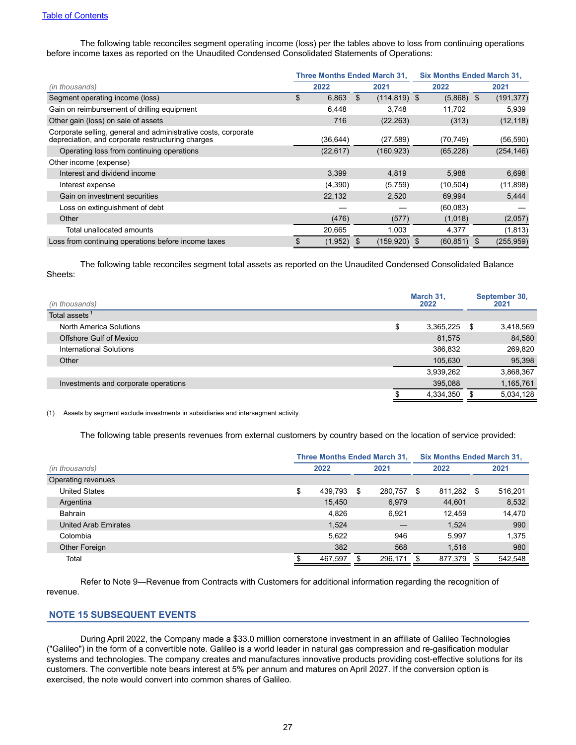Table of Contents

The following table reconciles segment operating income (loss) per the tables above to loss from continuing operations before income taxes as reported on the Unaudited Condensed Consolidated Statements of Operations:

| (in thousands) | Three Months Ended March 31, 2022 | Three Months Ended March 31, 2021 | Six Months Ended March 31, 2022 | Six Months Ended March 31, 2021 |
|---|---|---|---|---|
| Segment operating income (loss) | $ 6,863 | $ (114,819) | $ (5,868) | $ (191,377) |
| Gain on reimbursement of drilling equipment | 6,448 | 3,748 | 11,702 | 5,939 |
| Other gain (loss) on sale of assets | 716 | (22,263) | (313) | (12,118) |
| Corporate selling, general and administrative costs, corporate depreciation, and corporate restructuring charges | (36,644) | (27,589) | (70,749) | (56,590) |
| Operating loss from continuing operations | (22,617) | (160,923) | (65,228) | (254,146) |
| Other income (expense) | | | | |
| Interest and dividend income | 3,399 | 4,819 | 5,988 | 6,698 |
| Interest expense | (4,390) | (5,759) | (10,504) | (11,898) |
| Gain on investment securities | 22,132 | 2,520 | 69,994 | 5,444 |
| Loss on extinguishment of debt | — | — | (60,083) | — |
| Other | (476) | (577) | (1,018) | (2,057) |
| Total unallocated amounts | 20,665 | 1,003 | 4,377 | (1,813) |
| Loss from continuing operations before income taxes | $ (1,952) | $ (159,920) | $ (60,851) | $ (255,959) |

The following table reconciles segment total assets as reported on the Unaudited Condensed Consolidated Balance Sheets:

| (in thousands) | March 31, 2022 | September 30, 2021 |
|---|---|---|
| Total assets [1] | | |
| North America Solutions | $ 3,365,225 | $ 3,418,569 |
| Offshore Gulf of Mexico | 81,575 | 84,580 |
| International Solutions | 386,832 | 269,820 |
| Other | 105,630 | 95,398 |
| | 3,939,262 | 3,868,367 |
| Investments and corporate operations | 395,088 | 1,165,761 |
| | $ 4,334,350 | $ 5,034,128 |

(1) Assets by segment exclude investments in subsidiaries and intersegment activity.

The following table presents revenues from external customers by country based on the location of service provided:

| (in thousands) | Three Months Ended March 31, 2022 | Three Months Ended March 31, 2021 | Six Months Ended March 31, 2022 | Six Months Ended March 31, 2021 |
|---|---|---|---|---|
| Operating revenues | | | | |
| United States | $ 439,793 | $ 280,757 | $ 811,282 | $ 516,201 |
| Argentina | 15,450 | 6,979 | 44,601 | 8,532 |
| Bahrain | 4,826 | 6,921 | 12,459 | 14,470 |
| United Arab Emirates | 1,524 | — | 1,524 | 990 |
| Colombia | 5,622 | 946 | 5,997 | 1,375 |
| Other Foreign | 382 | 568 | 1,516 | 980 |
| Total | $ 467,597 | $ 296,171 | $ 877,379 | $ 542,548 |

Refer to Note 9—Revenue from Contracts with Customers for additional information regarding the recognition of revenue.

## NOTE 15 SUBSEQUENT EVENTS

During April 2022, the Company made a $33.0 million cornerstone investment in an affiliate of Galileo Technologies ("Galileo") in the form of a convertible note. Galileo is a world leader in natural gas compression and re-gasification modular systems and technologies. The company creates and manufactures innovative products providing cost-effective solutions for its customers. The convertible note bears interest at 5% per annum and matures on April 2027. If the conversion option is exercised, the note would convert into common shares of Galileo.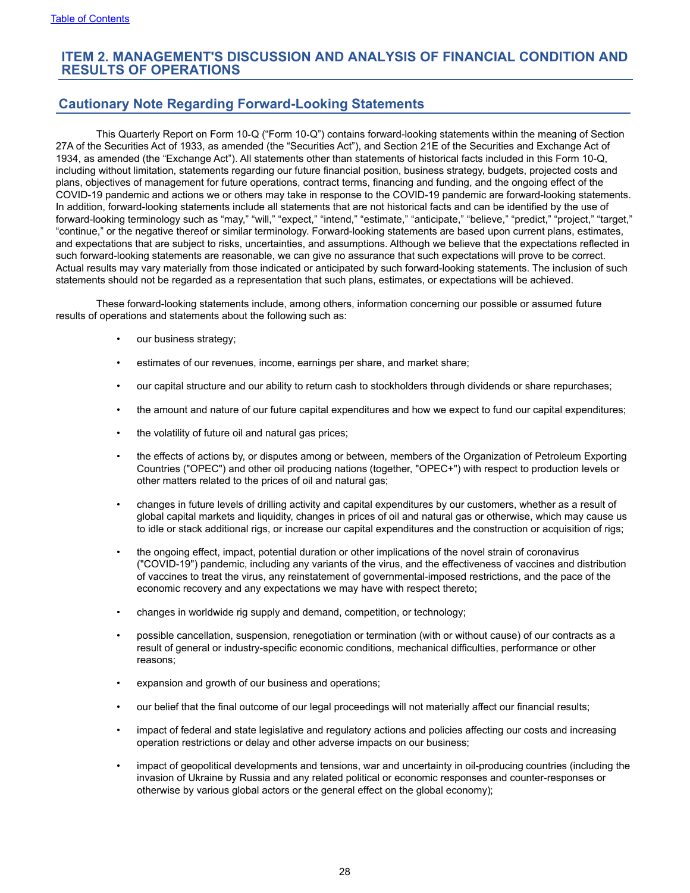## ITEM 2. MANAGEMENT'S DISCUSSION AND ANALYSIS OF FINANCIAL CONDITION AND RESULTS OF OPERATIONS

### Cautionary Note Regarding Forward-Looking Statements

This Quarterly Report on Form 10-Q (“Form 10-Q”) contains forward-looking statements within the meaning of Section 27A of the Securities Act of 1933, as amended (the “Securities Act”), and Section 21E of the Securities and Exchange Act of 1934, as amended (the “Exchange Act”). All statements other than statements of historical facts included in this Form 10-Q, including without limitation, statements regarding our future financial position, business strategy, budgets, projected costs and plans, objectives of management for future operations, contract terms, financing and funding, and the ongoing effect of the COVID-19 pandemic and actions we or others may take in response to the COVID-19 pandemic are forward-looking statements. In addition, forward-looking statements include all statements that are not historical facts and can be identified by the use of forward-looking terminology such as “may,” “will,” “expect,” “intend,” “estimate,” “anticipate,” “believe,” “predict,” “project,” “target,” “continue,” or the negative thereof or similar terminology. Forward-looking statements are based upon current plans, estimates, and expectations that are subject to risks, uncertainties, and assumptions. Although we believe that the expectations reflected in such forward-looking statements are reasonable, we can give no assurance that such expectations will prove to be correct. Actual results may vary materially from those indicated or anticipated by such forward-looking statements. The inclusion of such statements should not be regarded as a representation that such plans, estimates, or expectations will be achieved.

These forward-looking statements include, among others, information concerning our possible or assumed future results of operations and statements about the following such as:

- our business strategy;
- estimates of our revenues, income, earnings per share, and market share;
- our capital structure and our ability to return cash to stockholders through dividends or share repurchases;
- the amount and nature of our future capital expenditures and how we expect to fund our capital expenditures;
- the volatility of future oil and natural gas prices;
- the effects of actions by, or disputes among or between, members of the Organization of Petroleum Exporting Countries ("OPEC") and other oil producing nations (together, "OPEC+") with respect to production levels or other matters related to the prices of oil and natural gas;
- changes in future levels of drilling activity and capital expenditures by our customers, whether as a result of global capital markets and liquidity, changes in prices of oil and natural gas or otherwise, which may cause us to idle or stack additional rigs, or increase our capital expenditures and the construction or acquisition of rigs;
- the ongoing effect, impact, potential duration or other implications of the novel strain of coronavirus ("COVID-19") pandemic, including any variants of the virus, and the effectiveness of vaccines and distribution of vaccines to treat the virus, any reinstatement of governmental-imposed restrictions, and the pace of the economic recovery and any expectations we may have with respect thereto;
- changes in worldwide rig supply and demand, competition, or technology;
- possible cancellation, suspension, renegotiation or termination (with or without cause) of our contracts as a result of general or industry-specific economic conditions, mechanical difficulties, performance or other reasons;
- expansion and growth of our business and operations;
- our belief that the final outcome of our legal proceedings will not materially affect our financial results;
- impact of federal and state legislative and regulatory actions and policies affecting our costs and increasing operation restrictions or delay and other adverse impacts on our business;
- impact of geopolitical developments and tensions, war and uncertainty in oil-producing countries (including the invasion of Ukraine by Russia and any related political or economic responses and counter-responses or otherwise by various global actors or the general effect on the global economy);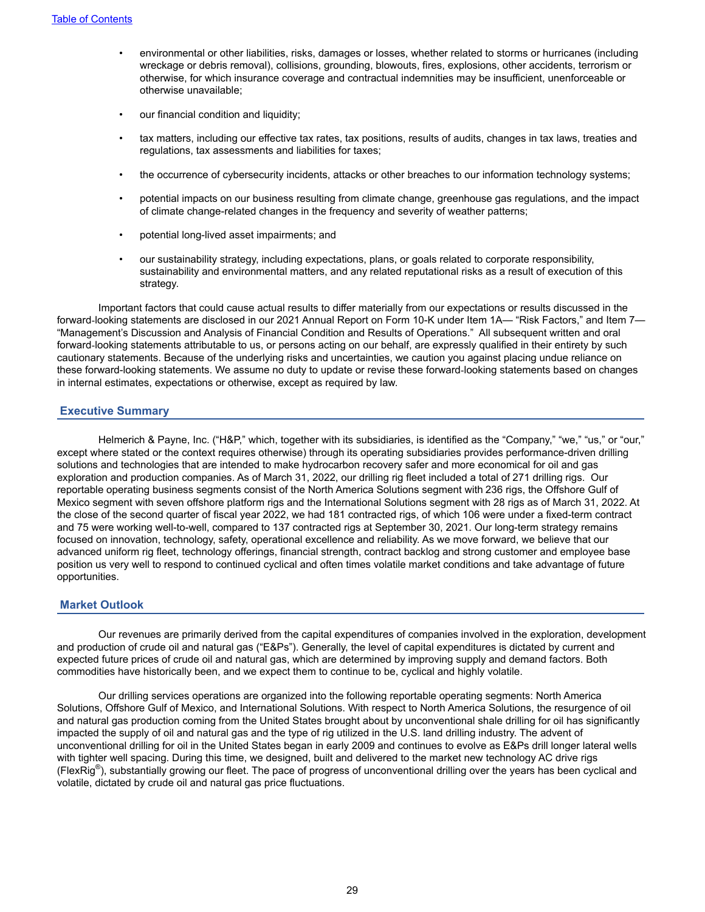- environmental or other liabilities, risks, damages or losses, whether related to storms or hurricanes (including wreckage or debris removal), collisions, grounding, blowouts, fires, explosions, other accidents, terrorism or otherwise, for which insurance coverage and contractual indemnities may be insufficient, unenforceable or otherwise unavailable;

- our financial condition and liquidity;

- tax matters, including our effective tax rates, tax positions, results of audits, changes in tax laws, treaties and regulations, tax assessments and liabilities for taxes;

- the occurrence of cybersecurity incidents, attacks or other breaches to our information technology systems;

- potential impacts on our business resulting from climate change, greenhouse gas regulations, and the impact of climate change-related changes in the frequency and severity of weather patterns;

- potential long-lived asset impairments; and

- our sustainability strategy, including expectations, plans, or goals related to corporate responsibility, sustainability and environmental matters, and any related reputational risks as a result of execution of this strategy.

Important factors that could cause actual results to differ materially from our expectations or results discussed in the forward-looking statements are disclosed in our 2021 Annual Report on Form 10-K under Item 1A— "Risk Factors," and Item 7—"Management's Discussion and Analysis of Financial Condition and Results of Operations." All subsequent written and oral forward-looking statements attributable to us, or persons acting on our behalf, are expressly qualified in their entirety by such cautionary statements. Because of the underlying risks and uncertainties, we caution you against placing undue reliance on these forward-looking statements. We assume no duty to update or revise these forward-looking statements based on changes in internal estimates, expectations or otherwise, except as required by law.

## Executive Summary

Helmerich & Payne, Inc. ("H&P," which, together with its subsidiaries, is identified as the "Company," "we," "us," or "our," except where stated or the context requires otherwise) through its operating subsidiaries provides performance-driven drilling solutions and technologies that are intended to make hydrocarbon recovery safer and more economical for oil and gas exploration and production companies. As of March 31, 2022, our drilling rig fleet included a total of 271 drilling rigs. Our reportable operating business segments consist of the North America Solutions segment with 236 rigs, the Offshore Gulf of Mexico segment with seven offshore platform rigs and the International Solutions segment with 28 rigs as of March 31, 2022. At the close of the second quarter of fiscal year 2022, we had 181 contracted rigs, of which 106 were under a fixed-term contract and 75 were working well-to-well, compared to 137 contracted rigs at September 30, 2021. Our long-term strategy remains focused on innovation, technology, safety, operational excellence and reliability. As we move forward, we believe that our advanced uniform rig fleet, technology offerings, financial strength, contract backlog and strong customer and employee base position us very well to respond to continued cyclical and often times volatile market conditions and take advantage of future opportunities.

## Market Outlook

Our revenues are primarily derived from the capital expenditures of companies involved in the exploration, development and production of crude oil and natural gas ("E&Ps"). Generally, the level of capital expenditures is dictated by current and expected future prices of crude oil and natural gas, which are determined by improving supply and demand factors. Both commodities have historically been, and we expect them to continue to be, cyclical and highly volatile.

Our drilling services operations are organized into the following reportable operating segments: North America Solutions, Offshore Gulf of Mexico, and International Solutions. With respect to North America Solutions, the resurgence of oil and natural gas production coming from the United States brought about by unconventional shale drilling for oil has significantly impacted the supply of oil and natural gas and the type of rig utilized in the U.S. land drilling industry. The advent of unconventional drilling for oil in the United States began in early 2009 and continues to evolve as E&Ps drill longer lateral wells with tighter well spacing. During this time, we designed, built and delivered to the market new technology AC drive rigs (FlexRig®), substantially growing our fleet. The pace of progress of unconventional drilling over the years has been cyclical and volatile, dictated by crude oil and natural gas price fluctuations.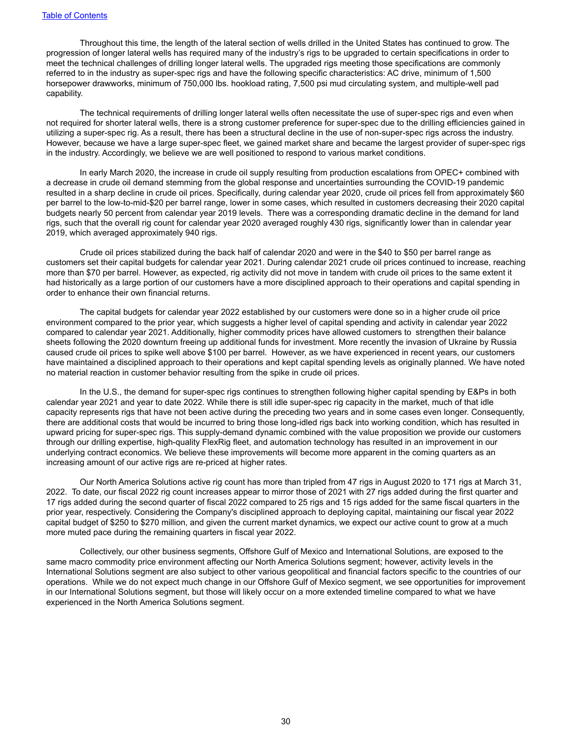Throughout this time, the length of the lateral section of wells drilled in the United States has continued to grow. The progression of longer lateral wells has required many of the industry's rigs to be upgraded to certain specifications in order to meet the technical challenges of drilling longer lateral wells. The upgraded rigs meeting those specifications are commonly referred to in the industry as super-spec rigs and have the following specific characteristics: AC drive, minimum of 1,500 horsepower drawworks, minimum of 750,000 lbs. hookload rating, 7,500 psi mud circulating system, and multiple-well pad capability.

The technical requirements of drilling longer lateral wells often necessitate the use of super-spec rigs and even when not required for shorter lateral wells, there is a strong customer preference for super-spec due to the drilling efficiencies gained in utilizing a super-spec rig. As a result, there has been a structural decline in the use of non-super-spec rigs across the industry. However, because we have a large super-spec fleet, we gained market share and became the largest provider of super-spec rigs in the industry. Accordingly, we believe we are well positioned to respond to various market conditions.

In early March 2020, the increase in crude oil supply resulting from production escalations from OPEC+ combined with a decrease in crude oil demand stemming from the global response and uncertainties surrounding the COVID-19 pandemic resulted in a sharp decline in crude oil prices. Specifically, during calendar year 2020, crude oil prices fell from approximately $60 per barrel to the low-to-mid-$20 per barrel range, lower in some cases, which resulted in customers decreasing their 2020 capital budgets nearly 50 percent from calendar year 2019 levels. There was a corresponding dramatic decline in the demand for land rigs, such that the overall rig count for calendar year 2020 averaged roughly 430 rigs, significantly lower than in calendar year 2019, which averaged approximately 940 rigs.

Crude oil prices stabilized during the back half of calendar 2020 and were in the $40 to $50 per barrel range as customers set their capital budgets for calendar year 2021. During calendar 2021 crude oil prices continued to increase, reaching more than $70 per barrel. However, as expected, rig activity did not move in tandem with crude oil prices to the same extent it had historically as a large portion of our customers have a more disciplined approach to their operations and capital spending in order to enhance their own financial returns.

The capital budgets for calendar year 2022 established by our customers were done so in a higher crude oil price environment compared to the prior year, which suggests a higher level of capital spending and activity in calendar year 2022 compared to calendar year 2021. Additionally, higher commodity prices have allowed customers to strengthen their balance sheets following the 2020 downturn freeing up additional funds for investment. More recently the invasion of Ukraine by Russia caused crude oil prices to spike well above $100 per barrel. However, as we have experienced in recent years, our customers have maintained a disciplined approach to their operations and kept capital spending levels as originally planned. We have noted no material reaction in customer behavior resulting from the spike in crude oil prices.

In the U.S., the demand for super-spec rigs continues to strengthen following higher capital spending by E&Ps in both calendar year 2021 and year to date 2022. While there is still idle super-spec rig capacity in the market, much of that idle capacity represents rigs that have not been active during the preceding two years and in some cases even longer. Consequently, there are additional costs that would be incurred to bring those long-idled rigs back into working condition, which has resulted in upward pricing for super-spec rigs. This supply-demand dynamic combined with the value proposition we provide our customers through our drilling expertise, high-quality FlexRig fleet, and automation technology has resulted in an improvement in our underlying contract economics. We believe these improvements will become more apparent in the coming quarters as an increasing amount of our active rigs are re-priced at higher rates.

Our North America Solutions active rig count has more than tripled from 47 rigs in August 2020 to 171 rigs at March 31, 2022. To date, our fiscal 2022 rig count increases appear to mirror those of 2021 with 27 rigs added during the first quarter and 17 rigs added during the second quarter of fiscal 2022 compared to 25 rigs and 15 rigs added for the same fiscal quarters in the prior year, respectively. Considering the Company's disciplined approach to deploying capital, maintaining our fiscal year 2022 capital budget of $250 to $270 million, and given the current market dynamics, we expect our active count to grow at a much more muted pace during the remaining quarters in fiscal year 2022.

Collectively, our other business segments, Offshore Gulf of Mexico and International Solutions, are exposed to the same macro commodity price environment affecting our North America Solutions segment; however, activity levels in the International Solutions segment are also subject to other various geopolitical and financial factors specific to the countries of our operations. While we do not expect much change in our Offshore Gulf of Mexico segment, we see opportunities for improvement in our International Solutions segment, but those will likely occur on a more extended timeline compared to what we have experienced in the North America Solutions segment.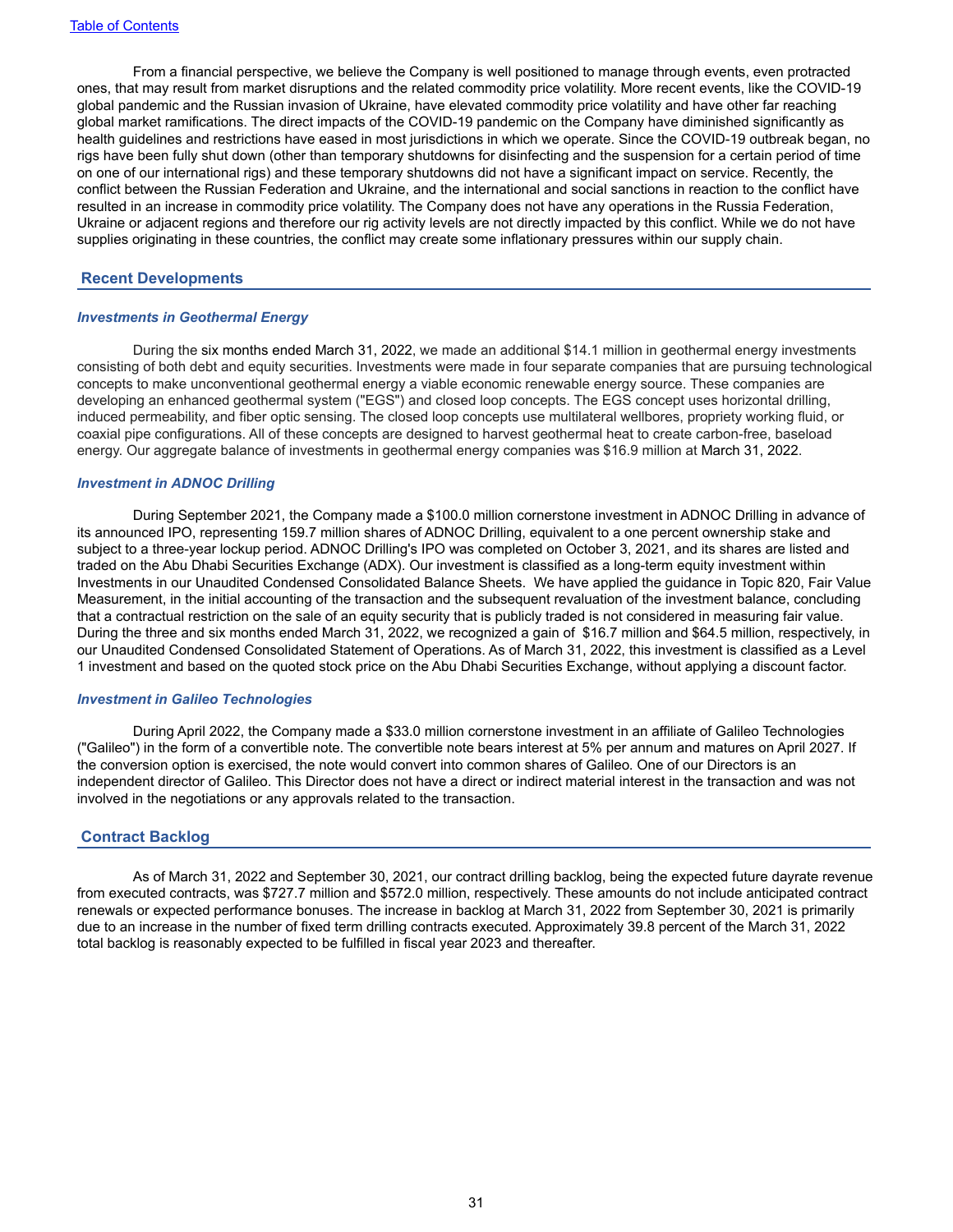From a financial perspective, we believe the Company is well positioned to manage through events, even protracted ones, that may result from market disruptions and the related commodity price volatility. More recent events, like the COVID-19 global pandemic and the Russian invasion of Ukraine, have elevated commodity price volatility and have other far reaching global market ramifications. The direct impacts of the COVID-19 pandemic on the Company have diminished significantly as health guidelines and restrictions have eased in most jurisdictions in which we operate. Since the COVID-19 outbreak began, no rigs have been fully shut down (other than temporary shutdowns for disinfecting and the suspension for a certain period of time on one of our international rigs) and these temporary shutdowns did not have a significant impact on service. Recently, the conflict between the Russian Federation and Ukraine, and the international and social sanctions in reaction to the conflict have resulted in an increase in commodity price volatility. The Company does not have any operations in the Russia Federation, Ukraine or adjacent regions and therefore our rig activity levels are not directly impacted by this conflict. While we do not have supplies originating in these countries, the conflict may create some inflationary pressures within our supply chain.

## Recent Developments

### *Investments in Geothermal Energy*

During the six months ended March 31, 2022, we made an additional $14.1 million in geothermal energy investments consisting of both debt and equity securities. Investments were made in four separate companies that are pursuing technological concepts to make unconventional geothermal energy a viable economic renewable energy source. These companies are developing an enhanced geothermal system ("EGS") and closed loop concepts. The EGS concept uses horizontal drilling, induced permeability, and fiber optic sensing. The closed loop concepts use multilateral wellbores, propriety working fluid, or coaxial pipe configurations. All of these concepts are designed to harvest geothermal heat to create carbon-free, baseload energy. Our aggregate balance of investments in geothermal energy companies was $16.9 million at March 31, 2022.

### *Investment in ADNOC Drilling*

During September 2021, the Company made a $100.0 million cornerstone investment in ADNOC Drilling in advance of its announced IPO, representing 159.7 million shares of ADNOC Drilling, equivalent to a one percent ownership stake and subject to a three-year lockup period. ADNOC Drilling's IPO was completed on October 3, 2021, and its shares are listed and traded on the Abu Dhabi Securities Exchange (ADX). Our investment is classified as a long-term equity investment within Investments in our Unaudited Condensed Consolidated Balance Sheets. We have applied the guidance in Topic 820, Fair Value Measurement, in the initial accounting of the transaction and the subsequent revaluation of the investment balance, concluding that a contractual restriction on the sale of an equity security that is publicly traded is not considered in measuring fair value. During the three and six months ended March 31, 2022, we recognized a gain of $16.7 million and $64.5 million, respectively, in our Unaudited Condensed Consolidated Statement of Operations. As of March 31, 2022, this investment is classified as a Level 1 investment and based on the quoted stock price on the Abu Dhabi Securities Exchange, without applying a discount factor.

### *Investment in Galileo Technologies*

During April 2022, the Company made a $33.0 million cornerstone investment in an affiliate of Galileo Technologies ("Galileo") in the form of a convertible note. The convertible note bears interest at 5% per annum and matures on April 2027. If the conversion option is exercised, the note would convert into common shares of Galileo. One of our Directors is an independent director of Galileo. This Director does not have a direct or indirect material interest in the transaction and was not involved in the negotiations or any approvals related to the transaction.

## Contract Backlog

As of March 31, 2022 and September 30, 2021, our contract drilling backlog, being the expected future dayrate revenue from executed contracts, was $727.7 million and $572.0 million, respectively. These amounts do not include anticipated contract renewals or expected performance bonuses. The increase in backlog at March 31, 2022 from September 30, 2021 is primarily due to an increase in the number of fixed term drilling contracts executed. Approximately 39.8 percent of the March 31, 2022 total backlog is reasonably expected to be fulfilled in fiscal year 2023 and thereafter.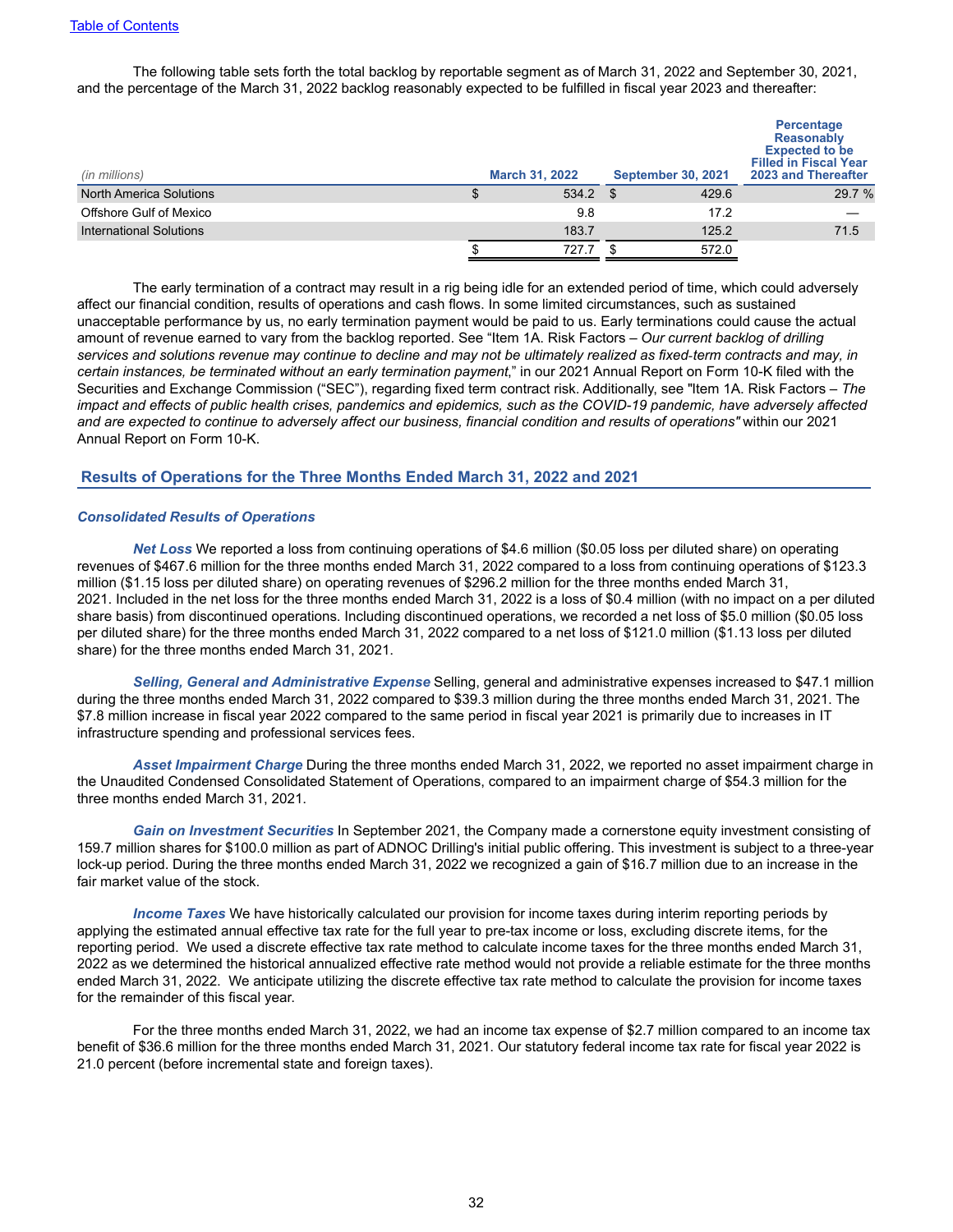[Table of Contents]

The following table sets forth the total backlog by reportable segment as of March 31, 2022 and September 30, 2021, and the percentage of the March 31, 2022 backlog reasonably expected to be fulfilled in fiscal year 2023 and thereafter:

| *(in millions)* | March 31, 2022 | September 30, 2021 | Percentage Reasonably Expected to be Filled in Fiscal Year 2023 and Thereafter |
|---|---|---|---|
| North America Solutions | $ 534.2 | $ 429.6 | 29.7 % |
| Offshore Gulf of Mexico | 9.8 | 17.2 | — |
| International Solutions | 183.7 | 125.2 | 71.5 |
| | $ 727.7 | $ 572.0 | |

The early termination of a contract may result in a rig being idle for an extended period of time, which could adversely affect our financial condition, results of operations and cash flows. In some limited circumstances, such as sustained unacceptable performance by us, no early termination payment would be paid to us. Early terminations could cause the actual amount of revenue earned to vary from the backlog reported. See "Item 1A. Risk Factors – *Our current backlog of drilling services and solutions revenue may continue to decline and may not be ultimately realized as fixed-term contracts and may, in certain instances, be terminated without an early termination payment*," in our 2021 Annual Report on Form 10-K filed with the Securities and Exchange Commission ("SEC"), regarding fixed term contract risk. Additionally, see "Item 1A. Risk Factors – *The impact and effects of public health crises, pandemics and epidemics, such as the COVID-19 pandemic, have adversely affected and are expected to continue to adversely affect our business, financial condition and results of operations"* within our 2021 Annual Report on Form 10-K.

## Results of Operations for the Three Months Ended March 31, 2022 and 2021

### *Consolidated Results of Operations*

***Net Loss*** We reported a loss from continuing operations of $4.6 million ($0.05 loss per diluted share) on operating revenues of $467.6 million for the three months ended March 31, 2022 compared to a loss from continuing operations of $123.3 million ($1.15 loss per diluted share) on operating revenues of $296.2 million for the three months ended March 31, 2021. Included in the net loss for the three months ended March 31, 2022 is a loss of $0.4 million (with no impact on a per diluted share basis) from discontinued operations. Including discontinued operations, we recorded a net loss of $5.0 million ($0.05 loss per diluted share) for the three months ended March 31, 2022 compared to a net loss of $121.0 million ($1.13 loss per diluted share) for the three months ended March 31, 2021.

***Selling, General and Administrative Expense*** Selling, general and administrative expenses increased to $47.1 million during the three months ended March 31, 2022 compared to $39.3 million during the three months ended March 31, 2021. The $7.8 million increase in fiscal year 2022 compared to the same period in fiscal year 2021 is primarily due to increases in IT infrastructure spending and professional services fees.

***Asset Impairment Charge*** During the three months ended March 31, 2022, we reported no asset impairment charge in the Unaudited Condensed Consolidated Statement of Operations, compared to an impairment charge of $54.3 million for the three months ended March 31, 2021.

***Gain on Investment Securities*** In September 2021, the Company made a cornerstone equity investment consisting of 159.7 million shares for $100.0 million as part of ADNOC Drilling's initial public offering. This investment is subject to a three-year lock-up period. During the three months ended March 31, 2022 we recognized a gain of $16.7 million due to an increase in the fair market value of the stock.

***Income Taxes*** We have historically calculated our provision for income taxes during interim reporting periods by applying the estimated annual effective tax rate for the full year to pre-tax income or loss, excluding discrete items, for the reporting period. We used a discrete effective tax rate method to calculate income taxes for the three months ended March 31, 2022 as we determined the historical annualized effective rate method would not provide a reliable estimate for the three months ended March 31, 2022. We anticipate utilizing the discrete effective tax rate method to calculate the provision for income taxes for the remainder of this fiscal year.

For the three months ended March 31, 2022, we had an income tax expense of $2.7 million compared to an income tax benefit of $36.6 million for the three months ended March 31, 2021. Our statutory federal income tax rate for fiscal year 2022 is 21.0 percent (before incremental state and foreign taxes).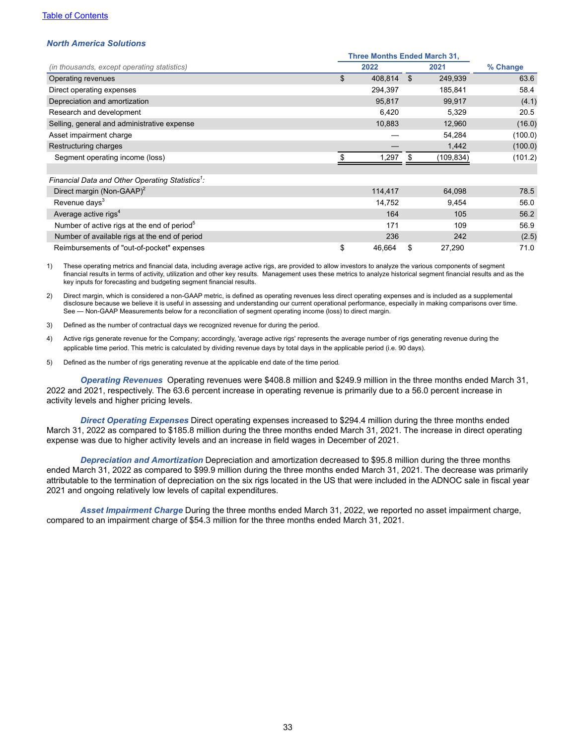[Table of Contents](#)

### *North America Solutions*

| (in thousands, except operating statistics) | Three Months Ended March 31, 2022 | 2021 | % Change |
|---|---|---|---|
| Operating revenues | $ 408,814 | $ 249,939 | 63.6 |
| Direct operating expenses | 294,397 | 185,841 | 58.4 |
| Depreciation and amortization | 95,817 | 99,917 | (4.1) |
| Research and development | 6,420 | 5,329 | 20.5 |
| Selling, general and administrative expense | 10,883 | 12,960 | (16.0) |
| Asset impairment charge | — | 54,284 | (100.0) |
| Restructuring charges | — | 1,442 | (100.0) |
| Segment operating income (loss) | $ 1,297 | $ (109,834) | (101.2) |
| | | | |
| *Financial Data and Other Operating Statistics[1]:* | | | |
| Direct margin (Non-GAAP)[2] | 114,417 | 64,098 | 78.5 |
| Revenue days[3] | 14,752 | 9,454 | 56.0 |
| Average active rigs[4] | 164 | 105 | 56.2 |
| Number of active rigs at the end of period[5] | 171 | 109 | 56.9 |
| Number of available rigs at the end of period | 236 | 242 | (2.5) |
| Reimbursements of "out-of-pocket" expenses | $ 46,664 | $ 27,290 | 71.0 |

1) These operating metrics and financial data, including average active rigs, are provided to allow investors to analyze the various components of segment financial results in terms of activity, utilization and other key results. Management uses these metrics to analyze historical segment financial results and as the key inputs for forecasting and budgeting segment financial results.

2) Direct margin, which is considered a non-GAAP metric, is defined as operating revenues less direct operating expenses and is included as a supplemental disclosure because we believe it is useful in assessing and understanding our current operational performance, especially in making comparisons over time. See — Non-GAAP Measurements below for a reconciliation of segment operating income (loss) to direct margin.

3) Defined as the number of contractual days we recognized revenue for during the period.

4) Active rigs generate revenue for the Company; accordingly, 'average active rigs' represents the average number of rigs generating revenue during the applicable time period. This metric is calculated by dividing revenue days by total days in the applicable period (i.e. 90 days).

5) Defined as the number of rigs generating revenue at the applicable end date of the time period.

***Operating Revenues*** Operating revenues were $408.8 million and $249.9 million in the three months ended March 31, 2022 and 2021, respectively. The 63.6 percent increase in operating revenue is primarily due to a 56.0 percent increase in activity levels and higher pricing levels.

***Direct Operating Expenses*** Direct operating expenses increased to $294.4 million during the three months ended March 31, 2022 as compared to $185.8 million during the three months ended March 31, 2021. The increase in direct operating expense was due to higher activity levels and an increase in field wages in December of 2021.

***Depreciation and Amortization*** Depreciation and amortization decreased to $95.8 million during the three months ended March 31, 2022 as compared to $99.9 million during the three months ended March 31, 2021. The decrease was primarily attributable to the termination of depreciation on the six rigs located in the US that were included in the ADNOC sale in fiscal year 2021 and ongoing relatively low levels of capital expenditures.

***Asset Impairment Charge*** During the three months ended March 31, 2022, we reported no asset impairment charge, compared to an impairment charge of $54.3 million for the three months ended March 31, 2021.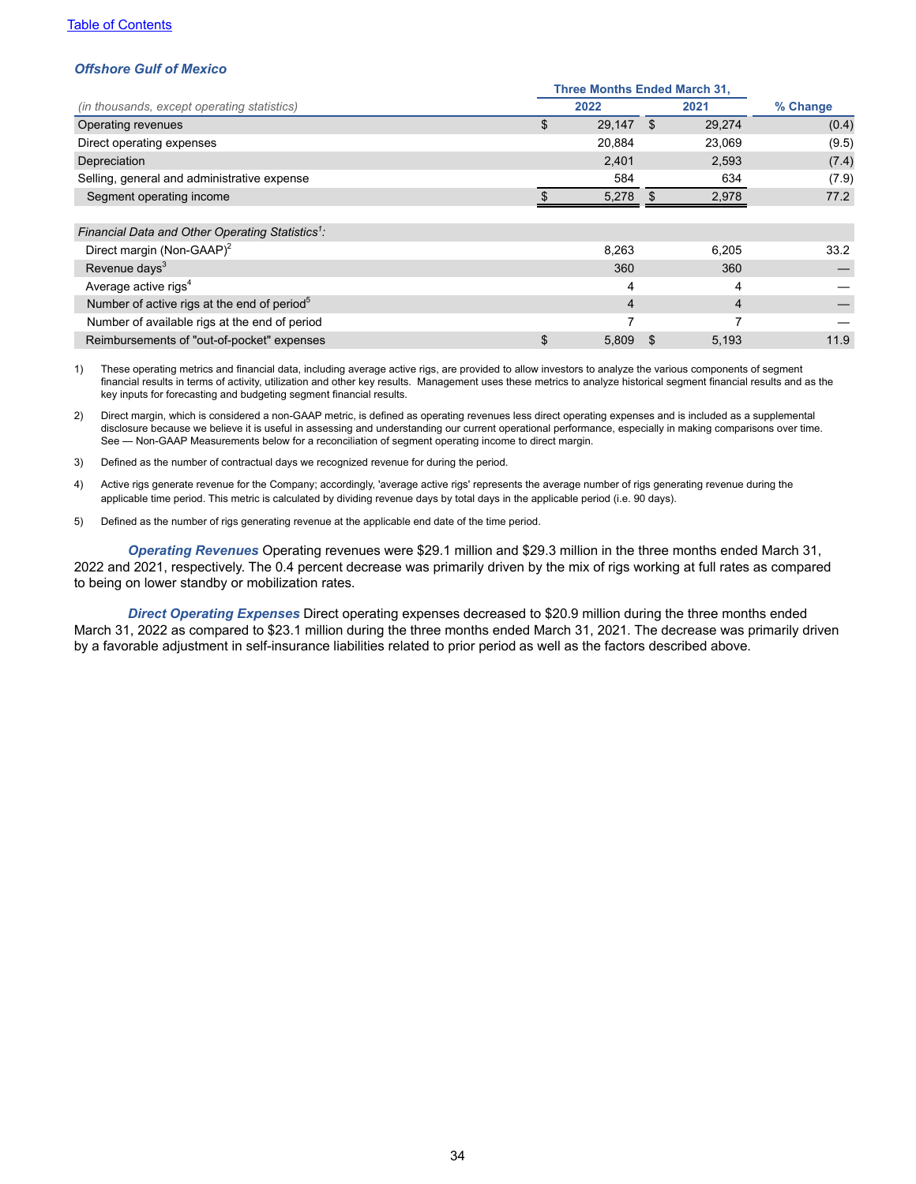### *Offshore Gulf of Mexico*

| *(in thousands, except operating statistics)* | Three Months Ended March 31, 2022 | 2021 | % Change |
|---|---|---|---|
| Operating revenues | $ 29,147 | $ 29,274 | (0.4) |
| Direct operating expenses | 20,884 | 23,069 | (9.5) |
| Depreciation | 2,401 | 2,593 | (7.4) |
| Selling, general and administrative expense | 584 | 634 | (7.9) |
| Segment operating income | $ 5,278 | $ 2,978 | 77.2 |
| | | | |
| *Financial Data and Other Operating Statistics[1]:* | | | |
| Direct margin (Non-GAAP)[2] | 8,263 | 6,205 | 33.2 |
| Revenue days[3] | 360 | 360 | — |
| Average active rigs[4] | 4 | 4 | — |
| Number of active rigs at the end of period[5] | 4 | 4 | — |
| Number of available rigs at the end of period | 7 | 7 | — |
| Reimbursements of "out-of-pocket" expenses | $ 5,809 | $ 5,193 | 11.9 |

1) These operating metrics and financial data, including average active rigs, are provided to allow investors to analyze the various components of segment financial results in terms of activity, utilization and other key results. Management uses these metrics to analyze historical segment financial results and as the key inputs for forecasting and budgeting segment financial results.

2) Direct margin, which is considered a non-GAAP metric, is defined as operating revenues less direct operating expenses and is included as a supplemental disclosure because we believe it is useful in assessing and understanding our current operational performance, especially in making comparisons over time. See — Non-GAAP Measurements below for a reconciliation of segment operating income to direct margin.

3) Defined as the number of contractual days we recognized revenue for during the period.

4) Active rigs generate revenue for the Company; accordingly, 'average active rigs' represents the average number of rigs generating revenue during the applicable time period. This metric is calculated by dividing revenue days by total days in the applicable period (i.e. 90 days).

5) Defined as the number of rigs generating revenue at the applicable end date of the time period.

***Operating Revenues*** Operating revenues were $29.1 million and $29.3 million in the three months ended March 31, 2022 and 2021, respectively. The 0.4 percent decrease was primarily driven by the mix of rigs working at full rates as compared to being on lower standby or mobilization rates.

***Direct Operating Expenses*** Direct operating expenses decreased to $20.9 million during the three months ended March 31, 2022 as compared to $23.1 million during the three months ended March 31, 2021. The decrease was primarily driven by a favorable adjustment in self-insurance liabilities related to prior period as well as the factors described above.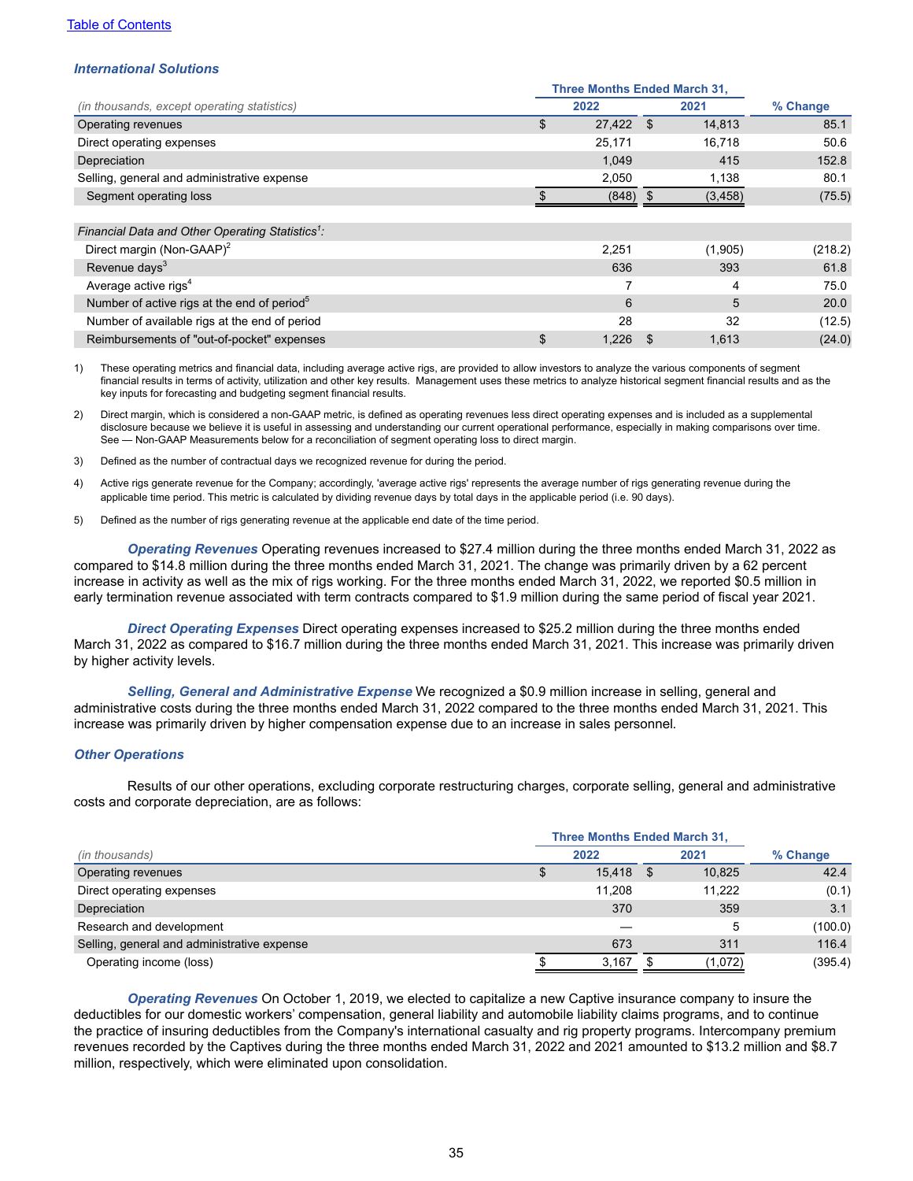[Table of Contents](#)

### *International Solutions*

| (in thousands, except operating statistics) | Three Months Ended March 31, 2022 | 2021 | % Change |
|---|---|---|---|
| Operating revenues | $ 27,422 | $ 14,813 | 85.1 |
| Direct operating expenses | 25,171 | 16,718 | 50.6 |
| Depreciation | 1,049 | 415 | 152.8 |
| Selling, general and administrative expense | 2,050 | 1,138 | 80.1 |
| Segment operating loss | $ (848) | $ (3,458) | (75.5) |
| | | | |
| *Financial Data and Other Operating Statistics[1]:* | | | |
| Direct margin (Non-GAAP)[2] | 2,251 | (1,905) | (218.2) |
| Revenue days[3] | 636 | 393 | 61.8 |
| Average active rigs[4] | 7 | 4 | 75.0 |
| Number of active rigs at the end of period[5] | 6 | 5 | 20.0 |
| Number of available rigs at the end of period | 28 | 32 | (12.5) |
| Reimbursements of "out-of-pocket" expenses | $ 1,226 | $ 1,613 | (24.0) |

1) These operating metrics and financial data, including average active rigs, are provided to allow investors to analyze the various components of segment financial results in terms of activity, utilization and other key results. Management uses these metrics to analyze historical segment financial results and as the key inputs for forecasting and budgeting segment financial results.

2) Direct margin, which is considered a non-GAAP metric, is defined as operating revenues less direct operating expenses and is included as a supplemental disclosure because we believe it is useful in assessing and understanding our current operational performance, especially in making comparisons over time. See — Non-GAAP Measurements below for a reconciliation of segment operating loss to direct margin.

3) Defined as the number of contractual days we recognized revenue for during the period.

4) Active rigs generate revenue for the Company; accordingly, 'average active rigs' represents the average number of rigs generating revenue during the applicable time period. This metric is calculated by dividing revenue days by total days in the applicable period (i.e. 90 days).

5) Defined as the number of rigs generating revenue at the applicable end date of the time period.

***Operating Revenues*** Operating revenues increased to $27.4 million during the three months ended March 31, 2022 as compared to $14.8 million during the three months ended March 31, 2021. The change was primarily driven by a 62 percent increase in activity as well as the mix of rigs working. For the three months ended March 31, 2022, we reported $0.5 million in early termination revenue associated with term contracts compared to $1.9 million during the same period of fiscal year 2021.

***Direct Operating Expenses*** Direct operating expenses increased to $25.2 million during the three months ended March 31, 2022 as compared to $16.7 million during the three months ended March 31, 2021. This increase was primarily driven by higher activity levels.

***Selling, General and Administrative Expense*** We recognized a $0.9 million increase in selling, general and administrative costs during the three months ended March 31, 2022 compared to the three months ended March 31, 2021. This increase was primarily driven by higher compensation expense due to an increase in sales personnel.

### *Other Operations*

Results of our other operations, excluding corporate restructuring charges, corporate selling, general and administrative costs and corporate depreciation, are as follows:

| (in thousands) | Three Months Ended March 31, 2022 | 2021 | % Change |
|---|---|---|---|
| Operating revenues | $ 15,418 | $ 10,825 | 42.4 |
| Direct operating expenses | 11,208 | 11,222 | (0.1) |
| Depreciation | 370 | 359 | 3.1 |
| Research and development | — | 5 | (100.0) |
| Selling, general and administrative expense | 673 | 311 | 116.4 |
| Operating income (loss) | $ 3,167 | $ (1,072) | (395.4) |

***Operating Revenues*** On October 1, 2019, we elected to capitalize a new Captive insurance company to insure the deductibles for our domestic workers' compensation, general liability and automobile liability claims programs, and to continue the practice of insuring deductibles from the Company's international casualty and rig property programs. Intercompany premium revenues recorded by the Captives during the three months ended March 31, 2022 and 2021 amounted to $13.2 million and $8.7 million, respectively, which were eliminated upon consolidation.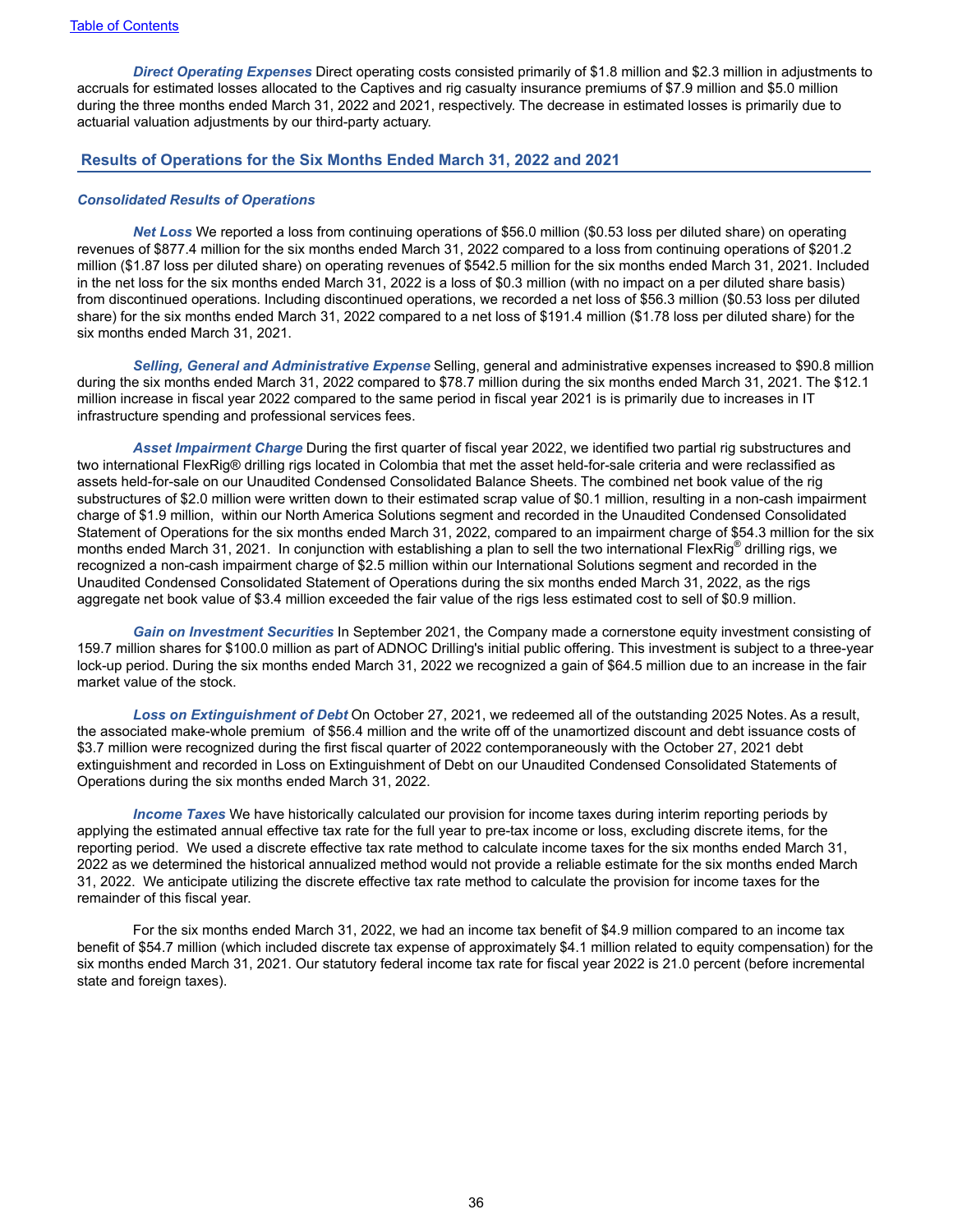*Direct Operating Expenses* Direct operating costs consisted primarily of $1.8 million and $2.3 million in adjustments to accruals for estimated losses allocated to the Captives and rig casualty insurance premiums of $7.9 million and $5.0 million during the three months ended March 31, 2022 and 2021, respectively. The decrease in estimated losses is primarily due to actuarial valuation adjustments by our third-party actuary.

## Results of Operations for the Six Months Ended March 31, 2022 and 2021

### *Consolidated Results of Operations*

*Net Loss* We reported a loss from continuing operations of $56.0 million ($0.53 loss per diluted share) on operating revenues of $877.4 million for the six months ended March 31, 2022 compared to a loss from continuing operations of $201.2 million ($1.87 loss per diluted share) on operating revenues of $542.5 million for the six months ended March 31, 2021. Included in the net loss for the six months ended March 31, 2022 is a loss of $0.3 million (with no impact on a per diluted share basis) from discontinued operations. Including discontinued operations, we recorded a net loss of $56.3 million ($0.53 loss per diluted share) for the six months ended March 31, 2022 compared to a net loss of $191.4 million ($1.78 loss per diluted share) for the six months ended March 31, 2021.

*Selling, General and Administrative Expense* Selling, general and administrative expenses increased to $90.8 million during the six months ended March 31, 2022 compared to $78.7 million during the six months ended March 31, 2021. The $12.1 million increase in fiscal year 2022 compared to the same period in fiscal year 2021 is primarily due to increases in IT infrastructure spending and professional services fees.

*Asset Impairment Charge* During the first quarter of fiscal year 2022, we identified two partial rig substructures and two international FlexRig® drilling rigs located in Colombia that met the asset held-for-sale criteria and were reclassified as assets held-for-sale on our Unaudited Condensed Consolidated Balance Sheets. The combined net book value of the rig substructures of $2.0 million were written down to their estimated scrap value of $0.1 million, resulting in a non-cash impairment charge of $1.9 million, within our North America Solutions segment and recorded in the Unaudited Condensed Consolidated Statement of Operations for the six months ended March 31, 2022, compared to an impairment charge of $54.3 million for the six months ended March 31, 2021. In conjunction with establishing a plan to sell the two international FlexRig® drilling rigs, we recognized a non-cash impairment charge of $2.5 million within our International Solutions segment and recorded in the Unaudited Condensed Consolidated Statement of Operations during the six months ended March 31, 2022, as the rigs aggregate net book value of $3.4 million exceeded the fair value of the rigs less estimated cost to sell of $0.9 million.

*Gain on Investment Securities* In September 2021, the Company made a cornerstone equity investment consisting of 159.7 million shares for $100.0 million as part of ADNOC Drilling's initial public offering. This investment is subject to a three-year lock-up period. During the six months ended March 31, 2022 we recognized a gain of $64.5 million due to an increase in the fair market value of the stock.

*Loss on Extinguishment of Debt* On October 27, 2021, we redeemed all of the outstanding 2025 Notes. As a result, the associated make-whole premium of $56.4 million and the write off of the unamortized discount and debt issuance costs of $3.7 million were recognized during the first fiscal quarter of 2022 contemporaneously with the October 27, 2021 debt extinguishment and recorded in Loss on Extinguishment of Debt on our Unaudited Condensed Consolidated Statements of Operations during the six months ended March 31, 2022.

*Income Taxes* We have historically calculated our provision for income taxes during interim reporting periods by applying the estimated annual effective tax rate for the full year to pre-tax income or loss, excluding discrete items, for the reporting period. We used a discrete effective tax rate method to calculate income taxes for the six months ended March 31, 2022 as we determined the historical annualized method would not provide a reliable estimate for the six months ended March 31, 2022. We anticipate utilizing the discrete effective tax rate method to calculate the provision for income taxes for the remainder of this fiscal year.

For the six months ended March 31, 2022, we had an income tax benefit of $4.9 million compared to an income tax benefit of $54.7 million (which included discrete tax expense of approximately $4.1 million related to equity compensation) for the six months ended March 31, 2021. Our statutory federal income tax rate for fiscal year 2022 is 21.0 percent (before incremental state and foreign taxes).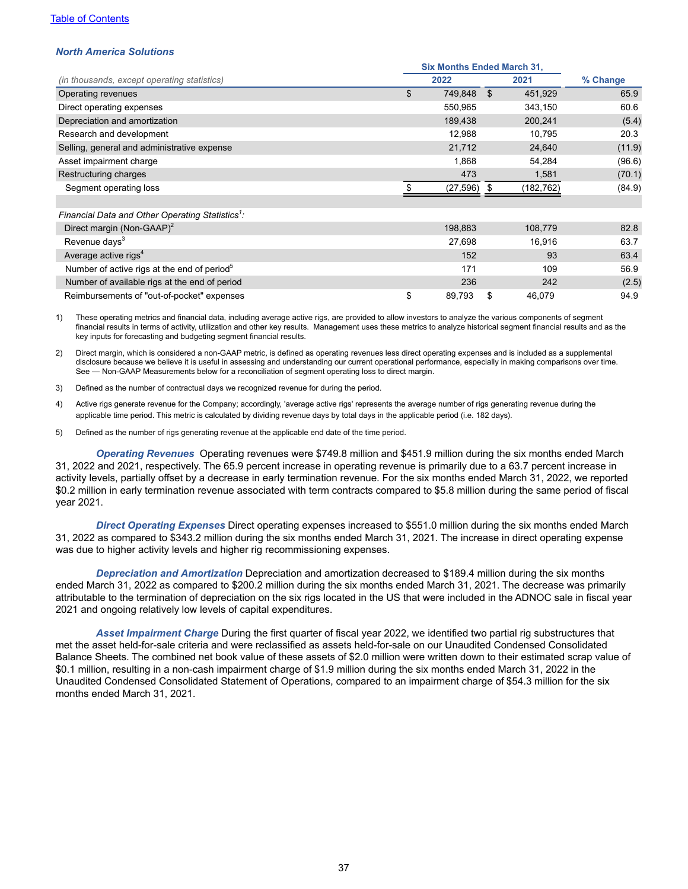[Table of Contents](#)

### *North America Solutions*

| *(in thousands, except operating statistics)* | Six Months Ended March 31, 2022 | 2021 | % Change |
|---|---|---|---|
| Operating revenues | $ 749,848 | $ 451,929 | 65.9 |
| Direct operating expenses | 550,965 | 343,150 | 60.6 |
| Depreciation and amortization | 189,438 | 200,241 | (5.4) |
| Research and development | 12,988 | 10,795 | 20.3 |
| Selling, general and administrative expense | 21,712 | 24,640 | (11.9) |
| Asset impairment charge | 1,868 | 54,284 | (96.6) |
| Restructuring charges | 473 | 1,581 | (70.1) |
| Segment operating loss | $ (27,596) | $ (182,762) | (84.9) |
| | | | |
| *Financial Data and Other Operating Statistics[1]:* | | | |
| Direct margin (Non-GAAP)[2] | 198,883 | 108,779 | 82.8 |
| Revenue days[3] | 27,698 | 16,916 | 63.7 |
| Average active rigs[4] | 152 | 93 | 63.4 |
| Number of active rigs at the end of period[5] | 171 | 109 | 56.9 |
| Number of available rigs at the end of period | 236 | 242 | (2.5) |
| Reimbursements of "out-of-pocket" expenses | $ 89,793 | $ 46,079 | 94.9 |

1) These operating metrics and financial data, including average active rigs, are provided to allow investors to analyze the various components of segment financial results in terms of activity, utilization and other key results. Management uses these metrics to analyze historical segment financial results and as the key inputs for forecasting and budgeting segment financial results.

2) Direct margin, which is considered a non-GAAP metric, is defined as operating revenues less direct operating expenses and is included as a supplemental disclosure because we believe it is useful in assessing and understanding our current operational performance, especially in making comparisons over time. See — Non-GAAP Measurements below for a reconciliation of segment operating loss to direct margin.

3) Defined as the number of contractual days we recognized revenue for during the period.

4) Active rigs generate revenue for the Company; accordingly, 'average active rigs' represents the average number of rigs generating revenue during the applicable time period. This metric is calculated by dividing revenue days by total days in the applicable period (i.e. 182 days).

5) Defined as the number of rigs generating revenue at the applicable end date of the time period.

***Operating Revenues*** Operating revenues were $749.8 million and $451.9 million during the six months ended March 31, 2022 and 2021, respectively. The 65.9 percent increase in operating revenue is primarily due to a 63.7 percent increase in activity levels, partially offset by a decrease in early termination revenue. For the six months ended March 31, 2022, we reported $0.2 million in early termination revenue associated with term contracts compared to $5.8 million during the same period of fiscal year 2021.

***Direct Operating Expenses*** Direct operating expenses increased to $551.0 million during the six months ended March 31, 2022 as compared to $343.2 million during the six months ended March 31, 2021. The increase in direct operating expense was due to higher activity levels and higher rig recommissioning expenses.

***Depreciation and Amortization*** Depreciation and amortization decreased to $189.4 million during the six months ended March 31, 2022 as compared to $200.2 million during the six months ended March 31, 2021. The decrease was primarily attributable to the termination of depreciation on the six rigs located in the US that were included in the ADNOC sale in fiscal year 2021 and ongoing relatively low levels of capital expenditures.

***Asset Impairment Charge*** During the first quarter of fiscal year 2022, we identified two partial rig substructures that met the asset held-for-sale criteria and were reclassified as assets held-for-sale on our Unaudited Condensed Consolidated Balance Sheets. The combined net book value of these assets of $2.0 million were written down to their estimated scrap value of $0.1 million, resulting in a non-cash impairment charge of $1.9 million during the six months ended March 31, 2022 in the Unaudited Condensed Consolidated Statement of Operations, compared to an impairment charge of $54.3 million for the six months ended March 31, 2021.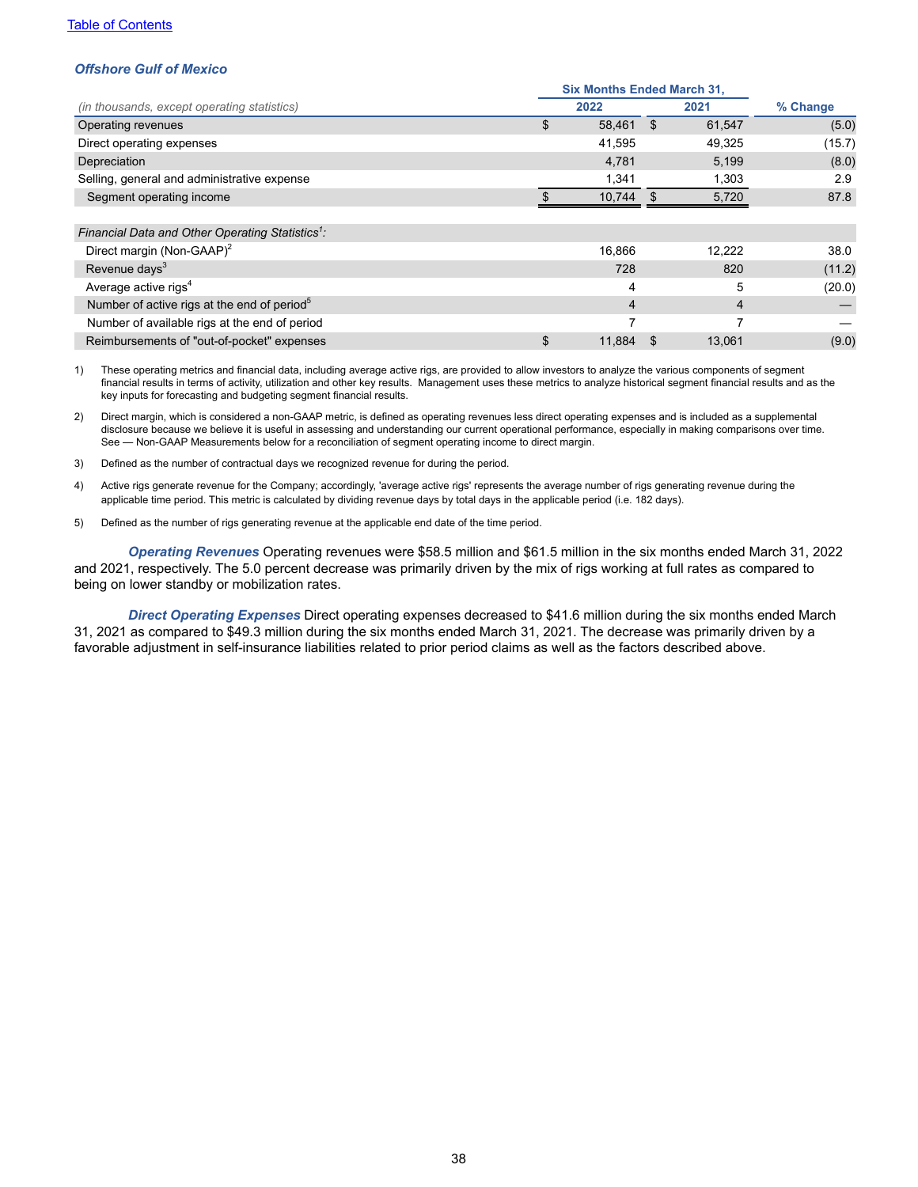[Table of Contents](#)

### *Offshore Gulf of Mexico*

| *(in thousands, except operating statistics)* | Six Months Ended March 31, 2022 | 2021 | % Change |
|---|---|---|---|
| Operating revenues | $ 58,461 | $ 61,547 | (5.0) |
| Direct operating expenses | 41,595 | 49,325 | (15.7) |
| Depreciation | 4,781 | 5,199 | (8.0) |
| Selling, general and administrative expense | 1,341 | 1,303 | 2.9 |
| Segment operating income | $ 10,744 | $ 5,720 | 87.8 |
| | | | |
| *Financial Data and Other Operating Statistics[1]:* | | | |
| Direct margin (Non-GAAP)[2] | 16,866 | 12,222 | 38.0 |
| Revenue days[3] | 728 | 820 | (11.2) |
| Average active rigs[4] | 4 | 5 | (20.0) |
| Number of active rigs at the end of period[5] | 4 | 4 | — |
| Number of available rigs at the end of period | 7 | 7 | — |
| Reimbursements of "out-of-pocket" expenses | $ 11,884 | $ 13,061 | (9.0) |

1) These operating metrics and financial data, including average active rigs, are provided to allow investors to analyze the various components of segment financial results in terms of activity, utilization and other key results. Management uses these metrics to analyze historical segment financial results and as the key inputs for forecasting and budgeting segment financial results.

2) Direct margin, which is considered a non-GAAP metric, is defined as operating revenues less direct operating expenses and is included as a supplemental disclosure because we believe it is useful in assessing and understanding our current operational performance, especially in making comparisons over time. See — Non-GAAP Measurements below for a reconciliation of segment operating income to direct margin.

3) Defined as the number of contractual days we recognized revenue for during the period.

4) Active rigs generate revenue for the Company; accordingly, 'average active rigs' represents the average number of rigs generating revenue during the applicable time period. This metric is calculated by dividing revenue days by total days in the applicable period (i.e. 182 days).

5) Defined as the number of rigs generating revenue at the applicable end date of the time period.

***Operating Revenues*** Operating revenues were $58.5 million and $61.5 million in the six months ended March 31, 2022 and 2021, respectively. The 5.0 percent decrease was primarily driven by the mix of rigs working at full rates as compared to being on lower standby or mobilization rates.

***Direct Operating Expenses*** Direct operating expenses decreased to $41.6 million during the six months ended March 31, 2021 as compared to $49.3 million during the six months ended March 31, 2021. The decrease was primarily driven by a favorable adjustment in self-insurance liabilities related to prior period claims as well as the factors described above.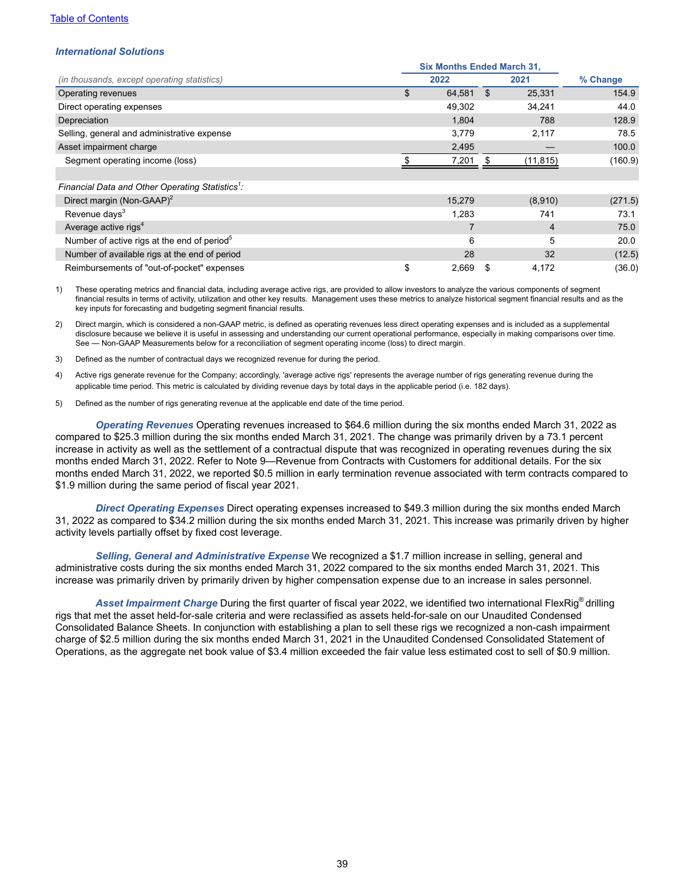*International Solutions*

| *(in thousands, except operating statistics)* | Six Months Ended March 31, 2022 | 2021 | % Change |
|---|---|---|---|
| Operating revenues | $ 64,581 | $ 25,331 | 154.9 |
| Direct operating expenses | 49,302 | 34,241 | 44.0 |
| Depreciation | 1,804 | 788 | 128.9 |
| Selling, general and administrative expense | 3,779 | 2,117 | 78.5 |
| Asset impairment charge | 2,495 | — | 100.0 |
| Segment operating income (loss) | $ 7,201 | $ (11,815) | (160.9) |
| | | | |
| *Financial Data and Other Operating Statistics[1]:* | | | |
| Direct margin (Non-GAAP)[2] | 15,279 | (8,910) | (271.5) |
| Revenue days[3] | 1,283 | 741 | 73.1 |
| Average active rigs[4] | 7 | 4 | 75.0 |
| Number of active rigs at the end of period[5] | 6 | 5 | 20.0 |
| Number of available rigs at the end of period | 28 | 32 | (12.5) |
| Reimbursements of "out-of-pocket" expenses | $ 2,669 | $ 4,172 | (36.0) |

1) These operating metrics and financial data, including average active rigs, are provided to allow investors to analyze the various components of segment financial results in terms of activity, utilization and other key results. Management uses these metrics to analyze historical segment financial results and as the key inputs for forecasting and budgeting segment financial results.

2) Direct margin, which is considered a non-GAAP metric, is defined as operating revenues less direct operating expenses and is included as a supplemental disclosure because we believe it is useful in assessing and understanding our current operational performance, especially in making comparisons over time. See — Non-GAAP Measurements below for a reconciliation of segment operating income (loss) to direct margin.

3) Defined as the number of contractual days we recognized revenue for during the period.

4) Active rigs generate revenue for the Company; accordingly, 'average active rigs' represents the average number of rigs generating revenue during the applicable time period. This metric is calculated by dividing revenue days by total days in the applicable period (i.e. 182 days).

5) Defined as the number of rigs generating revenue at the applicable end date of the time period.

***Operating Revenues*** Operating revenues increased to $64.6 million during the six months ended March 31, 2022 as compared to $25.3 million during the six months ended March 31, 2021. The change was primarily driven by a 73.1 percent increase in activity as well as the settlement of a contractual dispute that was recognized in operating revenues during the six months ended March 31, 2022. Refer to Note 9—Revenue from Contracts with Customers for additional details. For the six months ended March 31, 2022, we reported $0.5 million in early termination revenue associated with term contracts compared to $1.9 million during the same period of fiscal year 2021.

***Direct Operating Expenses*** Direct operating expenses increased to $49.3 million during the six months ended March 31, 2022 as compared to $34.2 million during the six months ended March 31, 2021. This increase was primarily driven by higher activity levels partially offset by fixed cost leverage.

***Selling, General and Administrative Expense*** We recognized a $1.7 million increase in selling, general and administrative costs during the six months ended March 31, 2022 compared to the six months ended March 31, 2021. This increase was primarily driven by primarily driven by higher compensation expense due to an increase in sales personnel.

***Asset Impairment Charge*** During the first quarter of fiscal year 2022, we identified two international FlexRig® drilling rigs that met the asset held-for-sale criteria and were reclassified as assets held-for-sale on our Unaudited Condensed Consolidated Balance Sheets. In conjunction with establishing a plan to sell these rigs we recognized a non-cash impairment charge of $2.5 million during the six months ended March 31, 2021 in the Unaudited Condensed Consolidated Statement of Operations, as the aggregate net book value of $3.4 million exceeded the fair value less estimated cost to sell of $0.9 million.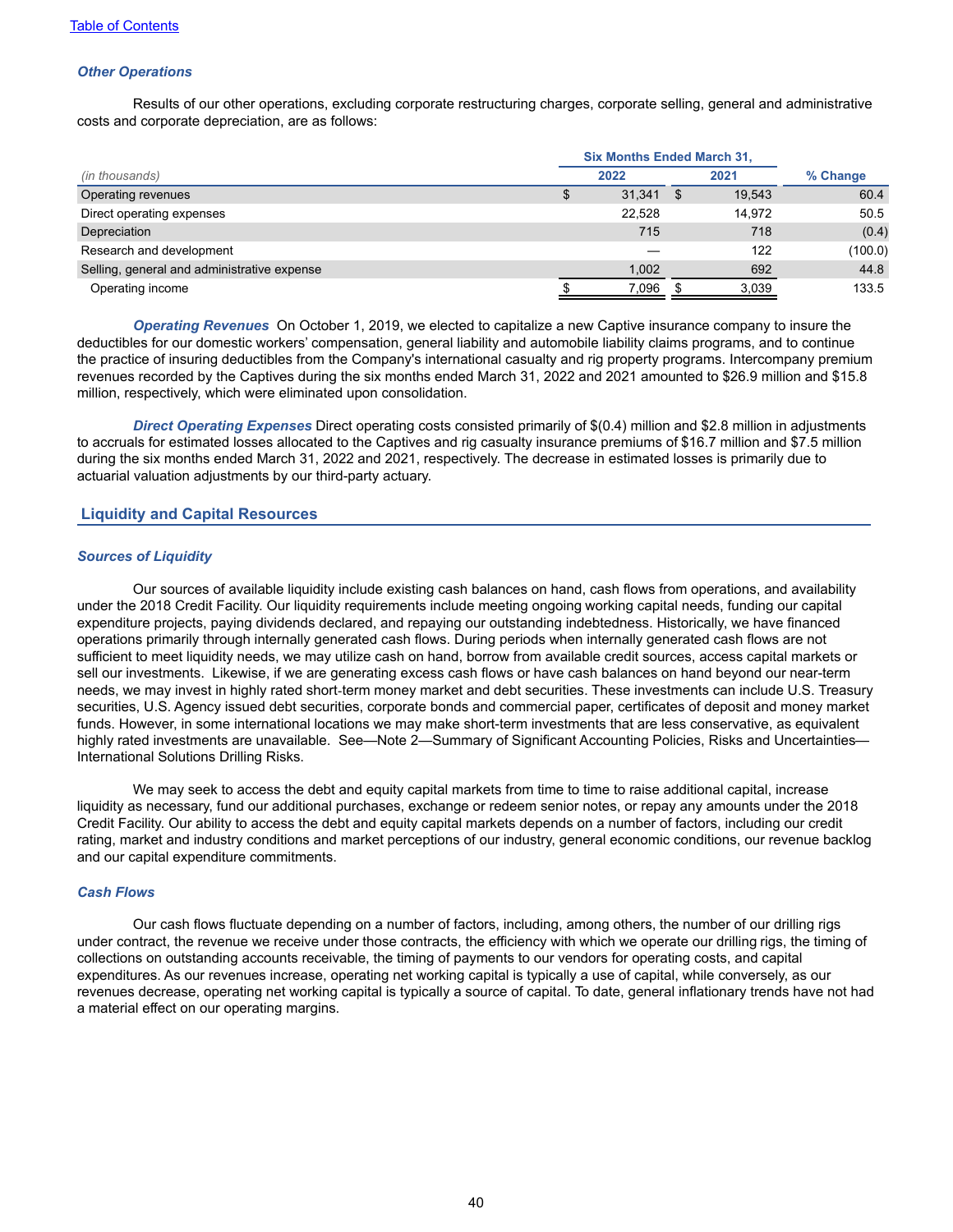[Table of Contents](#)

### *Other Operations*

Results of our other operations, excluding corporate restructuring charges, corporate selling, general and administrative costs and corporate depreciation, are as follows:

| | Six Months Ended March 31, | | |
|---|---|---|---|
| *(in thousands)* | 2022 | 2021 | % Change |
| Operating revenues | $ 31,341 | $ 19,543 | 60.4 |
| Direct operating expenses | 22,528 | 14,972 | 50.5 |
| Depreciation | 715 | 718 | (0.4) |
| Research and development | — | 122 | (100.0) |
| Selling, general and administrative expense | 1,002 | 692 | 44.8 |
| Operating income | $ 7,096 | $ 3,039 | 133.5 |

***Operating Revenues*** On October 1, 2019, we elected to capitalize a new Captive insurance company to insure the deductibles for our domestic workers' compensation, general liability and automobile liability claims programs, and to continue the practice of insuring deductibles from the Company's international casualty and rig property programs. Intercompany premium revenues recorded by the Captives during the six months ended March 31, 2022 and 2021 amounted to $26.9 million and $15.8 million, respectively, which were eliminated upon consolidation.

***Direct Operating Expenses*** Direct operating costs consisted primarily of $(0.4) million and $2.8 million in adjustments to accruals for estimated losses allocated to the Captives and rig casualty insurance premiums of $16.7 million and $7.5 million during the six months ended March 31, 2022 and 2021, respectively. The decrease in estimated losses is primarily due to actuarial valuation adjustments by our third-party actuary.

## Liquidity and Capital Resources

### *Sources of Liquidity*

Our sources of available liquidity include existing cash balances on hand, cash flows from operations, and availability under the 2018 Credit Facility. Our liquidity requirements include meeting ongoing working capital needs, funding our capital expenditure projects, paying dividends declared, and repaying our outstanding indebtedness. Historically, we have financed operations primarily through internally generated cash flows. During periods when internally generated cash flows are not sufficient to meet liquidity needs, we may utilize cash on hand, borrow from available credit sources, access capital markets or sell our investments. Likewise, if we are generating excess cash flows or have cash balances on hand beyond our near-term needs, we may invest in highly rated short-term money market and debt securities. These investments can include U.S. Treasury securities, U.S. Agency issued debt securities, corporate bonds and commercial paper, certificates of deposit and money market funds. However, in some international locations we may make short-term investments that are less conservative, as equivalent highly rated investments are unavailable. See—Note 2—Summary of Significant Accounting Policies, Risks and Uncertainties—International Solutions Drilling Risks.

We may seek to access the debt and equity capital markets from time to time to raise additional capital, increase liquidity as necessary, fund our additional purchases, exchange or redeem senior notes, or repay any amounts under the 2018 Credit Facility. Our ability to access the debt and equity capital markets depends on a number of factors, including our credit rating, market and industry conditions and market perceptions of our industry, general economic conditions, our revenue backlog and our capital expenditure commitments.

### *Cash Flows*

Our cash flows fluctuate depending on a number of factors, including, among others, the number of our drilling rigs under contract, the revenue we receive under those contracts, the efficiency with which we operate our drilling rigs, the timing of collections on outstanding accounts receivable, the timing of payments to our vendors for operating costs, and capital expenditures. As our revenues increase, operating net working capital is typically a use of capital, while conversely, as our revenues decrease, operating net working capital is typically a source of capital. To date, general inflationary trends have not had a material effect on our operating margins.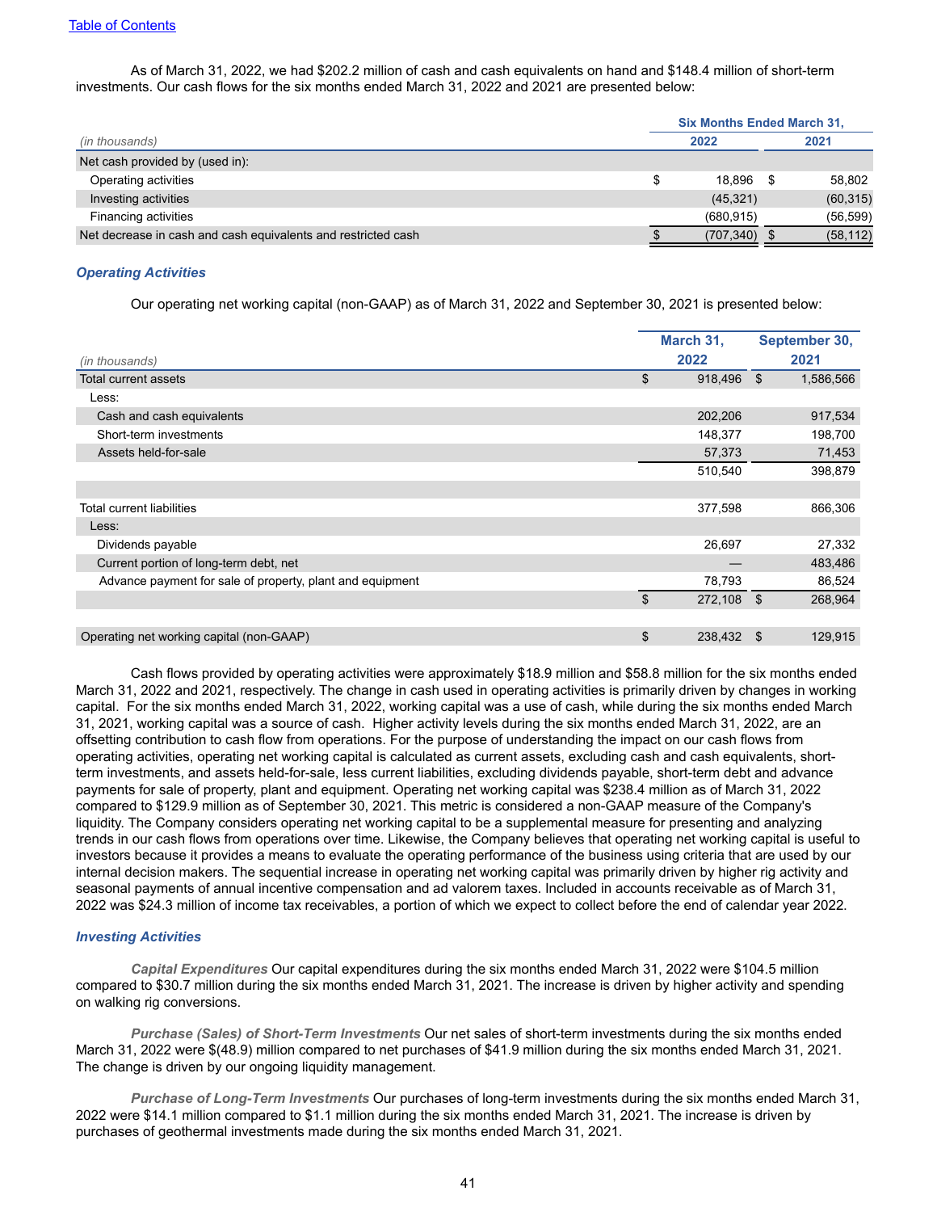[Table of Contents](#)

As of March 31, 2022, we had $202.2 million of cash and cash equivalents on hand and $148.4 million of short-term investments. Our cash flows for the six months ended March 31, 2022 and 2021 are presented below:

| | Six Months Ended March 31, | |
|---|---|---|
| *(in thousands)* | 2022 | 2021 |
| Net cash provided by (used in): | | |
| Operating activities | $ 18,896 | $ 58,802 |
| Investing activities | (45,321) | (60,315) |
| Financing activities | (680,915) | (56,599) |
| Net decrease in cash and cash equivalents and restricted cash | $ (707,340) | $ (58,112) |

### *Operating Activities*

Our operating net working capital (non-GAAP) as of March 31, 2022 and September 30, 2021 is presented below:

| *(in thousands)* | March 31, 2022 | September 30, 2021 |
|---|---|---|
| Total current assets | $ 918,496 | $ 1,586,566 |
| Less: | | |
| Cash and cash equivalents | 202,206 | 917,534 |
| Short-term investments | 148,377 | 198,700 |
| Assets held-for-sale | 57,373 | 71,453 |
| | 510,540 | 398,879 |
| | | |
| Total current liabilities | 377,598 | 866,306 |
| Less: | | |
| Dividends payable | 26,697 | 27,332 |
| Current portion of long-term debt, net | — | 483,486 |
| Advance payment for sale of property, plant and equipment | 78,793 | 86,524 |
| | $ 272,108 | $ 268,964 |
| | | |
| Operating net working capital (non-GAAP) | $ 238,432 | $ 129,915 |

Cash flows provided by operating activities were approximately $18.9 million and $58.8 million for the six months ended March 31, 2022 and 2021, respectively. The change in cash used in operating activities is primarily driven by changes in working capital. For the six months ended March 31, 2022, working capital was a use of cash, while during the six months ended March 31, 2021, working capital was a source of cash. Higher activity levels during the six months ended March 31, 2022, are an offsetting contribution to cash flow from operations. For the purpose of understanding the impact on our cash flows from operating activities, operating net working capital is calculated as current assets, excluding cash and cash equivalents, short-term investments, and assets held-for-sale, less current liabilities, excluding dividends payable, short-term debt and advance payments for sale of property, plant and equipment. Operating net working capital was $238.4 million as of March 31, 2022 compared to $129.9 million as of September 30, 2021. This metric is considered a non-GAAP measure of the Company's liquidity. The Company considers operating net working capital to be a supplemental measure for presenting and analyzing trends in our cash flows from operations over time. Likewise, the Company believes that operating net working capital is useful to investors because it provides a means to evaluate the operating performance of the business using criteria that are used by our internal decision makers. The sequential increase in operating net working capital was primarily driven by higher rig activity and seasonal payments of annual incentive compensation and ad valorem taxes. Included in accounts receivable as of March 31, 2022 was $24.3 million of income tax receivables, a portion of which we expect to collect before the end of calendar year 2022.

### *Investing Activities*

***Capital Expenditures*** Our capital expenditures during the six months ended March 31, 2022 were $104.5 million compared to $30.7 million during the six months ended March 31, 2021. The increase is driven by higher activity and spending on walking rig conversions.

***Purchase (Sales) of Short-Term Investments*** Our net sales of short-term investments during the six months ended March 31, 2022 were $(48.9) million compared to net purchases of $41.9 million during the six months ended March 31, 2021. The change is driven by our ongoing liquidity management.

***Purchase of Long-Term Investments*** Our purchases of long-term investments during the six months ended March 31, 2022 were $14.1 million compared to $1.1 million during the six months ended March 31, 2021. The increase is driven by purchases of geothermal investments made during the six months ended March 31, 2021.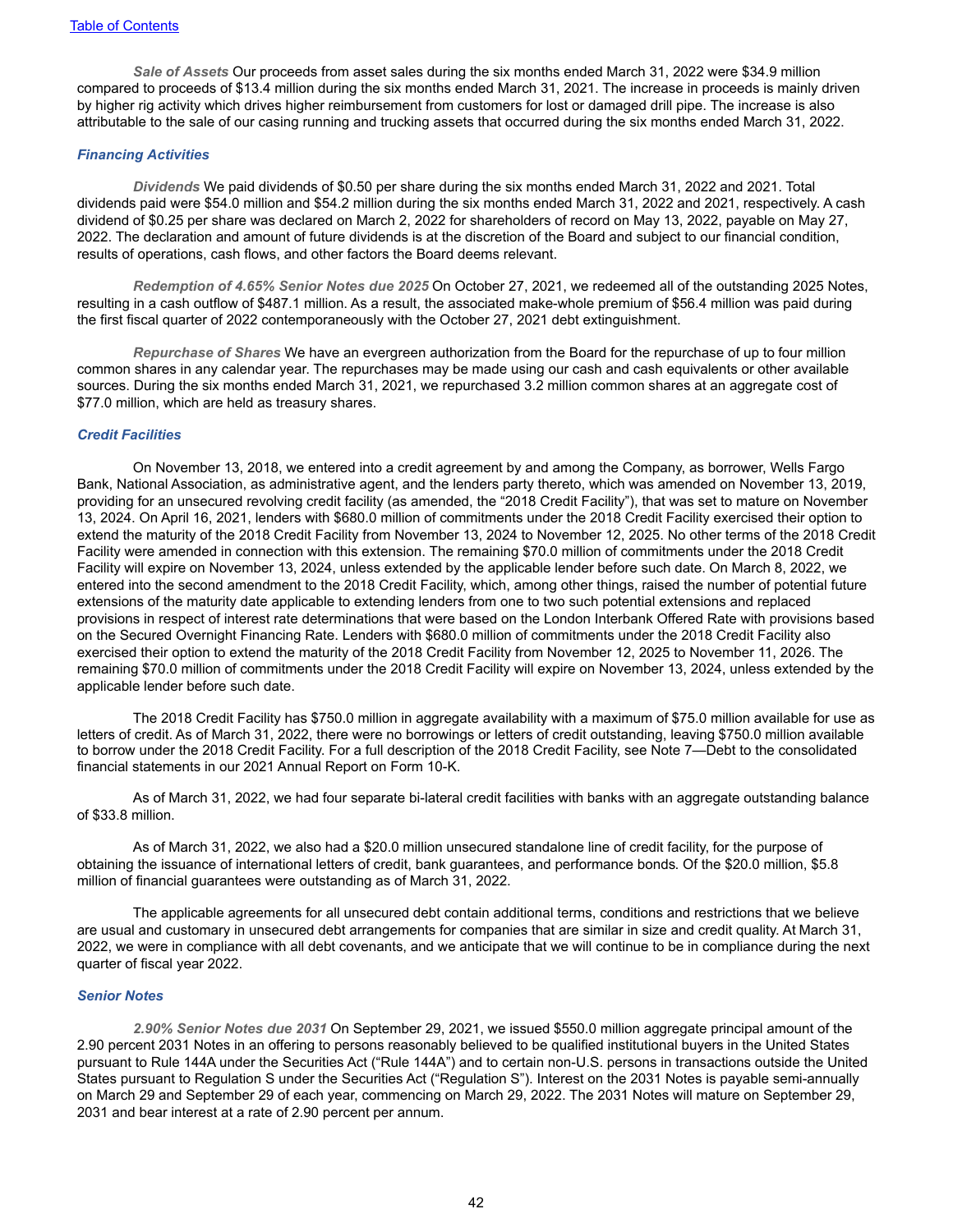[Table of Contents](#)

***Sale of Assets*** Our proceeds from asset sales during the six months ended March 31, 2022 were $34.9 million compared to proceeds of $13.4 million during the six months ended March 31, 2021. The increase in proceeds is mainly driven by higher rig activity which drives higher reimbursement from customers for lost or damaged drill pipe. The increase is also attributable to the sale of our casing running and trucking assets that occurred during the six months ended March 31, 2022.

### *Financing Activities*

***Dividends*** We paid dividends of $0.50 per share during the six months ended March 31, 2022 and 2021. Total dividends paid were $54.0 million and $54.2 million during the six months ended March 31, 2022 and 2021, respectively. A cash dividend of $0.25 per share was declared on March 2, 2022 for shareholders of record on May 13, 2022, payable on May 27, 2022. The declaration and amount of future dividends is at the discretion of the Board and subject to our financial condition, results of operations, cash flows, and other factors the Board deems relevant.

***Redemption of 4.65% Senior Notes due 2025*** On October 27, 2021, we redeemed all of the outstanding 2025 Notes, resulting in a cash outflow of $487.1 million. As a result, the associated make-whole premium of $56.4 million was paid during the first fiscal quarter of 2022 contemporaneously with the October 27, 2021 debt extinguishment.

***Repurchase of Shares*** We have an evergreen authorization from the Board for the repurchase of up to four million common shares in any calendar year. The repurchases may be made using our cash and cash equivalents or other available sources. During the six months ended March 31, 2021, we repurchased 3.2 million common shares at an aggregate cost of $77.0 million, which are held as treasury shares.

### *Credit Facilities*

On November 13, 2018, we entered into a credit agreement by and among the Company, as borrower, Wells Fargo Bank, National Association, as administrative agent, and the lenders party thereto, which was amended on November 13, 2019, providing for an unsecured revolving credit facility (as amended, the "2018 Credit Facility"), that was set to mature on November 13, 2024. On April 16, 2021, lenders with $680.0 million of commitments under the 2018 Credit Facility exercised their option to extend the maturity of the 2018 Credit Facility from November 13, 2024 to November 12, 2025. No other terms of the 2018 Credit Facility were amended in connection with this extension. The remaining $70.0 million of commitments under the 2018 Credit Facility will expire on November 13, 2024, unless extended by the applicable lender before such date. On March 8, 2022, we entered into the second amendment to the 2018 Credit Facility, which, among other things, raised the number of potential future extensions of the maturity date applicable to extending lenders from one to two such potential extensions and replaced provisions in respect of interest rate determinations that were based on the London Interbank Offered Rate with provisions based on the Secured Overnight Financing Rate. Lenders with $680.0 million of commitments under the 2018 Credit Facility also exercised their option to extend the maturity of the 2018 Credit Facility from November 12, 2025 to November 11, 2026. The remaining $70.0 million of commitments under the 2018 Credit Facility will expire on November 13, 2024, unless extended by the applicable lender before such date.

The 2018 Credit Facility has $750.0 million in aggregate availability with a maximum of $75.0 million available for use as letters of credit. As of March 31, 2022, there were no borrowings or letters of credit outstanding, leaving $750.0 million available to borrow under the 2018 Credit Facility. For a full description of the 2018 Credit Facility, see Note 7—Debt to the consolidated financial statements in our 2021 Annual Report on Form 10-K.

As of March 31, 2022, we had four separate bi-lateral credit facilities with banks with an aggregate outstanding balance of $33.8 million.

As of March 31, 2022, we also had a $20.0 million unsecured standalone line of credit facility, for the purpose of obtaining the issuance of international letters of credit, bank guarantees, and performance bonds. Of the $20.0 million, $5.8 million of financial guarantees were outstanding as of March 31, 2022.

The applicable agreements for all unsecured debt contain additional terms, conditions and restrictions that we believe are usual and customary in unsecured debt arrangements for companies that are similar in size and credit quality. At March 31, 2022, we were in compliance with all debt covenants, and we anticipate that we will continue to be in compliance during the next quarter of fiscal year 2022.

### *Senior Notes*

***2.90% Senior Notes due 2031*** On September 29, 2021, we issued $550.0 million aggregate principal amount of the 2.90 percent 2031 Notes in an offering to persons reasonably believed to be qualified institutional buyers in the United States pursuant to Rule 144A under the Securities Act ("Rule 144A") and to certain non-U.S. persons in transactions outside the United States pursuant to Regulation S under the Securities Act ("Regulation S"). Interest on the 2031 Notes is payable semi-annually on March 29 and September 29 of each year, commencing on March 29, 2022. The 2031 Notes will mature on September 29, 2031 and bear interest at a rate of 2.90 percent per annum.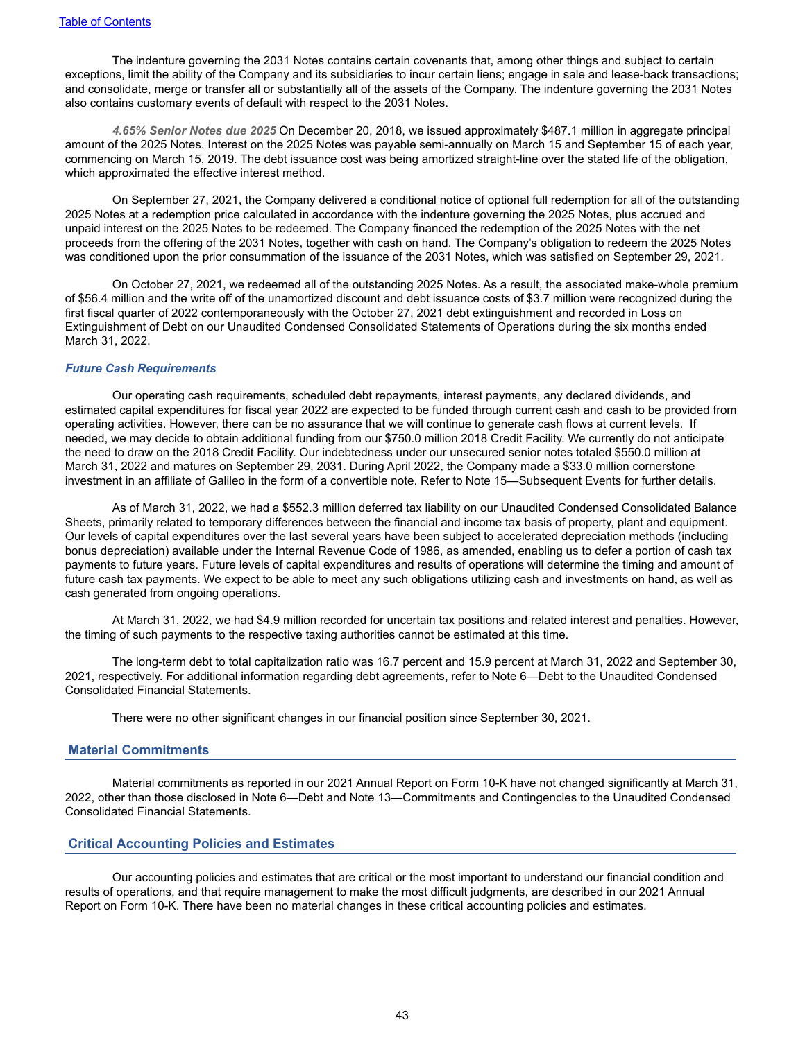The indenture governing the 2031 Notes contains certain covenants that, among other things and subject to certain exceptions, limit the ability of the Company and its subsidiaries to incur certain liens; engage in sale and lease-back transactions; and consolidate, merge or transfer all or substantially all of the assets of the Company. The indenture governing the 2031 Notes also contains customary events of default with respect to the 2031 Notes.

***4.65% Senior Notes due 2025*** On December 20, 2018, we issued approximately $487.1 million in aggregate principal amount of the 2025 Notes. Interest on the 2025 Notes was payable semi-annually on March 15 and September 15 of each year, commencing on March 15, 2019. The debt issuance cost was being amortized straight-line over the stated life of the obligation, which approximated the effective interest method.

On September 27, 2021, the Company delivered a conditional notice of optional full redemption for all of the outstanding 2025 Notes at a redemption price calculated in accordance with the indenture governing the 2025 Notes, plus accrued and unpaid interest on the 2025 Notes to be redeemed. The Company financed the redemption of the 2025 Notes with the net proceeds from the offering of the 2031 Notes, together with cash on hand. The Company's obligation to redeem the 2025 Notes was conditioned upon the prior consummation of the issuance of the 2031 Notes, which was satisfied on September 29, 2021.

On October 27, 2021, we redeemed all of the outstanding 2025 Notes. As a result, the associated make-whole premium of $56.4 million and the write off of the unamortized discount and debt issuance costs of $3.7 million were recognized during the first fiscal quarter of 2022 contemporaneously with the October 27, 2021 debt extinguishment and recorded in Loss on Extinguishment of Debt on our Unaudited Condensed Consolidated Statements of Operations during the six months ended March 31, 2022.

***Future Cash Requirements***

Our operating cash requirements, scheduled debt repayments, interest payments, any declared dividends, and estimated capital expenditures for fiscal year 2022 are expected to be funded through current cash and cash to be provided from operating activities. However, there can be no assurance that we will continue to generate cash flows at current levels. If needed, we may decide to obtain additional funding from our $750.0 million 2018 Credit Facility. We currently do not anticipate the need to draw on the 2018 Credit Facility. Our indebtedness under our unsecured senior notes totaled $550.0 million at March 31, 2022 and matures on September 29, 2031. During April 2022, the Company made a $33.0 million cornerstone investment in an affiliate of Galileo in the form of a convertible note. Refer to Note 15—Subsequent Events for further details.

As of March 31, 2022, we had a $552.3 million deferred tax liability on our Unaudited Condensed Consolidated Balance Sheets, primarily related to temporary differences between the financial and income tax basis of property, plant and equipment. Our levels of capital expenditures over the last several years have been subject to accelerated depreciation methods (including bonus depreciation) available under the Internal Revenue Code of 1986, as amended, enabling us to defer a portion of cash tax payments to future years. Future levels of capital expenditures and results of operations will determine the timing and amount of future cash tax payments. We expect to be able to meet any such obligations utilizing cash and investments on hand, as well as cash generated from ongoing operations.

At March 31, 2022, we had $4.9 million recorded for uncertain tax positions and related interest and penalties. However, the timing of such payments to the respective taxing authorities cannot be estimated at this time.

The long-term debt to total capitalization ratio was 16.7 percent and 15.9 percent at March 31, 2022 and September 30, 2021, respectively. For additional information regarding debt agreements, refer to Note 6—Debt to the Unaudited Condensed Consolidated Financial Statements.

There were no other significant changes in our financial position since September 30, 2021.

## Material Commitments

Material commitments as reported in our 2021 Annual Report on Form 10-K have not changed significantly at March 31, 2022, other than those disclosed in Note 6—Debt and Note 13—Commitments and Contingencies to the Unaudited Condensed Consolidated Financial Statements.

## Critical Accounting Policies and Estimates

Our accounting policies and estimates that are critical or the most important to understand our financial condition and results of operations, and that require management to make the most difficult judgments, are described in our 2021 Annual Report on Form 10-K. There have been no material changes in these critical accounting policies and estimates.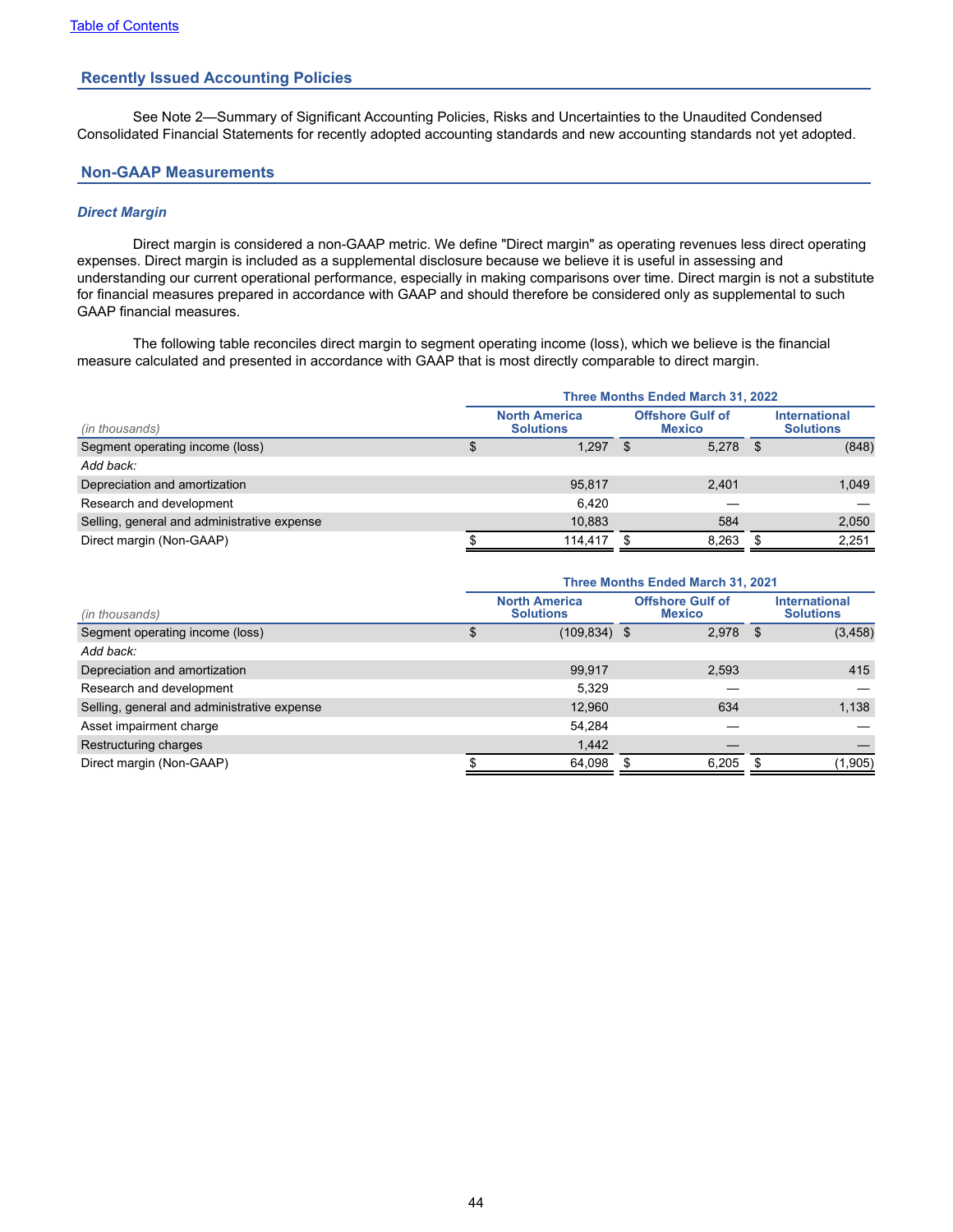[Table of Contents](#)

## Recently Issued Accounting Policies

See Note 2—Summary of Significant Accounting Policies, Risks and Uncertainties to the Unaudited Condensed Consolidated Financial Statements for recently adopted accounting standards and new accounting standards not yet adopted.

## Non-GAAP Measurements

### *Direct Margin*

Direct margin is considered a non-GAAP metric. We define "Direct margin" as operating revenues less direct operating expenses. Direct margin is included as a supplemental disclosure because we believe it is useful in assessing and understanding our current operational performance, especially in making comparisons over time. Direct margin is not a substitute for financial measures prepared in accordance with GAAP and should therefore be considered only as supplemental to such GAAP financial measures.

The following table reconciles direct margin to segment operating income (loss), which we believe is the financial measure calculated and presented in accordance with GAAP that is most directly comparable to direct margin.

| | Three Months Ended March 31, 2022 | | |
|---|---|---|---|
| *(in thousands)* | North America Solutions | Offshore Gulf of Mexico | International Solutions |
| Segment operating income (loss) | $ 1,297 | $ 5,278 | $ (848) |
| *Add back:* | | | |
| Depreciation and amortization | 95,817 | 2,401 | 1,049 |
| Research and development | 6,420 | — | — |
| Selling, general and administrative expense | 10,883 | 584 | 2,050 |
| Direct margin (Non-GAAP) | $ 114,417 | $ 8,263 | $ 2,251 |

| | Three Months Ended March 31, 2021 | | |
|---|---|---|---|
| *(in thousands)* | North America Solutions | Offshore Gulf of Mexico | International Solutions |
| Segment operating income (loss) | $ (109,834) | $ 2,978 | $ (3,458) |
| *Add back:* | | | |
| Depreciation and amortization | 99,917 | 2,593 | 415 |
| Research and development | 5,329 | — | — |
| Selling, general and administrative expense | 12,960 | 634 | 1,138 |
| Asset impairment charge | 54,284 | — | — |
| Restructuring charges | 1,442 | — | — |
| Direct margin (Non-GAAP) | $ 64,098 | $ 6,205 | $ (1,905) |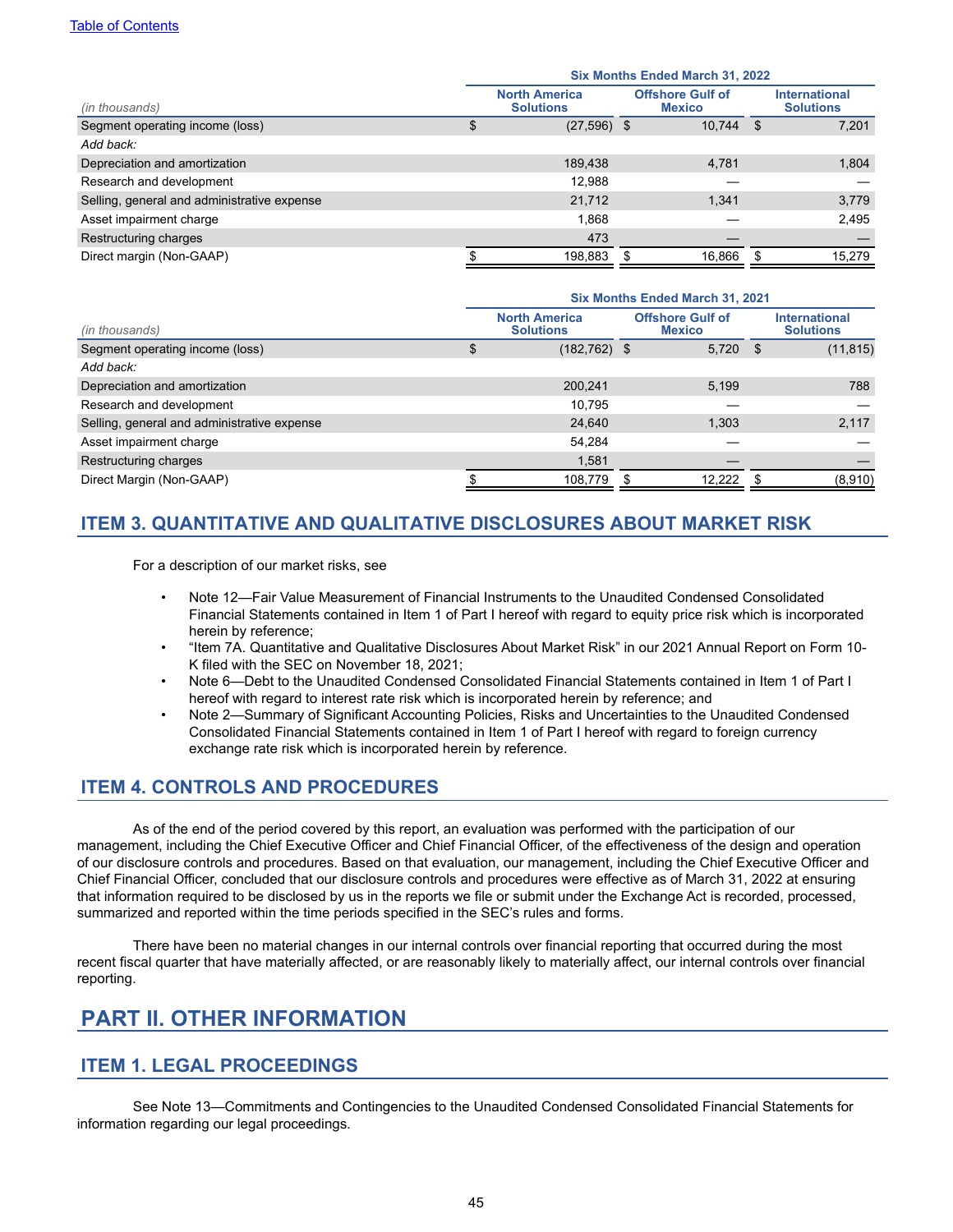[Table of Contents](#)

| | Six Months Ended March 31, 2022 | | |
|---|---|---|---|
| *(in thousands)* | North America Solutions | Offshore Gulf of Mexico | International Solutions |
| Segment operating income (loss) | $ (27,596) | $ 10,744 | $ 7,201 |
| *Add back:* | | | |
| Depreciation and amortization | 189,438 | 4,781 | 1,804 |
| Research and development | 12,988 | — | — |
| Selling, general and administrative expense | 21,712 | 1,341 | 3,779 |
| Asset impairment charge | 1,868 | — | 2,495 |
| Restructuring charges | 473 | — | — |
| Direct margin (Non-GAAP) | $ 198,883 | $ 16,866 | $ 15,279 |

| | Six Months Ended March 31, 2021 | | |
|---|---|---|---|
| *(in thousands)* | North America Solutions | Offshore Gulf of Mexico | International Solutions |
| Segment operating income (loss) | $ (182,762) | $ 5,720 | $ (11,815) |
| *Add back:* | | | |
| Depreciation and amortization | 200,241 | 5,199 | 788 |
| Research and development | 10,795 | — | — |
| Selling, general and administrative expense | 24,640 | 1,303 | 2,117 |
| Asset impairment charge | 54,284 | — | — |
| Restructuring charges | 1,581 | — | — |
| Direct Margin (Non-GAAP) | $ 108,779 | $ 12,222 | $ (8,910) |

## ITEM 3. QUANTITATIVE AND QUALITATIVE DISCLOSURES ABOUT MARKET RISK

For a description of our market risks, see

- Note 12—Fair Value Measurement of Financial Instruments to the Unaudited Condensed Consolidated Financial Statements contained in Item 1 of Part I hereof with regard to equity price risk which is incorporated herein by reference;
- "Item 7A. Quantitative and Qualitative Disclosures About Market Risk" in our 2021 Annual Report on Form 10-K filed with the SEC on November 18, 2021;
- Note 6—Debt to the Unaudited Condensed Consolidated Financial Statements contained in Item 1 of Part I hereof with regard to interest rate risk which is incorporated herein by reference; and
- Note 2—Summary of Significant Accounting Policies, Risks and Uncertainties to the Unaudited Condensed Consolidated Financial Statements contained in Item 1 of Part I hereof with regard to foreign currency exchange rate risk which is incorporated herein by reference.

## ITEM 4. CONTROLS AND PROCEDURES

As of the end of the period covered by this report, an evaluation was performed with the participation of our management, including the Chief Executive Officer and Chief Financial Officer, of the effectiveness of the design and operation of our disclosure controls and procedures. Based on that evaluation, our management, including the Chief Executive Officer and Chief Financial Officer, concluded that our disclosure controls and procedures were effective as of March 31, 2022 at ensuring that information required to be disclosed by us in the reports we file or submit under the Exchange Act is recorded, processed, summarized and reported within the time periods specified in the SEC's rules and forms.

There have been no material changes in our internal controls over financial reporting that occurred during the most recent fiscal quarter that have materially affected, or are reasonably likely to materially affect, our internal controls over financial reporting.

# PART II. OTHER INFORMATION

## ITEM 1. LEGAL PROCEEDINGS

See Note 13—Commitments and Contingencies to the Unaudited Condensed Consolidated Financial Statements for information regarding our legal proceedings.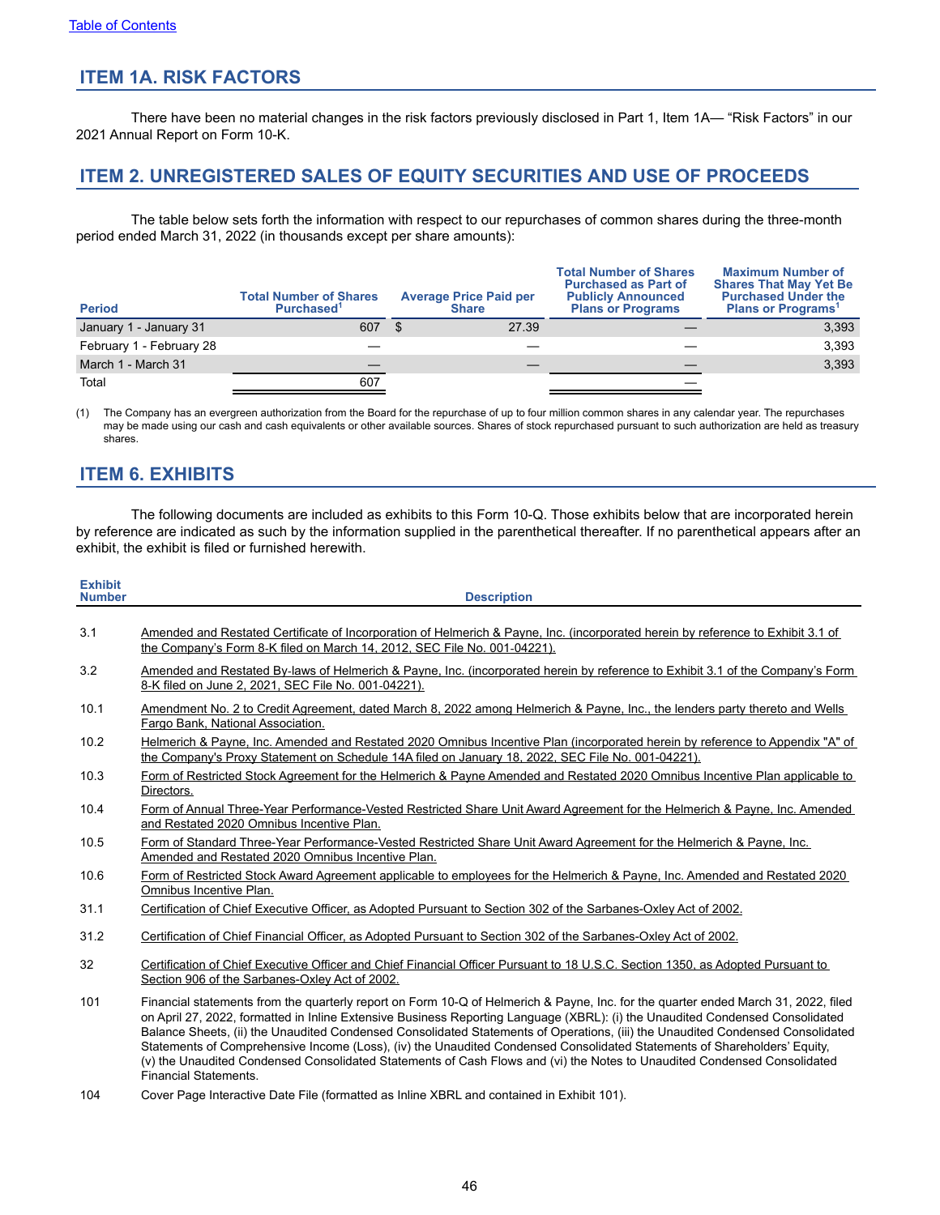[Table of Contents](#)

## ITEM 1A. RISK FACTORS

There have been no material changes in the risk factors previously disclosed in Part 1, Item 1A— "Risk Factors" in our 2021 Annual Report on Form 10-K.

## ITEM 2. UNREGISTERED SALES OF EQUITY SECURITIES AND USE OF PROCEEDS

The table below sets forth the information with respect to our repurchases of common shares during the three-month period ended March 31, 2022 (in thousands except per share amounts):

| Period | Total Number of Shares Purchased[1] | Average Price Paid per Share | Total Number of Shares Purchased as Part of Publicly Announced Plans or Programs | Maximum Number of Shares That May Yet Be Purchased Under the Plans or Programs[1] |
|---|---|---|---|---|
| January 1 - January 31 | 607 | $ 27.39 | — | 3,393 |
| February 1 - February 28 | — | — | — | 3,393 |
| March 1 - March 31 | — | — | — | 3,393 |
| Total | 607 | | — | |

(1) The Company has an evergreen authorization from the Board for the repurchase of up to four million common shares in any calendar year. The repurchases may be made using our cash and cash equivalents or other available sources. Shares of stock repurchased pursuant to such authorization are held as treasury shares.

## ITEM 6. EXHIBITS

The following documents are included as exhibits to this Form 10-Q. Those exhibits below that are incorporated herein by reference are indicated as such by the information supplied in the parenthetical thereafter. If no parenthetical appears after an exhibit, the exhibit is filed or furnished herewith.

| Exhibit Number | Description |
|---|---|
| 3.1 | Amended and Restated Certificate of Incorporation of Helmerich & Payne, Inc. (incorporated herein by reference to Exhibit 3.1 of the Company's Form 8-K filed on March 14, 2012, SEC File No. 001-04221). |
| 3.2 | Amended and Restated By-laws of Helmerich & Payne, Inc. (incorporated herein by reference to Exhibit 3.1 of the Company's Form 8-K filed on June 2, 2021, SEC File No. 001-04221). |
| 10.1 | Amendment No. 2 to Credit Agreement, dated March 8, 2022 among Helmerich & Payne, Inc., the lenders party thereto and Wells Fargo Bank, National Association. |
| 10.2 | Helmerich & Payne, Inc. Amended and Restated 2020 Omnibus Incentive Plan (incorporated herein by reference to Appendix "A" of the Company's Proxy Statement on Schedule 14A filed on January 18, 2022, SEC File No. 001-04221). |
| 10.3 | Form of Restricted Stock Agreement for the Helmerich & Payne Amended and Restated 2020 Omnibus Incentive Plan applicable to Directors. |
| 10.4 | Form of Annual Three-Year Performance-Vested Restricted Share Unit Award Agreement for the Helmerich & Payne, Inc. Amended and Restated 2020 Omnibus Incentive Plan. |
| 10.5 | Form of Standard Three-Year Performance-Vested Restricted Share Unit Award Agreement for the Helmerich & Payne, Inc. Amended and Restated 2020 Omnibus Incentive Plan. |
| 10.6 | Form of Restricted Stock Award Agreement applicable to employees for the Helmerich & Payne, Inc. Amended and Restated 2020 Omnibus Incentive Plan. |
| 31.1 | Certification of Chief Executive Officer, as Adopted Pursuant to Section 302 of the Sarbanes-Oxley Act of 2002. |
| 31.2 | Certification of Chief Financial Officer, as Adopted Pursuant to Section 302 of the Sarbanes-Oxley Act of 2002. |
| 32 | Certification of Chief Executive Officer and Chief Financial Officer Pursuant to 18 U.S.C. Section 1350, as Adopted Pursuant to Section 906 of the Sarbanes-Oxley Act of 2002. |
| 101 | Financial statements from the quarterly report on Form 10-Q of Helmerich & Payne, Inc. for the quarter ended March 31, 2022, filed on April 27, 2022, formatted in Inline Extensive Business Reporting Language (XBRL): (i) the Unaudited Condensed Consolidated Balance Sheets, (ii) the Unaudited Condensed Consolidated Statements of Operations, (iii) the Unaudited Condensed Consolidated Statements of Comprehensive Income (Loss), (iv) the Unaudited Condensed Consolidated Statements of Shareholders' Equity, (v) the Unaudited Condensed Consolidated Statements of Cash Flows and (vi) the Notes to Unaudited Condensed Consolidated Financial Statements. |
| 104 | Cover Page Interactive Date File (formatted as Inline XBRL and contained in Exhibit 101). |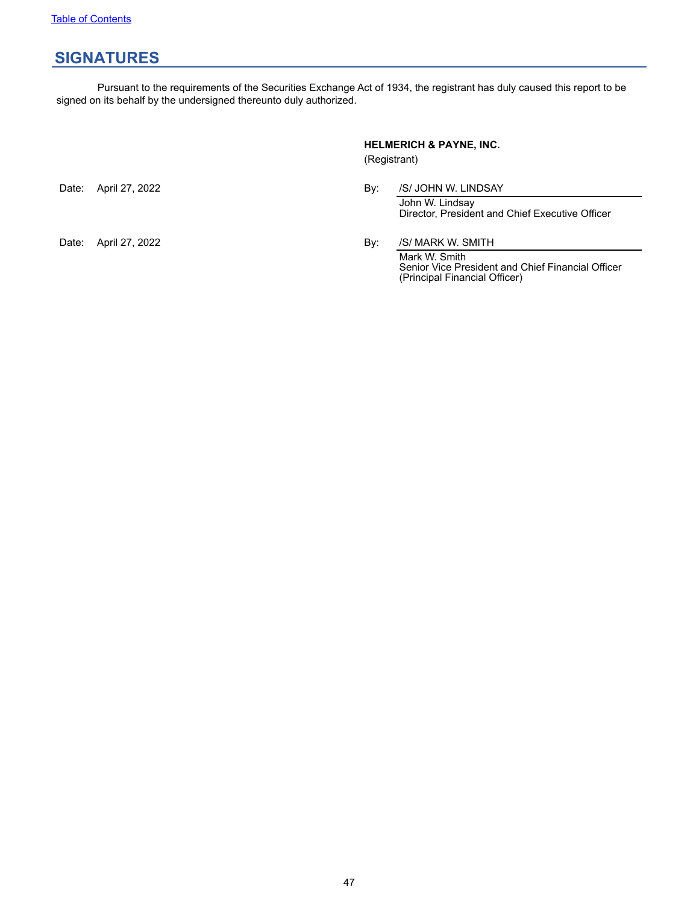Table of Contents

## SIGNATURES

Pursuant to the requirements of the Securities Exchange Act of 1934, the registrant has duly caused this report to be signed on its behalf by the undersigned thereunto duly authorized.

**HELMERICH & PAYNE, INC.**
(Registrant)

| | | | |
|---|---|---|---|
| Date: | April 27, 2022 | By: | /S/ JOHN W. LINDSAY |
| | | | John W. Lindsay<br>Director, President and Chief Executive Officer |
| Date: | April 27, 2022 | By: | /S/ MARK W. SMITH |
| | | | Mark W. Smith<br>Senior Vice President and Chief Financial Officer<br>(Principal Financial Officer) |